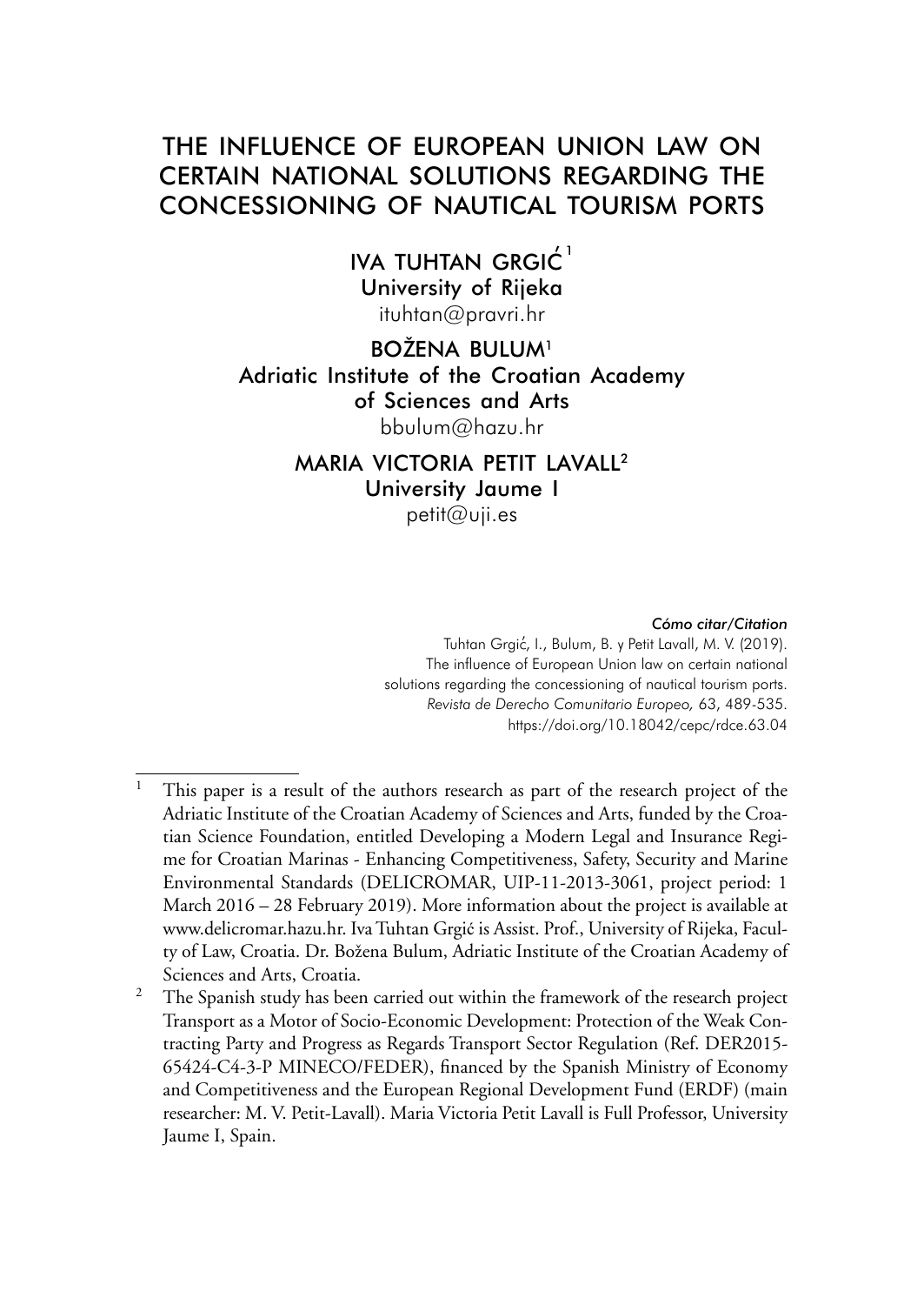# THE INFLUENCE OF EUROPEAN UNION LAW ON CERTAIN NATIONAL SOLUTIONS REGARDING THE CONCESSIONING OF NAUTICAL TOURISM PORTS

**IVA TUHTAN GRGIĆ**[1]
University of Rijeka
ituhtan@pravri.hr

**BOŽENA BULUM**[1]
Adriatic Institute of the Croatian Academy of Sciences and Arts
bbulum@hazu.hr

**MARIA VICTORIA PETIT LAVALL**[2]
University Jaume I
petit@uji.es

*Cómo citar/Citation*
Tuhtan Grgić, I., Bulum, B. y Petit Lavall, M. V. (2019).
The influence of European Union law on certain national solutions regarding the concessioning of nautical tourism ports.
*Revista de Derecho Comunitario Europeo,* 63, 489-535.
https://doi.org/10.18042/cepc/rdce.63.04

---

[1] This paper is a result of the authors research as part of the research project of the Adriatic Institute of the Croatian Academy of Sciences and Arts, funded by the Croatian Science Foundation, entitled Developing a Modern Legal and Insurance Regime for Croatian Marinas - Enhancing Competitiveness, Safety, Security and Marine Environmental Standards (DELICROMAR, UIP-11-2013-3061, project period: 1 March 2016 – 28 February 2019). More information about the project is available at www.delicromar.hazu.hr. Iva Tuhtan Grgić is Assist. Prof., University of Rijeka, Faculty of Law, Croatia. Dr. Božena Bulum, Adriatic Institute of the Croatian Academy of Sciences and Arts, Croatia.

[2] The Spanish study has been carried out within the framework of the research project Transport as a Motor of Socio-Economic Development: Protection of the Weak Contracting Party and Progress as Regards Transport Sector Regulation (Ref. DER2015-65424-C4-3-P MINECO/FEDER), financed by the Spanish Ministry of Economy and Competitiveness and the European Regional Development Fund (ERDF) (main researcher: M. V. Petit-Lavall). Maria Victoria Petit Lavall is Full Professor, University Jaume I, Spain.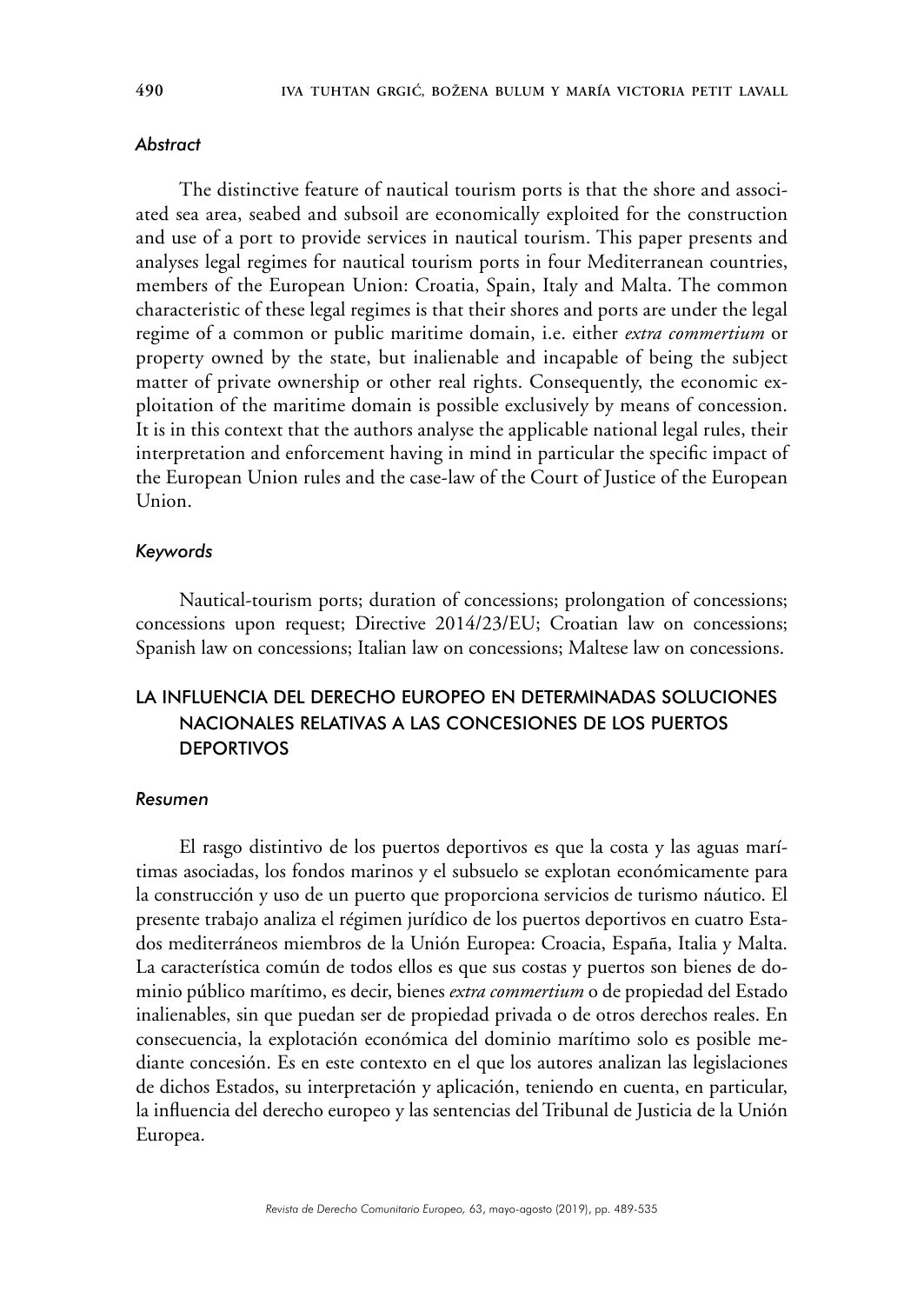### *Abstract*

The distinctive feature of nautical tourism ports is that the shore and associated sea area, seabed and subsoil are economically exploited for the construction and use of a port to provide services in nautical tourism. This paper presents and analyses legal regimes for nautical tourism ports in four Mediterranean countries, members of the European Union: Croatia, Spain, Italy and Malta. The common characteristic of these legal regimes is that their shores and ports are under the legal regime of a common or public maritime domain, i.e. either *extra commertium* or property owned by the state, but inalienable and incapable of being the subject matter of private ownership or other real rights. Consequently, the economic exploitation of the maritime domain is possible exclusively by means of concession. It is in this context that the authors analyse the applicable national legal rules, their interpretation and enforcement having in mind in particular the specific impact of the European Union rules and the case-law of the Court of Justice of the European Union.

### *Keywords*

Nautical-tourism ports; duration of concessions; prolongation of concessions; concessions upon request; Directive 2014/23/EU; Croatian law on concessions; Spanish law on concessions; Italian law on concessions; Maltese law on concessions.

## LA INFLUENCIA DEL DERECHO EUROPEO EN DETERMINADAS SOLUCIONES NACIONALES RELATIVAS A LAS CONCESIONES DE LOS PUERTOS DEPORTIVOS

### *Resumen*

El rasgo distintivo de los puertos deportivos es que la costa y las aguas marítimas asociadas, los fondos marinos y el subsuelo se explotan económicamente para la construcción y uso de un puerto que proporciona servicios de turismo náutico. El presente trabajo analiza el régimen jurídico de los puertos deportivos en cuatro Estados mediterráneos miembros de la Unión Europea: Croacia, España, Italia y Malta. La característica común de todos ellos es que sus costas y puertos son bienes de dominio público marítimo, es decir, bienes *extra commertium* o de propiedad del Estado inalienables, sin que puedan ser de propiedad privada o de otros derechos reales. En consecuencia, la explotación económica del dominio marítimo solo es posible mediante concesión. Es en este contexto en el que los autores analizan las legislaciones de dichos Estados, su interpretación y aplicación, teniendo en cuenta, en particular, la influencia del derecho europeo y las sentencias del Tribunal de Justicia de la Unión Europea.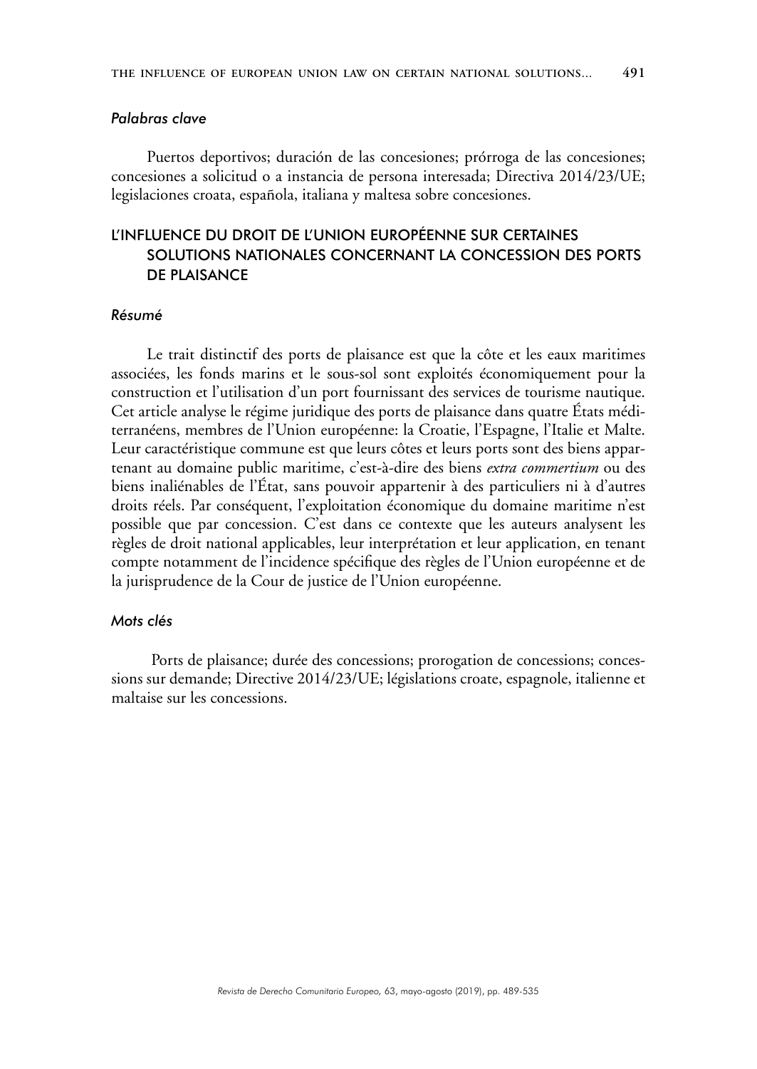### *Palabras clave*

Puertos deportivos; duración de las concesiones; prórroga de las concesiones; concesiones a solicitud o a instancia de persona interesada; Directiva 2014/23/UE; legislaciones croata, española, italiana y maltesa sobre concesiones.

## L'INFLUENCE DU DROIT DE L'UNION EUROPÉENNE SUR CERTAINES SOLUTIONS NATIONALES CONCERNANT LA CONCESSION DES PORTS DE PLAISANCE

### *Résumé*

Le trait distinctif des ports de plaisance est que la côte et les eaux maritimes associées, les fonds marins et le sous-sol sont exploités économiquement pour la construction et l'utilisation d'un port fournissant des services de tourisme nautique. Cet article analyse le régime juridique des ports de plaisance dans quatre États méditerranéens, membres de l'Union européenne: la Croatie, l'Espagne, l'Italie et Malte. Leur caractéristique commune est que leurs côtes et leurs ports sont des biens appartenant au domaine public maritime, c'est-à-dire des biens *extra commertium* ou des biens inaliénables de l'État, sans pouvoir appartenir à des particuliers ni à d'autres droits réels. Par conséquent, l'exploitation économique du domaine maritime n'est possible que par concession. C'est dans ce contexte que les auteurs analysent les règles de droit national applicables, leur interprétation et leur application, en tenant compte notamment de l'incidence spécifique des règles de l'Union européenne et de la jurisprudence de la Cour de justice de l'Union européenne.

### *Mots clés*

Ports de plaisance; durée des concessions; prorogation de concessions; concessions sur demande; Directive 2014/23/UE; législations croate, espagnole, italienne et maltaise sur les concessions.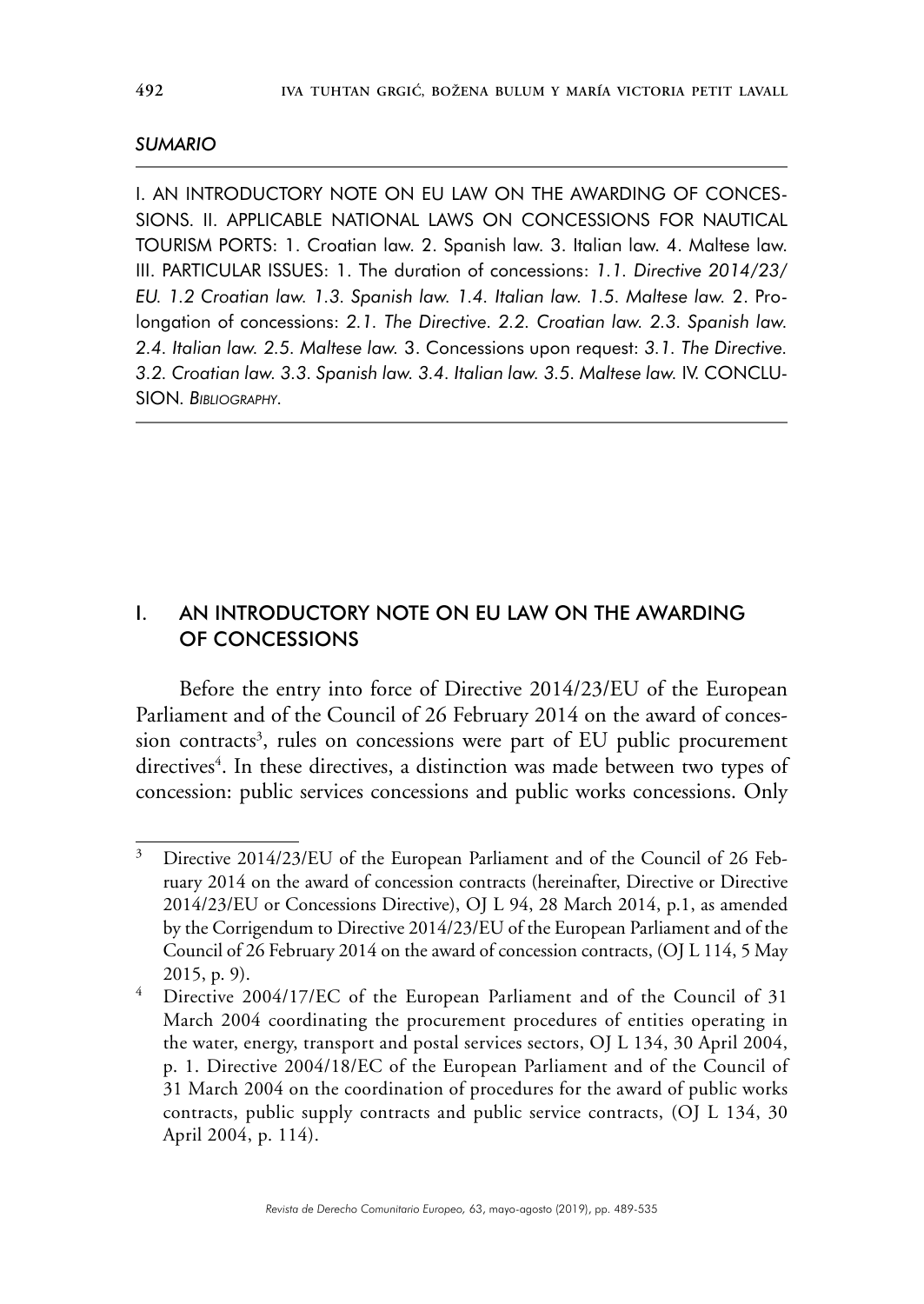*SUMARIO*

I. AN INTRODUCTORY NOTE ON EU LAW ON THE AWARDING OF CONCESSIONS. II. APPLICABLE NATIONAL LAWS ON CONCESSIONS FOR NAUTICAL TOURISM PORTS: 1. Croatian law. 2. Spanish law. 3. Italian law. 4. Maltese law. III. PARTICULAR ISSUES: 1. The duration of concessions: *1.1. Directive 2014/23/EU. 1.2 Croatian law. 1.3. Spanish law. 1.4. Italian law. 1.5. Maltese law.* 2. Prolongation of concessions: *2.1. The Directive. 2.2. Croatian law. 2.3. Spanish law. 2.4. Italian law. 2.5. Maltese law.* 3. Concessions upon request: *3.1. The Directive. 3.2. Croatian law. 3.3. Spanish law. 3.4. Italian law. 3.5. Maltese law.* IV. CONCLUSION. *Bibliography*.

## I. AN INTRODUCTORY NOTE ON EU LAW ON THE AWARDING OF CONCESSIONS

Before the entry into force of Directive 2014/23/EU of the European Parliament and of the Council of 26 February 2014 on the award of concession contracts[3], rules on concessions were part of EU public procurement directives[4]. In these directives, a distinction was made between two types of concession: public services concessions and public works concessions. Only

[3] Directive 2014/23/EU of the European Parliament and of the Council of 26 February 2014 on the award of concession contracts (hereinafter, Directive or Directive 2014/23/EU or Concessions Directive), OJ L 94, 28 March 2014, p.1, as amended by the Corrigendum to Directive 2014/23/EU of the European Parliament and of the Council of 26 February 2014 on the award of concession contracts, (OJ L 114, 5 May 2015, p. 9).

[4] Directive 2004/17/EC of the European Parliament and of the Council of 31 March 2004 coordinating the procurement procedures of entities operating in the water, energy, transport and postal services sectors, OJ L 134, 30 April 2004, p. 1. Directive 2004/18/EC of the European Parliament and of the Council of 31 March 2004 on the coordination of procedures for the award of public works contracts, public supply contracts and public service contracts, (OJ L 134, 30 April 2004, p. 114).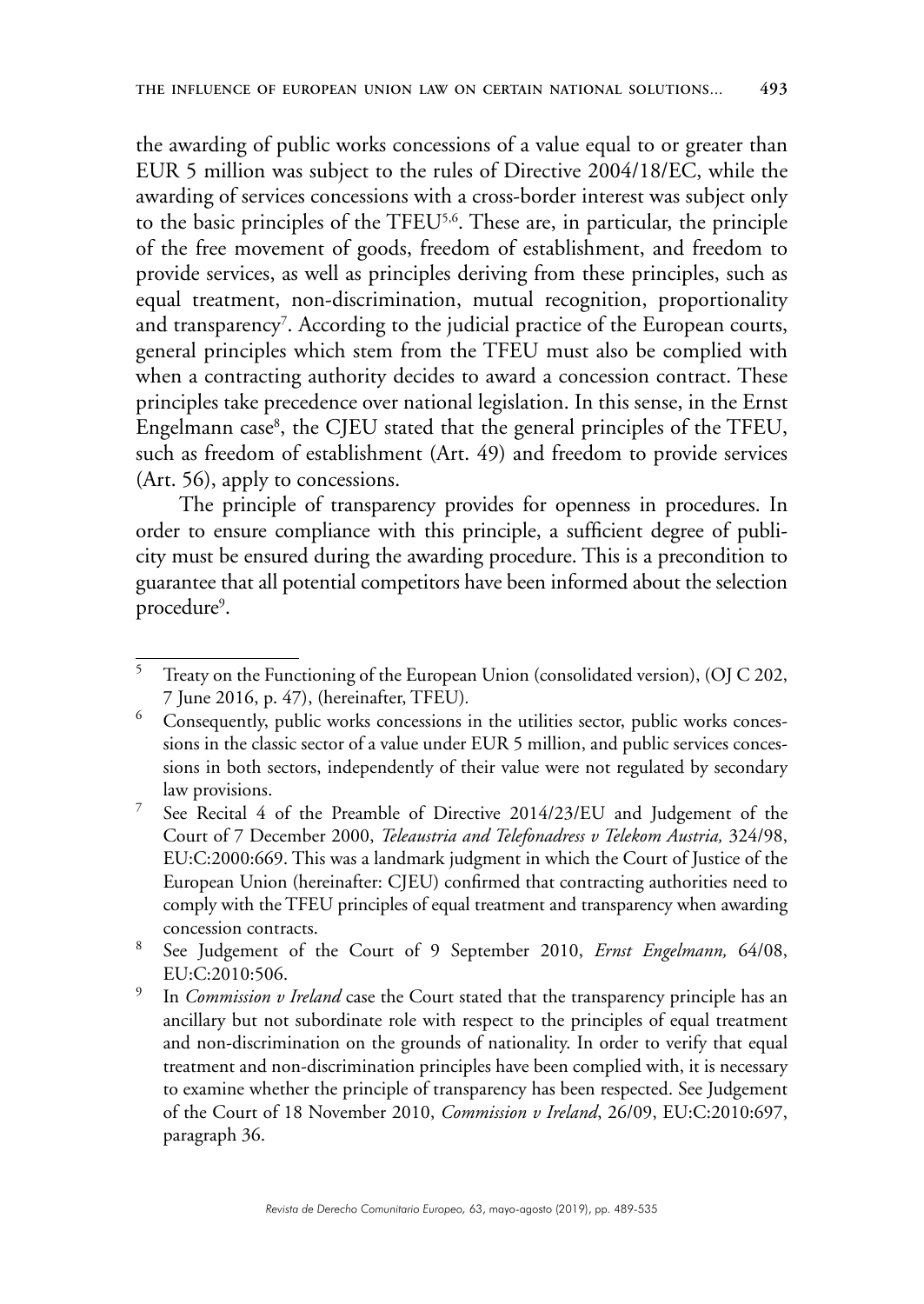the awarding of public works concessions of a value equal to or greater than EUR 5 million was subject to the rules of Directive 2004/18/EC, while the awarding of services concessions with a cross-border interest was subject only to the basic principles of the TFEU[5,6]. These are, in particular, the principle of the free movement of goods, freedom of establishment, and freedom to provide services, as well as principles deriving from these principles, such as equal treatment, non-discrimination, mutual recognition, proportionality and transparency[7]. According to the judicial practice of the European courts, general principles which stem from the TFEU must also be complied with when a contracting authority decides to award a concession contract. These principles take precedence over national legislation. In this sense, in the Ernst Engelmann case[8], the CJEU stated that the general principles of the TFEU, such as freedom of establishment (Art. 49) and freedom to provide services (Art. 56), apply to concessions.

The principle of transparency provides for openness in procedures. In order to ensure compliance with this principle, a sufficient degree of publicity must be ensured during the awarding procedure. This is a precondition to guarantee that all potential competitors have been informed about the selection procedure[9].

---

[5] Treaty on the Functioning of the European Union (consolidated version), (OJ C 202, 7 June 2016, p. 47), (hereinafter, TFEU).

[6] Consequently, public works concessions in the utilities sector, public works concessions in the classic sector of a value under EUR 5 million, and public services concessions in both sectors, independently of their value were not regulated by secondary law provisions.

[7] See Recital 4 of the Preamble of Directive 2014/23/EU and Judgement of the Court of 7 December 2000, *Teleaustria and Telefonadress v Telekom Austria,* 324/98, EU:C:2000:669. This was a landmark judgment in which the Court of Justice of the European Union (hereinafter: CJEU) confirmed that contracting authorities need to comply with the TFEU principles of equal treatment and transparency when awarding concession contracts.

[8] See Judgement of the Court of 9 September 2010, *Ernst Engelmann,* 64/08, EU:C:2010:506.

[9] In *Commission v Ireland* case the Court stated that the transparency principle has an ancillary but not subordinate role with respect to the principles of equal treatment and non-discrimination on the grounds of nationality. In order to verify that equal treatment and non-discrimination principles have been complied with, it is necessary to examine whether the principle of transparency has been respected. See Judgement of the Court of 18 November 2010, *Commission v Ireland*, 26/09, EU:C:2010:697, paragraph 36.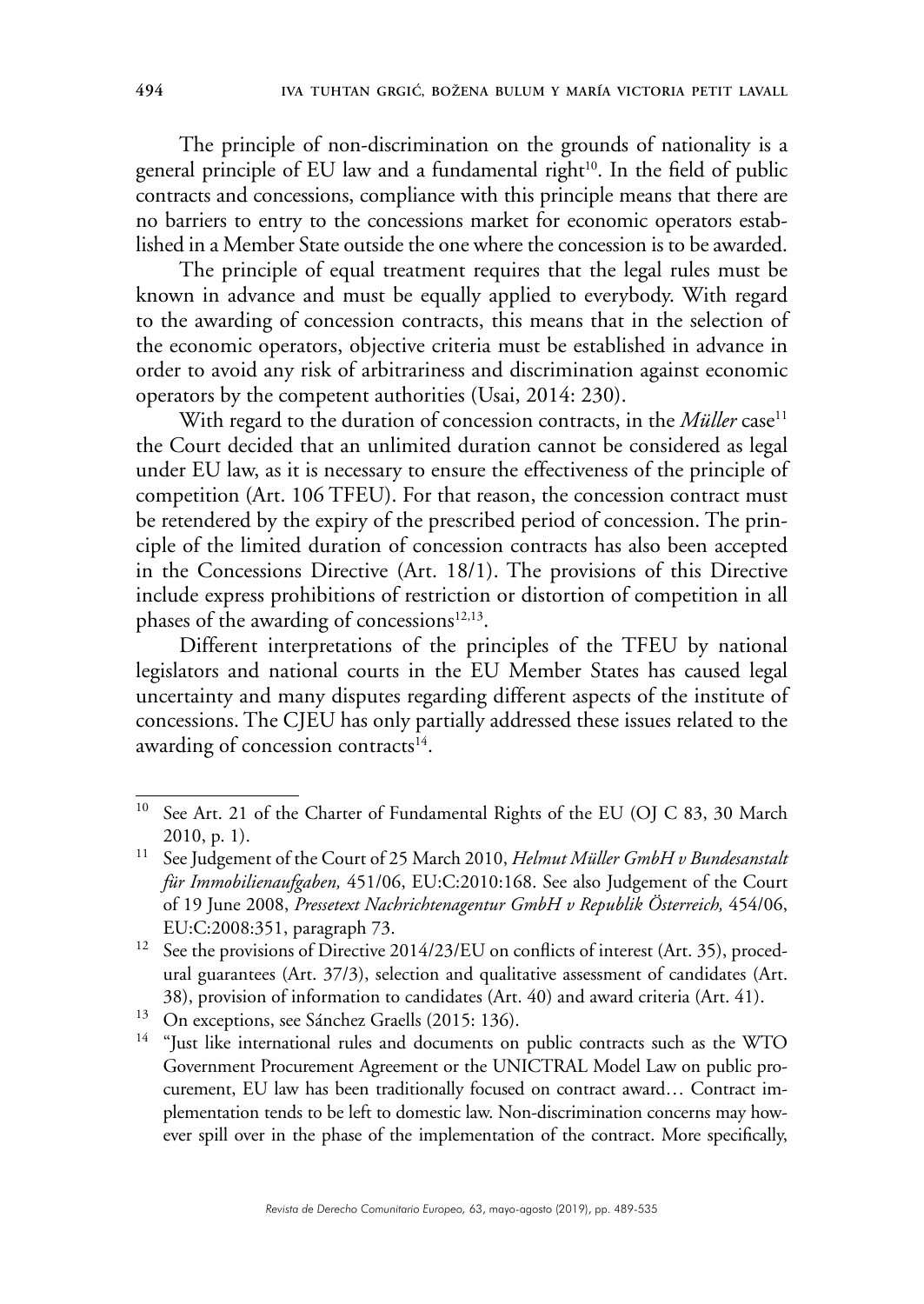The principle of non-discrimination on the grounds of nationality is a general principle of EU law and a fundamental right[10]. In the field of public contracts and concessions, compliance with this principle means that there are no barriers to entry to the concessions market for economic operators established in a Member State outside the one where the concession is to be awarded.

The principle of equal treatment requires that the legal rules must be known in advance and must be equally applied to everybody. With regard to the awarding of concession contracts, this means that in the selection of the economic operators, objective criteria must be established in advance in order to avoid any risk of arbitrariness and discrimination against economic operators by the competent authorities (Usai, 2014: 230).

With regard to the duration of concession contracts, in the *Müller* case[11] the Court decided that an unlimited duration cannot be considered as legal under EU law, as it is necessary to ensure the effectiveness of the principle of competition (Art. 106 TFEU). For that reason, the concession contract must be retendered by the expiry of the prescribed period of concession. The principle of the limited duration of concession contracts has also been accepted in the Concessions Directive (Art. 18/1). The provisions of this Directive include express prohibitions of restriction or distortion of competition in all phases of the awarding of concessions[12,13].

Different interpretations of the principles of the TFEU by national legislators and national courts in the EU Member States has caused legal uncertainty and many disputes regarding different aspects of the institute of concessions. The CJEU has only partially addressed these issues related to the awarding of concession contracts[14].

---

[10] See Art. 21 of the Charter of Fundamental Rights of the EU (OJ C 83, 30 March 2010, p. 1).

[11] See Judgement of the Court of 25 March 2010, *Helmut Müller GmbH v Bundesanstalt für Immobilienaufgaben,* 451/06, EU:C:2010:168. See also Judgement of the Court of 19 June 2008, *Pressetext Nachrichtenagentur GmbH v Republik Österreich,* 454/06, EU:C:2008:351, paragraph 73.

[12] See the provisions of Directive 2014/23/EU on conflicts of interest (Art. 35), procedural guarantees (Art. 37/3), selection and qualitative assessment of candidates (Art. 38), provision of information to candidates (Art. 40) and award criteria (Art. 41).

[13] On exceptions, see Sánchez Graells (2015: 136).

[14] "Just like international rules and documents on public contracts such as the WTO Government Procurement Agreement or the UNICTRAL Model Law on public procurement, EU law has been traditionally focused on contract award… Contract implementation tends to be left to domestic law. Non-discrimination concerns may however spill over in the phase of the implementation of the contract. More specifically,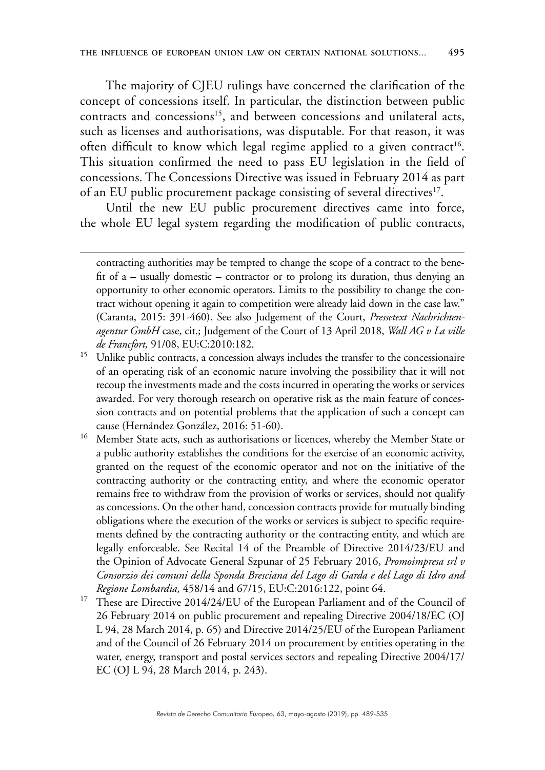The majority of CJEU rulings have concerned the clarification of the concept of concessions itself. In particular, the distinction between public contracts and concessions[15], and between concessions and unilateral acts, such as licenses and authorisations, was disputable. For that reason, it was often difficult to know which legal regime applied to a given contract[16]. This situation confirmed the need to pass EU legislation in the field of concessions. The Concessions Directive was issued in February 2014 as part of an EU public procurement package consisting of several directives[17].

Until the new EU public procurement directives came into force, the whole EU legal system regarding the modification of public contracts,

---

contracting authorities may be tempted to change the scope of a contract to the benefit of a – usually domestic – contractor or to prolong its duration, thus denying an opportunity to other economic operators. Limits to the possibility to change the contract without opening it again to competition were already laid down in the case law." (Caranta, 2015: 391-460). See also Judgement of the Court, *Pressetext Nachrichtenagentur GmbH* case, cit.; Judgement of the Court of 13 April 2018, *Wall AG v La ville de Francfort,* 91/08, EU:C:2010:182.

[15] Unlike public contracts, a concession always includes the transfer to the concessionaire of an operating risk of an economic nature involving the possibility that it will not recoup the investments made and the costs incurred in operating the works or services awarded. For very thorough research on operative risk as the main feature of concession contracts and on potential problems that the application of such a concept can cause (Hernández González, 2016: 51-60).

[16] Member State acts, such as authorisations or licences, whereby the Member State or a public authority establishes the conditions for the exercise of an economic activity, granted on the request of the economic operator and not on the initiative of the contracting authority or the contracting entity, and where the economic operator remains free to withdraw from the provision of works or services, should not qualify as concessions. On the other hand, concession contracts provide for mutually binding obligations where the execution of the works or services is subject to specific requirements defined by the contracting authority or the contracting entity, and which are legally enforceable. See Recital 14 of the Preamble of Directive 2014/23/EU and the Opinion of Advocate General Szpunar of 25 February 2016, *Promoimpresa srl v Consorzio dei comuni della Sponda Bresciana del Lago di Garda e del Lago di Idro and Regione Lombardia,* 458/14 and 67/15, EU:C:2016:122, point 64.

[17] These are Directive 2014/24/EU of the European Parliament and of the Council of 26 February 2014 on public procurement and repealing Directive 2004/18/EC (OJ L 94, 28 March 2014, p. 65) and Directive 2014/25/EU of the European Parliament and of the Council of 26 February 2014 on procurement by entities operating in the water, energy, transport and postal services sectors and repealing Directive 2004/17/EC (OJ L 94, 28 March 2014, p. 243).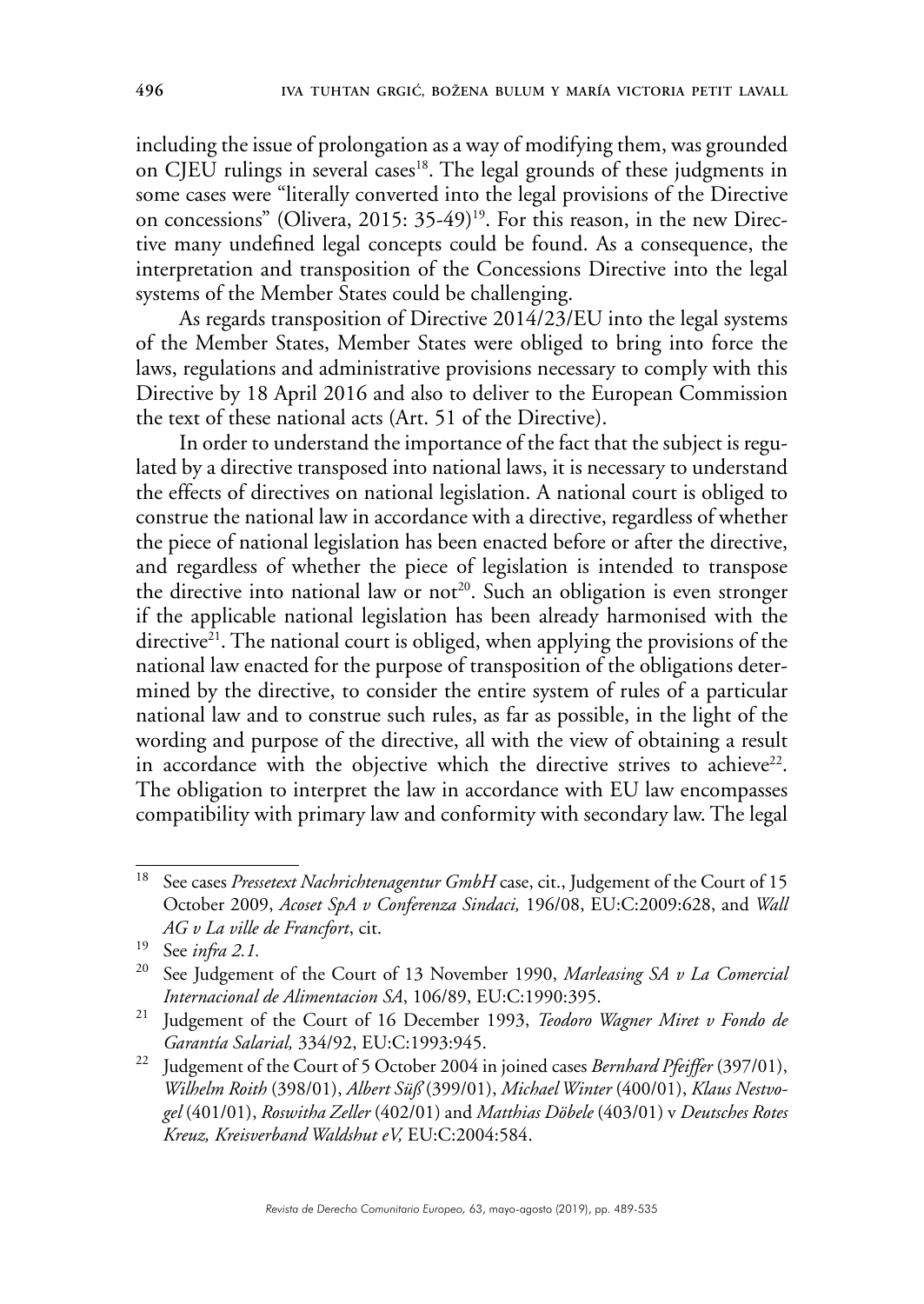including the issue of prolongation as a way of modifying them, was grounded on CJEU rulings in several cases[18]. The legal grounds of these judgments in some cases were "literally converted into the legal provisions of the Directive on concessions" (Olivera, 2015: 35-49)[19]. For this reason, in the new Directive many undefined legal concepts could be found. As a consequence, the interpretation and transposition of the Concessions Directive into the legal systems of the Member States could be challenging.

As regards transposition of Directive 2014/23/EU into the legal systems of the Member States, Member States were obliged to bring into force the laws, regulations and administrative provisions necessary to comply with this Directive by 18 April 2016 and also to deliver to the European Commission the text of these national acts (Art. 51 of the Directive).

In order to understand the importance of the fact that the subject is regulated by a directive transposed into national laws, it is necessary to understand the effects of directives on national legislation. A national court is obliged to construe the national law in accordance with a directive, regardless of whether the piece of national legislation has been enacted before or after the directive, and regardless of whether the piece of legislation is intended to transpose the directive into national law or not[20]. Such an obligation is even stronger if the applicable national legislation has been already harmonised with the directive[21]. The national court is obliged, when applying the provisions of the national law enacted for the purpose of transposition of the obligations determined by the directive, to consider the entire system of rules of a particular national law and to construe such rules, as far as possible, in the light of the wording and purpose of the directive, all with the view of obtaining a result in accordance with the objective which the directive strives to achieve[22]. The obligation to interpret the law in accordance with EU law encompasses compatibility with primary law and conformity with secondary law. The legal

---

[18] See cases *Pressetext Nachrichtenagentur GmbH* case, cit., Judgement of the Court of 15 October 2009, *Acoset SpA v Conferenza Sindaci,* 196/08, EU:C:2009:628, and *Wall AG v La ville de Francfort*, cit.

[19] See *infra 2.1.*

[20] See Judgement of the Court of 13 November 1990, *Marleasing SA v La Comercial Internacional de Alimentacion SA*, 106/89, EU:C:1990:395.

[21] Judgement of the Court of 16 December 1993, *Teodoro Wagner Miret v Fondo de Garantía Salarial,* 334/92, EU:C:1993:945.

[22] Judgement of the Court of 5 October 2004 in joined cases *Bernhard Pfeiffer* (397/01), *Wilhelm Roith* (398/01), *Albert Süß* (399/01), *Michael Winter* (400/01), *Klaus Nestvogel* (401/01), *Roswitha Zeller* (402/01) and *Matthias Döbele* (403/01) v *Deutsches Rotes Kreuz, Kreisverband Waldshut eV,* EU:C:2004:584.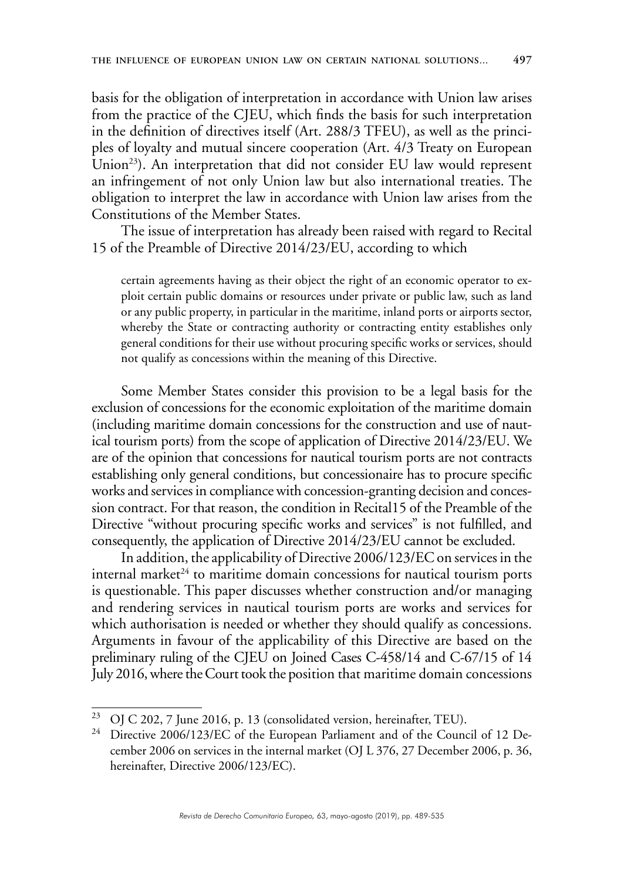basis for the obligation of interpretation in accordance with Union law arises from the practice of the CJEU, which finds the basis for such interpretation in the definition of directives itself (Art. 288/3 TFEU), as well as the principles of loyalty and mutual sincere cooperation (Art. 4/3 Treaty on European Union[23]). An interpretation that did not consider EU law would represent an infringement of not only Union law but also international treaties. The obligation to interpret the law in accordance with Union law arises from the Constitutions of the Member States.

The issue of interpretation has already been raised with regard to Recital 15 of the Preamble of Directive 2014/23/EU, according to which

> certain agreements having as their object the right of an economic operator to exploit certain public domains or resources under private or public law, such as land or any public property, in particular in the maritime, inland ports or airports sector, whereby the State or contracting authority or contracting entity establishes only general conditions for their use without procuring specific works or services, should not qualify as concessions within the meaning of this Directive.

Some Member States consider this provision to be a legal basis for the exclusion of concessions for the economic exploitation of the maritime domain (including maritime domain concessions for the construction and use of nautical tourism ports) from the scope of application of Directive 2014/23/EU. We are of the opinion that concessions for nautical tourism ports are not contracts establishing only general conditions, but concessionaire has to procure specific works and services in compliance with concession-granting decision and concession contract. For that reason, the condition in Recital15 of the Preamble of the Directive "without procuring specific works and services" is not fulfilled, and consequently, the application of Directive 2014/23/EU cannot be excluded.

In addition, the applicability of Directive 2006/123/EC on services in the internal market[24] to maritime domain concessions for nautical tourism ports is questionable. This paper discusses whether construction and/or managing and rendering services in nautical tourism ports are works and services for which authorisation is needed or whether they should qualify as concessions. Arguments in favour of the applicability of this Directive are based on the preliminary ruling of the CJEU on Joined Cases C-458/14 and C-67/15 of 14 July 2016, where the Court took the position that maritime domain concessions

---

[23] OJ C 202, 7 June 2016, p. 13 (consolidated version, hereinafter, TEU).

[24] Directive 2006/123/EC of the European Parliament and of the Council of 12 December 2006 on services in the internal market (OJ L 376, 27 December 2006, p. 36, hereinafter, Directive 2006/123/EC).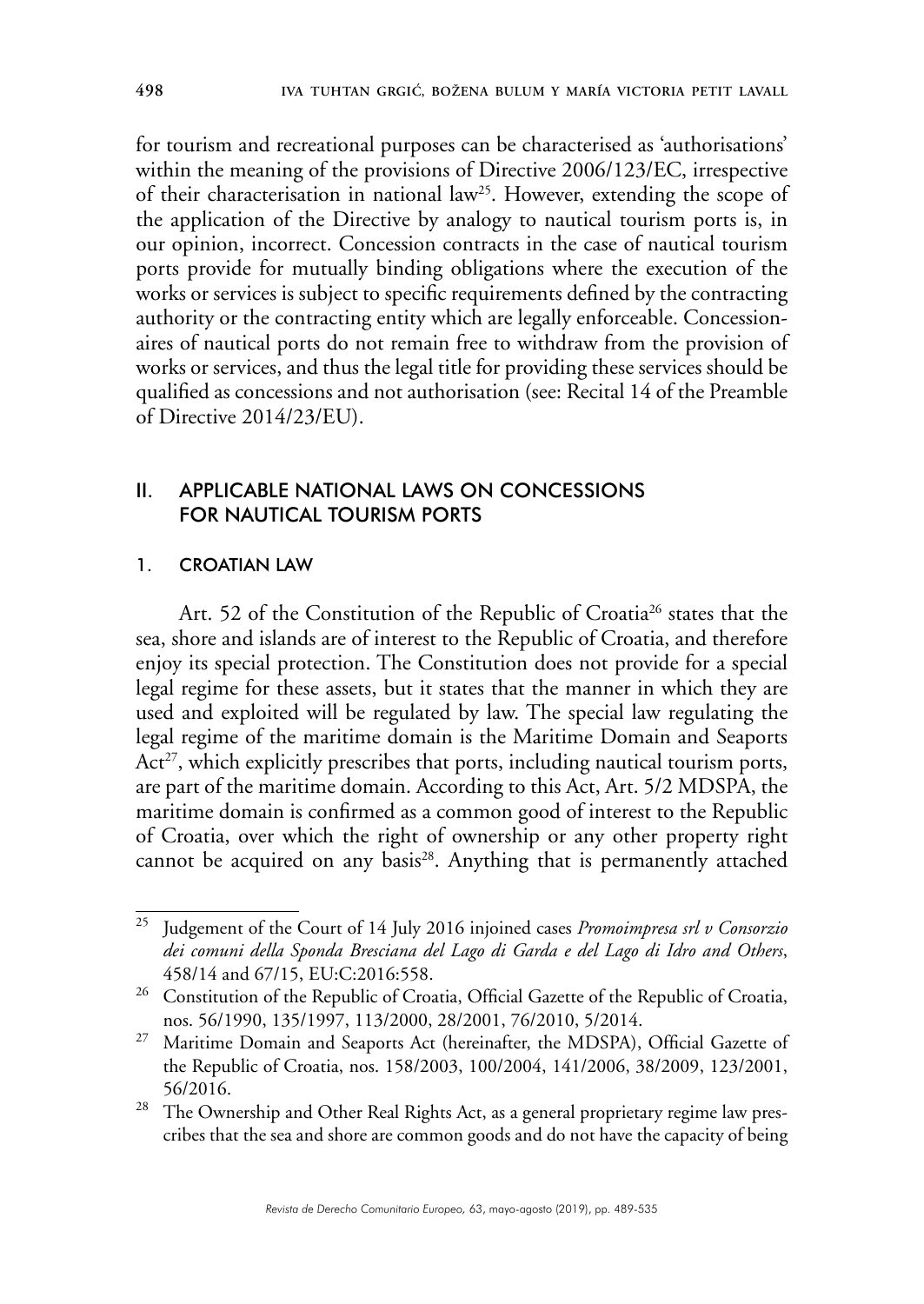for tourism and recreational purposes can be characterised as 'authorisations' within the meaning of the provisions of Directive 2006/123/EC, irrespective of their characterisation in national law[25]. However, extending the scope of the application of the Directive by analogy to nautical tourism ports is, in our opinion, incorrect. Concession contracts in the case of nautical tourism ports provide for mutually binding obligations where the execution of the works or services is subject to specific requirements defined by the contracting authority or the contracting entity which are legally enforceable. Concessionaires of nautical ports do not remain free to withdraw from the provision of works or services, and thus the legal title for providing these services should be qualified as concessions and not authorisation (see: Recital 14 of the Preamble of Directive 2014/23/EU).

## II. APPLICABLE NATIONAL LAWS ON CONCESSIONS FOR NAUTICAL TOURISM PORTS

### 1. CROATIAN LAW

Art. 52 of the Constitution of the Republic of Croatia[26] states that the sea, shore and islands are of interest to the Republic of Croatia, and therefore enjoy its special protection. The Constitution does not provide for a special legal regime for these assets, but it states that the manner in which they are used and exploited will be regulated by law. The special law regulating the legal regime of the maritime domain is the Maritime Domain and Seaports Act[27], which explicitly prescribes that ports, including nautical tourism ports, are part of the maritime domain. According to this Act, Art. 5/2 MDSPA, the maritime domain is confirmed as a common good of interest to the Republic of Croatia, over which the right of ownership or any other property right cannot be acquired on any basis[28]. Anything that is permanently attached

---

[25] Judgement of the Court of 14 July 2016 injoined cases *Promoimpresa srl v Consorzio dei comuni della Sponda Bresciana del Lago di Garda e del Lago di Idro and Others*, 458/14 and 67/15, EU:C:2016:558.

[26] Constitution of the Republic of Croatia, Official Gazette of the Republic of Croatia, nos. 56/1990, 135/1997, 113/2000, 28/2001, 76/2010, 5/2014.

[27] Maritime Domain and Seaports Act (hereinafter, the MDSPA), Official Gazette of the Republic of Croatia, nos. 158/2003, 100/2004, 141/2006, 38/2009, 123/2001, 56/2016.

[28] The Ownership and Other Real Rights Act, as a general proprietary regime law prescribes that the sea and shore are common goods and do not have the capacity of being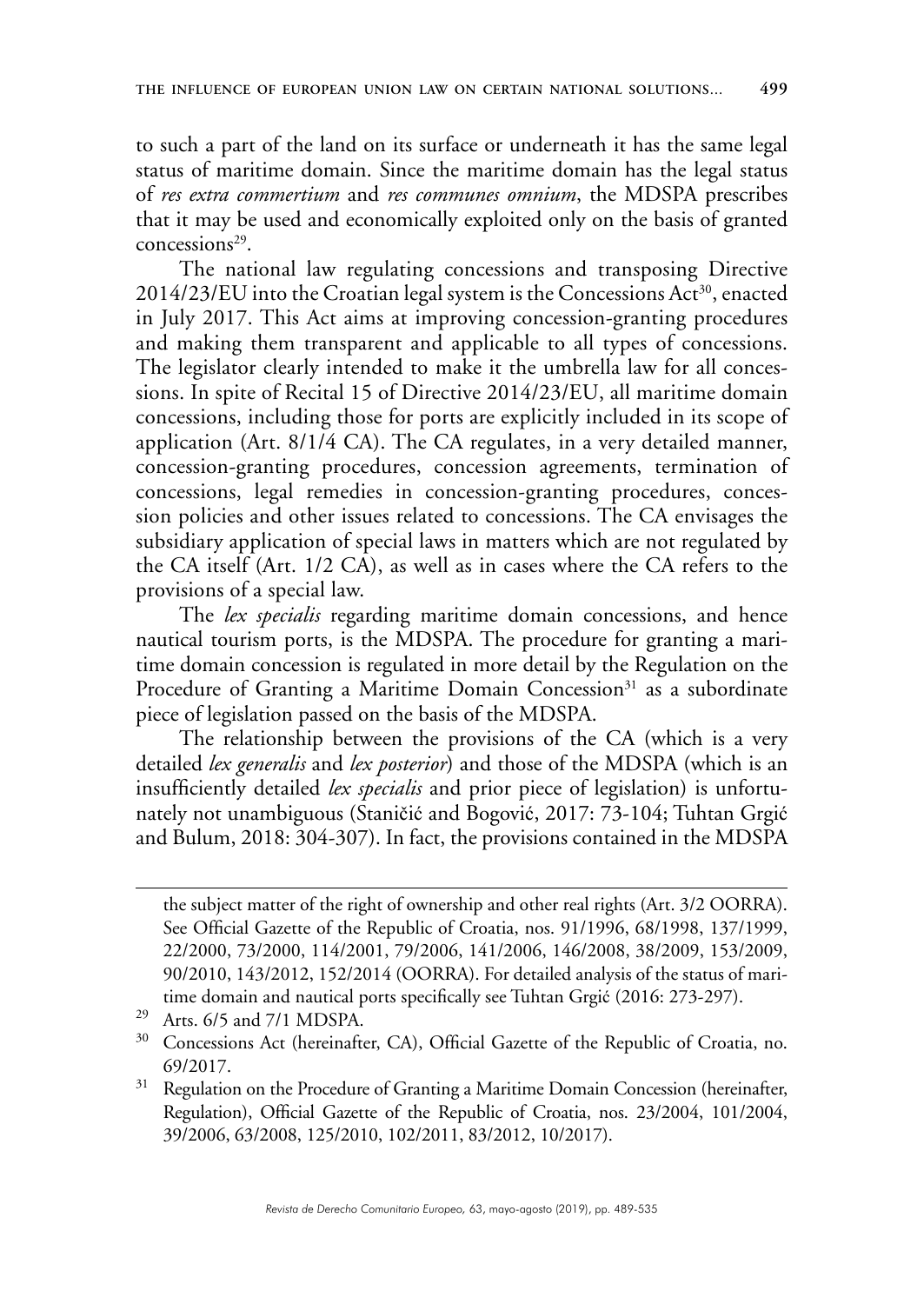to such a part of the land on its surface or underneath it has the same legal status of maritime domain. Since the maritime domain has the legal status of *res extra commertium* and *res communes omnium*, the MDSPA prescribes that it may be used and economically exploited only on the basis of granted concessions[29].

The national law regulating concessions and transposing Directive 2014/23/EU into the Croatian legal system is the Concessions Act[30], enacted in July 2017. This Act aims at improving concession-granting procedures and making them transparent and applicable to all types of concessions. The legislator clearly intended to make it the umbrella law for all concessions. In spite of Recital 15 of Directive 2014/23/EU, all maritime domain concessions, including those for ports are explicitly included in its scope of application (Art. 8/1/4 CA). The CA regulates, in a very detailed manner, concession-granting procedures, concession agreements, termination of concessions, legal remedies in concession-granting procedures, concession policies and other issues related to concessions. The CA envisages the subsidiary application of special laws in matters which are not regulated by the CA itself (Art. 1/2 CA), as well as in cases where the CA refers to the provisions of a special law.

The *lex specialis* regarding maritime domain concessions, and hence nautical tourism ports, is the MDSPA. The procedure for granting a maritime domain concession is regulated in more detail by the Regulation on the Procedure of Granting a Maritime Domain Concession[31] as a subordinate piece of legislation passed on the basis of the MDSPA.

The relationship between the provisions of the CA (which is a very detailed *lex generalis* and *lex posterior*) and those of the MDSPA (which is an insufficiently detailed *lex specialis* and prior piece of legislation) is unfortunately not unambiguous (Staničić and Bogović, 2017: 73-104; Tuhtan Grgić and Bulum, 2018: 304-307). In fact, the provisions contained in the MDSPA

---

the subject matter of the right of ownership and other real rights (Art. 3/2 OORRA). See Official Gazette of the Republic of Croatia, nos. 91/1996, 68/1998, 137/1999, 22/2000, 73/2000, 114/2001, 79/2006, 141/2006, 146/2008, 38/2009, 153/2009, 90/2010, 143/2012, 152/2014 (OORRA). For detailed analysis of the status of maritime domain and nautical ports specifically see Tuhtan Grgić (2016: 273-297).

[29] Arts. 6/5 and 7/1 MDSPA.

[30] Concessions Act (hereinafter, CA), Official Gazette of the Republic of Croatia, no. 69/2017.

[31] Regulation on the Procedure of Granting a Maritime Domain Concession (hereinafter, Regulation), Official Gazette of the Republic of Croatia, nos. 23/2004, 101/2004, 39/2006, 63/2008, 125/2010, 102/2011, 83/2012, 10/2017).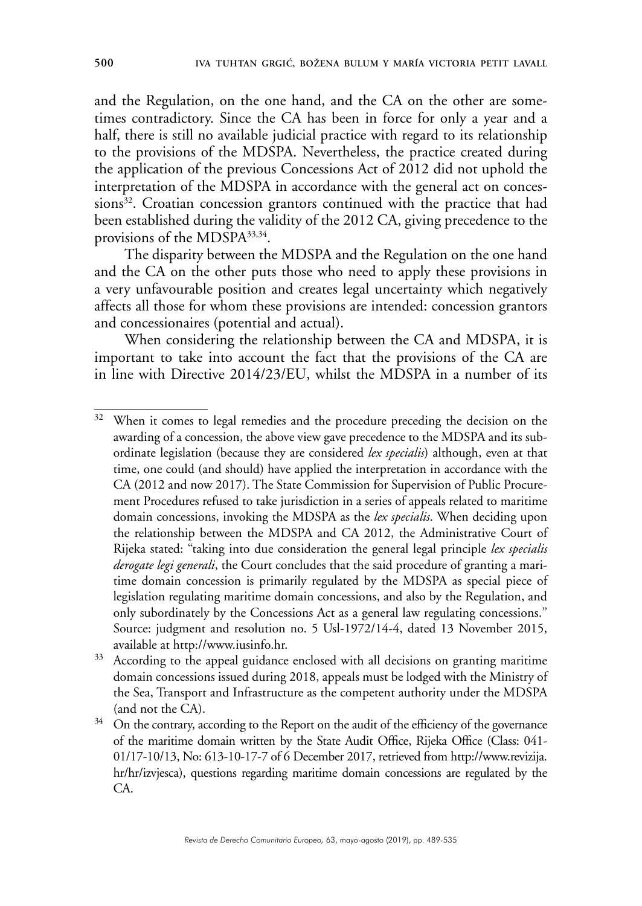and the Regulation, on the one hand, and the CA on the other are sometimes contradictory. Since the CA has been in force for only a year and a half, there is still no available judicial practice with regard to its relationship to the provisions of the MDSPA. Nevertheless, the practice created during the application of the previous Concessions Act of 2012 did not uphold the interpretation of the MDSPA in accordance with the general act on concessions[32]. Croatian concession grantors continued with the practice that had been established during the validity of the 2012 CA, giving precedence to the provisions of the MDSPA[33,34].

The disparity between the MDSPA and the Regulation on the one hand and the CA on the other puts those who need to apply these provisions in a very unfavourable position and creates legal uncertainty which negatively affects all those for whom these provisions are intended: concession grantors and concessionaires (potential and actual).

When considering the relationship between the CA and MDSPA, it is important to take into account the fact that the provisions of the CA are in line with Directive 2014/23/EU, whilst the MDSPA in a number of its

---

[32] When it comes to legal remedies and the procedure preceding the decision on the awarding of a concession, the above view gave precedence to the MDSPA and its subordinate legislation (because they are considered *lex specialis*) although, even at that time, one could (and should) have applied the interpretation in accordance with the CA (2012 and now 2017). The State Commission for Supervision of Public Procurement Procedures refused to take jurisdiction in a series of appeals related to maritime domain concessions, invoking the MDSPA as the *lex specialis*. When deciding upon the relationship between the MDSPA and CA 2012, the Administrative Court of Rijeka stated: "taking into due consideration the general legal principle *lex specialis derogate legi generali*, the Court concludes that the said procedure of granting a maritime domain concession is primarily regulated by the MDSPA as special piece of legislation regulating maritime domain concessions, and also by the Regulation, and only subordinately by the Concessions Act as a general law regulating concessions." Source: judgment and resolution no. 5 Usl-1972/14-4, dated 13 November 2015, available at http://www.iusinfo.hr.

[33] According to the appeal guidance enclosed with all decisions on granting maritime domain concessions issued during 2018, appeals must be lodged with the Ministry of the Sea, Transport and Infrastructure as the competent authority under the MDSPA (and not the CA).

[34] On the contrary, according to the Report on the audit of the efficiency of the governance of the maritime domain written by the State Audit Office, Rijeka Office (Class: 041-01/17-10/13, No: 613-10-17-7 of 6 December 2017, retrieved from http://www.revizija.hr/hr/izvjesca), questions regarding maritime domain concessions are regulated by the CA.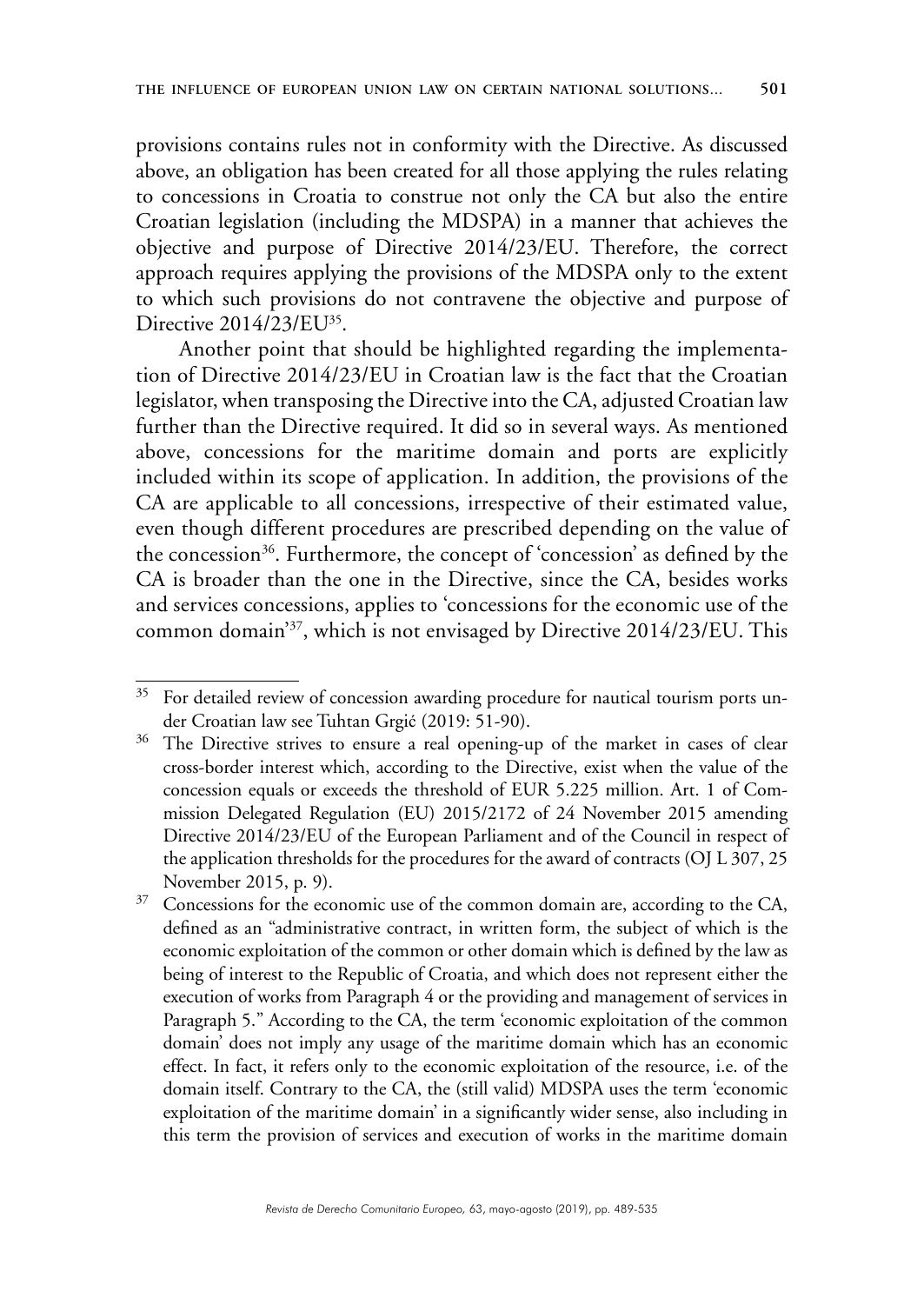provisions contains rules not in conformity with the Directive. As discussed above, an obligation has been created for all those applying the rules relating to concessions in Croatia to construe not only the CA but also the entire Croatian legislation (including the MDSPA) in a manner that achieves the objective and purpose of Directive 2014/23/EU. Therefore, the correct approach requires applying the provisions of the MDSPA only to the extent to which such provisions do not contravene the objective and purpose of Directive 2014/23/EU[35].

Another point that should be highlighted regarding the implementation of Directive 2014/23/EU in Croatian law is the fact that the Croatian legislator, when transposing the Directive into the CA, adjusted Croatian law further than the Directive required. It did so in several ways. As mentioned above, concessions for the maritime domain and ports are explicitly included within its scope of application. In addition, the provisions of the CA are applicable to all concessions, irrespective of their estimated value, even though different procedures are prescribed depending on the value of the concession[36]. Furthermore, the concept of 'concession' as defined by the CA is broader than the one in the Directive, since the CA, besides works and services concessions, applies to 'concessions for the economic use of the common domain'[37], which is not envisaged by Directive 2014/23/EU. This

---

[35] For detailed review of concession awarding procedure for nautical tourism ports under Croatian law see Tuhtan Grgić (2019: 51-90).

[36] The Directive strives to ensure a real opening-up of the market in cases of clear cross-border interest which, according to the Directive, exist when the value of the concession equals or exceeds the threshold of EUR 5.225 million. Art. 1 of Commission Delegated Regulation (EU) 2015/2172 of 24 November 2015 amending Directive 2014/23/EU of the European Parliament and of the Council in respect of the application thresholds for the procedures for the award of contracts (OJ L 307, 25 November 2015, p. 9).

[37] Concessions for the economic use of the common domain are, according to the CA, defined as an "administrative contract, in written form, the subject of which is the economic exploitation of the common or other domain which is defined by the law as being of interest to the Republic of Croatia, and which does not represent either the execution of works from Paragraph 4 or the providing and management of services in Paragraph 5." According to the CA, the term 'economic exploitation of the common domain' does not imply any usage of the maritime domain which has an economic effect. In fact, it refers only to the economic exploitation of the resource, i.e. of the domain itself. Contrary to the CA, the (still valid) MDSPA uses the term 'economic exploitation of the maritime domain' in a significantly wider sense, also including in this term the provision of services and execution of works in the maritime domain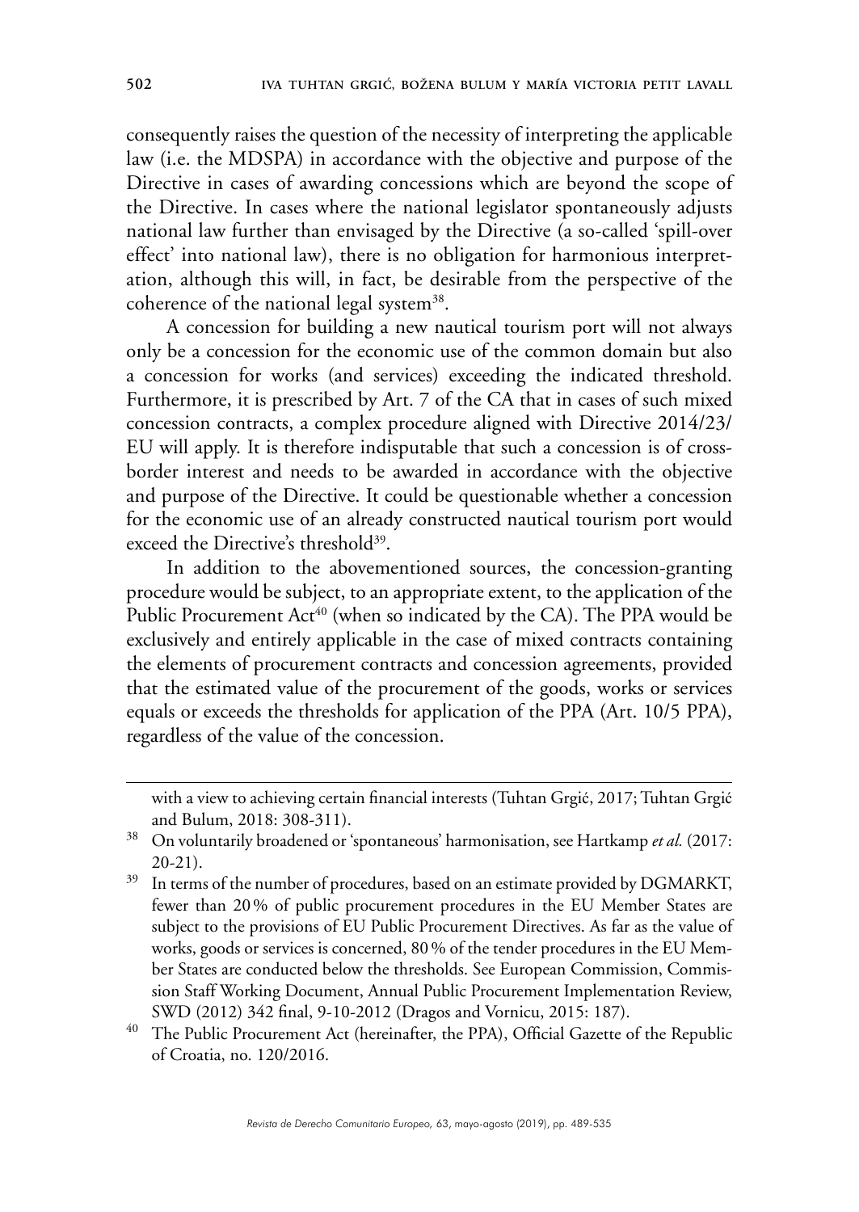consequently raises the question of the necessity of interpreting the applicable law (i.e. the MDSPA) in accordance with the objective and purpose of the Directive in cases of awarding concessions which are beyond the scope of the Directive. In cases where the national legislator spontaneously adjusts national law further than envisaged by the Directive (a so-called 'spill-over effect' into national law), there is no obligation for harmonious interpretation, although this will, in fact, be desirable from the perspective of the coherence of the national legal system[38].

A concession for building a new nautical tourism port will not always only be a concession for the economic use of the common domain but also a concession for works (and services) exceeding the indicated threshold. Furthermore, it is prescribed by Art. 7 of the CA that in cases of such mixed concession contracts, a complex procedure aligned with Directive 2014/23/EU will apply. It is therefore indisputable that such a concession is of cross-border interest and needs to be awarded in accordance with the objective and purpose of the Directive. It could be questionable whether a concession for the economic use of an already constructed nautical tourism port would exceed the Directive's threshold[39].

In addition to the abovementioned sources, the concession-granting procedure would be subject, to an appropriate extent, to the application of the Public Procurement Act[40] (when so indicated by the CA). The PPA would be exclusively and entirely applicable in the case of mixed contracts containing the elements of procurement contracts and concession agreements, provided that the estimated value of the procurement of the goods, works or services equals or exceeds the thresholds for application of the PPA (Art. 10/5 PPA), regardless of the value of the concession.

---

with a view to achieving certain financial interests (Tuhtan Grgić, 2017; Tuhtan Grgić and Bulum, 2018: 308-311).

[38] On voluntarily broadened or 'spontaneous' harmonisation, see Hartkamp *et al.* (2017: 20-21).

[39] In terms of the number of procedures, based on an estimate provided by DGMARKT, fewer than 20 % of public procurement procedures in the EU Member States are subject to the provisions of EU Public Procurement Directives. As far as the value of works, goods or services is concerned, 80 % of the tender procedures in the EU Member States are conducted below the thresholds. See European Commission, Commission Staff Working Document, Annual Public Procurement Implementation Review, SWD (2012) 342 final, 9-10-2012 (Dragos and Vornicu, 2015: 187).

[40] The Public Procurement Act (hereinafter, the PPA), Official Gazette of the Republic of Croatia, no. 120/2016.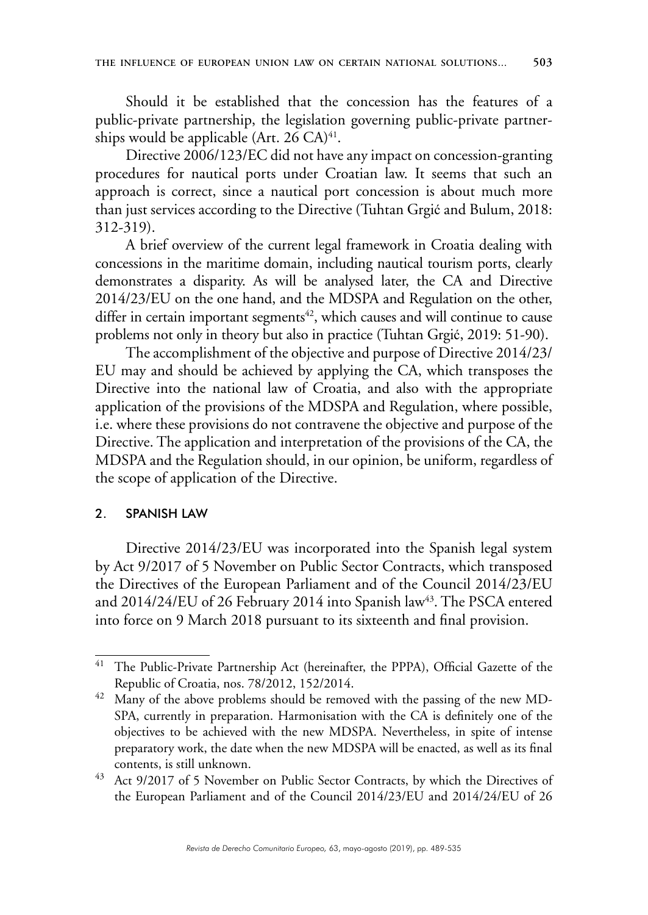Should it be established that the concession has the features of a public-private partnership, the legislation governing public-private partnerships would be applicable (Art. 26 CA)[41].

Directive 2006/123/EC did not have any impact on concession-granting procedures for nautical ports under Croatian law. It seems that such an approach is correct, since a nautical port concession is about much more than just services according to the Directive (Tuhtan Grgić and Bulum, 2018: 312-319).

A brief overview of the current legal framework in Croatia dealing with concessions in the maritime domain, including nautical tourism ports, clearly demonstrates a disparity. As will be analysed later, the CA and Directive 2014/23/EU on the one hand, and the MDSPA and Regulation on the other, differ in certain important segments[42], which causes and will continue to cause problems not only in theory but also in practice (Tuhtan Grgić, 2019: 51-90).

The accomplishment of the objective and purpose of Directive 2014/23/EU may and should be achieved by applying the CA, which transposes the Directive into the national law of Croatia, and also with the appropriate application of the provisions of the MDSPA and Regulation, where possible, i.e. where these provisions do not contravene the objective and purpose of the Directive. The application and interpretation of the provisions of the CA, the MDSPA and the Regulation should, in our opinion, be uniform, regardless of the scope of application of the Directive.

## 2. SPANISH LAW

Directive 2014/23/EU was incorporated into the Spanish legal system by Act 9/2017 of 5 November on Public Sector Contracts, which transposed the Directives of the European Parliament and of the Council 2014/23/EU and 2014/24/EU of 26 February 2014 into Spanish law[43]. The PSCA entered into force on 9 March 2018 pursuant to its sixteenth and final provision.

---

[41] The Public-Private Partnership Act (hereinafter, the PPPA), Official Gazette of the Republic of Croatia, nos. 78/2012, 152/2014.

[42] Many of the above problems should be removed with the passing of the new MDSPA, currently in preparation. Harmonisation with the CA is definitely one of the objectives to be achieved with the new MDSPA. Nevertheless, in spite of intense preparatory work, the date when the new MDSPA will be enacted, as well as its final contents, is still unknown.

[43] Act 9/2017 of 5 November on Public Sector Contracts, by which the Directives of the European Parliament and of the Council 2014/23/EU and 2014/24/EU of 26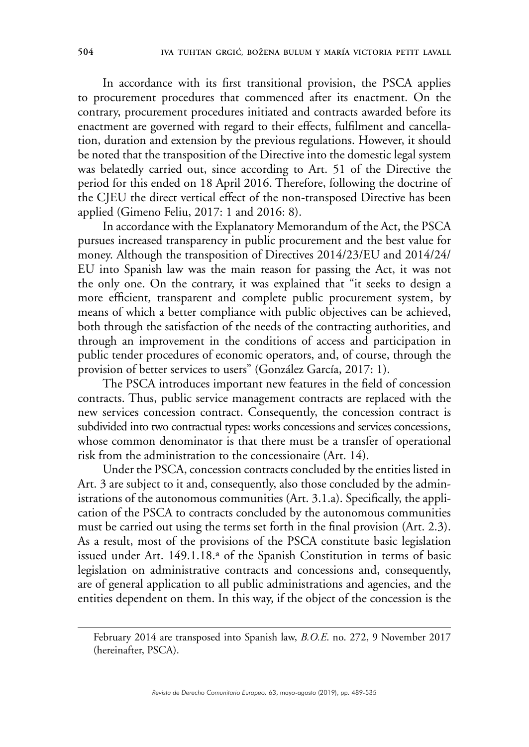In accordance with its first transitional provision, the PSCA applies to procurement procedures that commenced after its enactment. On the contrary, procurement procedures initiated and contracts awarded before its enactment are governed with regard to their effects, fulfilment and cancellation, duration and extension by the previous regulations. However, it should be noted that the transposition of the Directive into the domestic legal system was belatedly carried out, since according to Art. 51 of the Directive the period for this ended on 18 April 2016. Therefore, following the doctrine of the CJEU the direct vertical effect of the non-transposed Directive has been applied (Gimeno Feliu, 2017: 1 and 2016: 8).

In accordance with the Explanatory Memorandum of the Act, the PSCA pursues increased transparency in public procurement and the best value for money. Although the transposition of Directives 2014/23/EU and 2014/24/EU into Spanish law was the main reason for passing the Act, it was not the only one. On the contrary, it was explained that "it seeks to design a more efficient, transparent and complete public procurement system, by means of which a better compliance with public objectives can be achieved, both through the satisfaction of the needs of the contracting authorities, and through an improvement in the conditions of access and participation in public tender procedures of economic operators, and, of course, through the provision of better services to users" (González García, 2017: 1).

The PSCA introduces important new features in the field of concession contracts. Thus, public service management contracts are replaced with the new services concession contract. Consequently, the concession contract is subdivided into two contractual types: works concessions and services concessions, whose common denominator is that there must be a transfer of operational risk from the administration to the concessionaire (Art. 14).

Under the PSCA, concession contracts concluded by the entities listed in Art. 3 are subject to it and, consequently, also those concluded by the administrations of the autonomous communities (Art. 3.1.a). Specifically, the application of the PSCA to contracts concluded by the autonomous communities must be carried out using the terms set forth in the final provision (Art. 2.3). As a result, most of the provisions of the PSCA constitute basic legislation issued under Art. 149.1.18.ª of the Spanish Constitution in terms of basic legislation on administrative contracts and concessions and, consequently, are of general application to all public administrations and agencies, and the entities dependent on them. In this way, if the object of the concession is the

---

February 2014 are transposed into Spanish law, *B.O.E.* no. 272, 9 November 2017 (hereinafter, PSCA).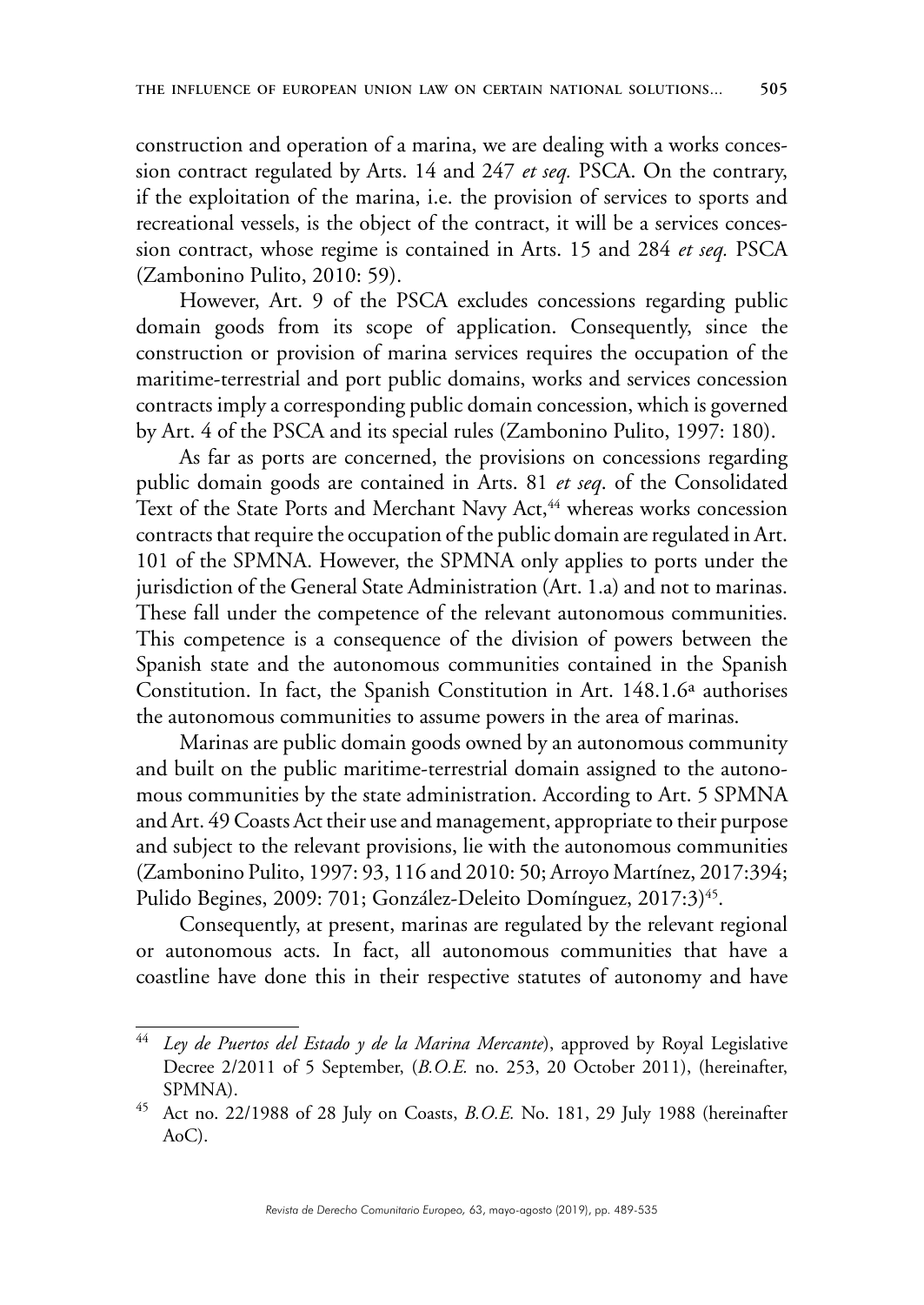construction and operation of a marina, we are dealing with a works concession contract regulated by Arts. 14 and 247 *et seq.* PSCA. On the contrary, if the exploitation of the marina, i.e. the provision of services to sports and recreational vessels, is the object of the contract, it will be a services concession contract, whose regime is contained in Arts. 15 and 284 *et seq.* PSCA (Zambonino Pulito, 2010: 59).

However, Art. 9 of the PSCA excludes concessions regarding public domain goods from its scope of application. Consequently, since the construction or provision of marina services requires the occupation of the maritime-terrestrial and port public domains, works and services concession contracts imply a corresponding public domain concession, which is governed by Art. 4 of the PSCA and its special rules (Zambonino Pulito, 1997: 180).

As far as ports are concerned, the provisions on concessions regarding public domain goods are contained in Arts. 81 *et seq*. of the Consolidated Text of the State Ports and Merchant Navy Act,[44] whereas works concession contracts that require the occupation of the public domain are regulated in Art. 101 of the SPMNA. However, the SPMNA only applies to ports under the jurisdiction of the General State Administration (Art. 1.a) and not to marinas. These fall under the competence of the relevant autonomous communities. This competence is a consequence of the division of powers between the Spanish state and the autonomous communities contained in the Spanish Constitution. In fact, the Spanish Constitution in Art. 148.1.6ª authorises the autonomous communities to assume powers in the area of marinas.

Marinas are public domain goods owned by an autonomous community and built on the public maritime-terrestrial domain assigned to the autonomous communities by the state administration. According to Art. 5 SPMNA and Art. 49 Coasts Act their use and management, appropriate to their purpose and subject to the relevant provisions, lie with the autonomous communities (Zambonino Pulito, 1997: 93, 116 and 2010: 50; Arroyo Martínez, 2017:394; Pulido Begines, 2009: 701; González-Deleito Domínguez, 2017:3)[45].

Consequently, at present, marinas are regulated by the relevant regional or autonomous acts. In fact, all autonomous communities that have a coastline have done this in their respective statutes of autonomy and have

---

[44] *Ley de Puertos del Estado y de la Marina Mercante*), approved by Royal Legislative Decree 2/2011 of 5 September, (*B.O.E.* no. 253, 20 October 2011), (hereinafter, SPMNA).

[45] Act no. 22/1988 of 28 July on Coasts, *B.O.E.* No. 181, 29 July 1988 (hereinafter AoC).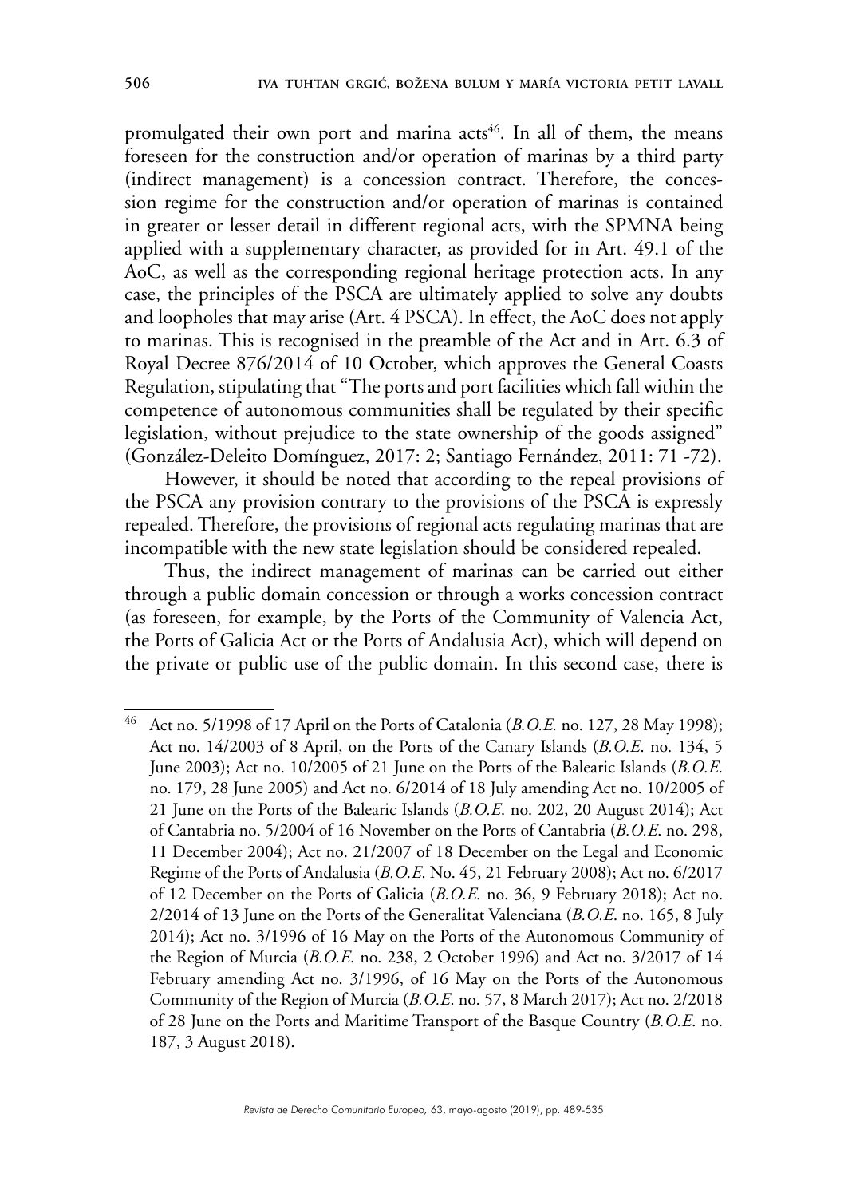promulgated their own port and marina acts[46]. In all of them, the means foreseen for the construction and/or operation of marinas by a third party (indirect management) is a concession contract. Therefore, the concession regime for the construction and/or operation of marinas is contained in greater or lesser detail in different regional acts, with the SPMNA being applied with a supplementary character, as provided for in Art. 49.1 of the AoC, as well as the corresponding regional heritage protection acts. In any case, the principles of the PSCA are ultimately applied to solve any doubts and loopholes that may arise (Art. 4 PSCA). In effect, the AoC does not apply to marinas. This is recognised in the preamble of the Act and in Art. 6.3 of Royal Decree 876/2014 of 10 October, which approves the General Coasts Regulation, stipulating that "The ports and port facilities which fall within the competence of autonomous communities shall be regulated by their specific legislation, without prejudice to the state ownership of the goods assigned" (González-Deleito Domínguez, 2017: 2; Santiago Fernández, 2011: 71 -72).

However, it should be noted that according to the repeal provisions of the PSCA any provision contrary to the provisions of the PSCA is expressly repealed. Therefore, the provisions of regional acts regulating marinas that are incompatible with the new state legislation should be considered repealed.

Thus, the indirect management of marinas can be carried out either through a public domain concession or through a works concession contract (as foreseen, for example, by the Ports of the Community of Valencia Act, the Ports of Galicia Act or the Ports of Andalusia Act), which will depend on the private or public use of the public domain. In this second case, there is

---

[46] Act no. 5/1998 of 17 April on the Ports of Catalonia (*B.O.E.* no. 127, 28 May 1998); Act no. 14/2003 of 8 April, on the Ports of the Canary Islands (*B.O.E.* no. 134, 5 June 2003); Act no. 10/2005 of 21 June on the Ports of the Balearic Islands (*B.O.E.* no. 179, 28 June 2005) and Act no. 6/2014 of 18 July amending Act no. 10/2005 of 21 June on the Ports of the Balearic Islands (*B.O.E.* no. 202, 20 August 2014); Act of Cantabria no. 5/2004 of 16 November on the Ports of Cantabria (*B.O.E.* no. 298, 11 December 2004); Act no. 21/2007 of 18 December on the Legal and Economic Regime of the Ports of Andalusia (*B.O.E.* No. 45, 21 February 2008); Act no. 6/2017 of 12 December on the Ports of Galicia (*B.O.E.* no. 36, 9 February 2018); Act no. 2/2014 of 13 June on the Ports of the Generalitat Valenciana (*B.O.E.* no. 165, 8 July 2014); Act no. 3/1996 of 16 May on the Ports of the Autonomous Community of the Region of Murcia (*B.O.E.* no. 238, 2 October 1996) and Act no. 3/2017 of 14 February amending Act no. 3/1996, of 16 May on the Ports of the Autonomous Community of the Region of Murcia (*B.O.E.* no. 57, 8 March 2017); Act no. 2/2018 of 28 June on the Ports and Maritime Transport of the Basque Country (*B.O.E.* no. 187, 3 August 2018).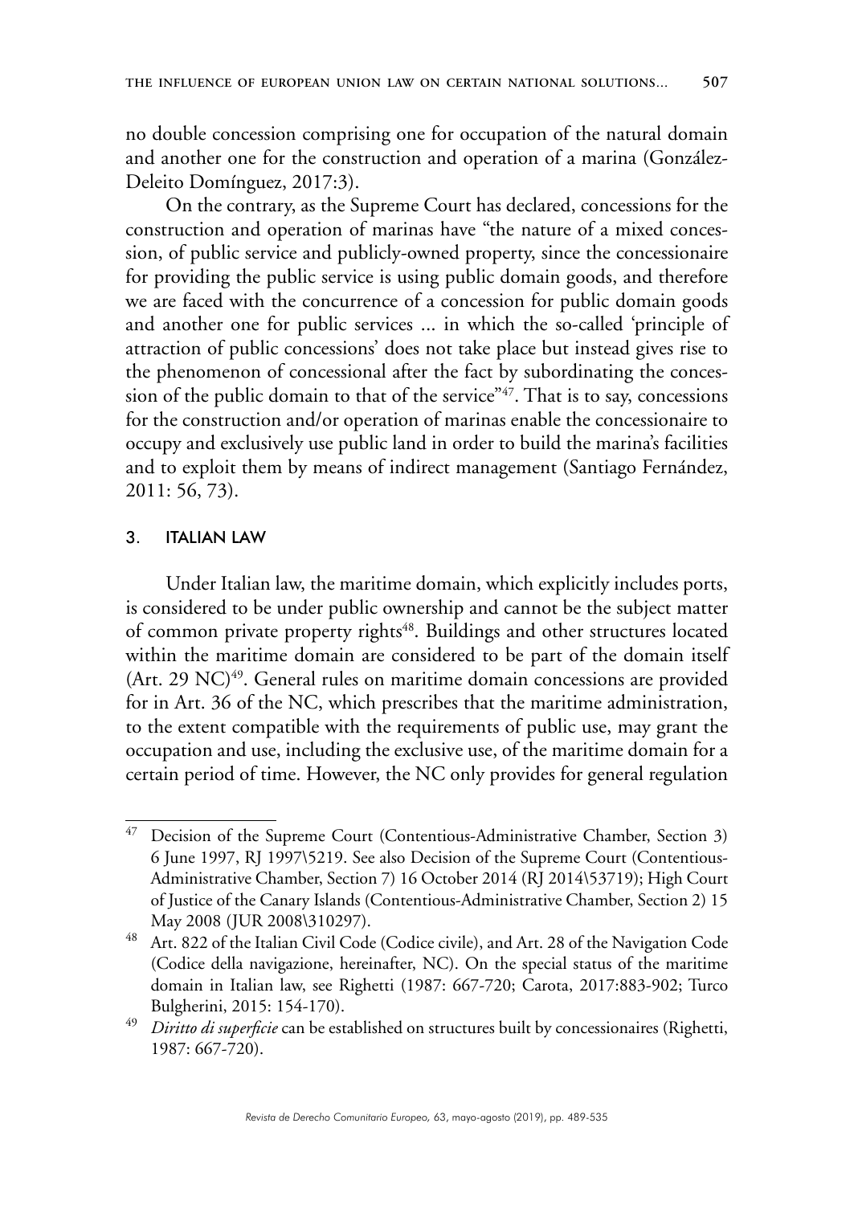no double concession comprising one for occupation of the natural domain and another one for the construction and operation of a marina (González-Deleito Domínguez, 2017:3).

On the contrary, as the Supreme Court has declared, concessions for the construction and operation of marinas have "the nature of a mixed concession, of public service and publicly-owned property, since the concessionaire for providing the public service is using public domain goods, and therefore we are faced with the concurrence of a concession for public domain goods and another one for public services ... in which the so-called 'principle of attraction of public concessions' does not take place but instead gives rise to the phenomenon of concessional after the fact by subordinating the concession of the public domain to that of the service"[47]. That is to say, concessions for the construction and/or operation of marinas enable the concessionaire to occupy and exclusively use public land in order to build the marina's facilities and to exploit them by means of indirect management (Santiago Fernández, 2011: 56, 73).

## 3. ITALIAN LAW

Under Italian law, the maritime domain, which explicitly includes ports, is considered to be under public ownership and cannot be the subject matter of common private property rights[48]. Buildings and other structures located within the maritime domain are considered to be part of the domain itself (Art. 29 NC)[49]. General rules on maritime domain concessions are provided for in Art. 36 of the NC, which prescribes that the maritime administration, to the extent compatible with the requirements of public use, may grant the occupation and use, including the exclusive use, of the maritime domain for a certain period of time. However, the NC only provides for general regulation

---

[47] Decision of the Supreme Court (Contentious-Administrative Chamber, Section 3) 6 June 1997, RJ 1997\5219. See also Decision of the Supreme Court (Contentious-Administrative Chamber, Section 7) 16 October 2014 (RJ 2014\53719); High Court of Justice of the Canary Islands (Contentious-Administrative Chamber, Section 2) 15 May 2008 (JUR 2008\310297).

[48] Art. 822 of the Italian Civil Code (Codice civile), and Art. 28 of the Navigation Code (Codice della navigazione, hereinafter, NC). On the special status of the maritime domain in Italian law, see Righetti (1987: 667-720; Carota, 2017:883-902; Turco Bulgherini, 2015: 154-170).

[49] *Diritto di superficie* can be established on structures built by concessionaires (Righetti, 1987: 667-720).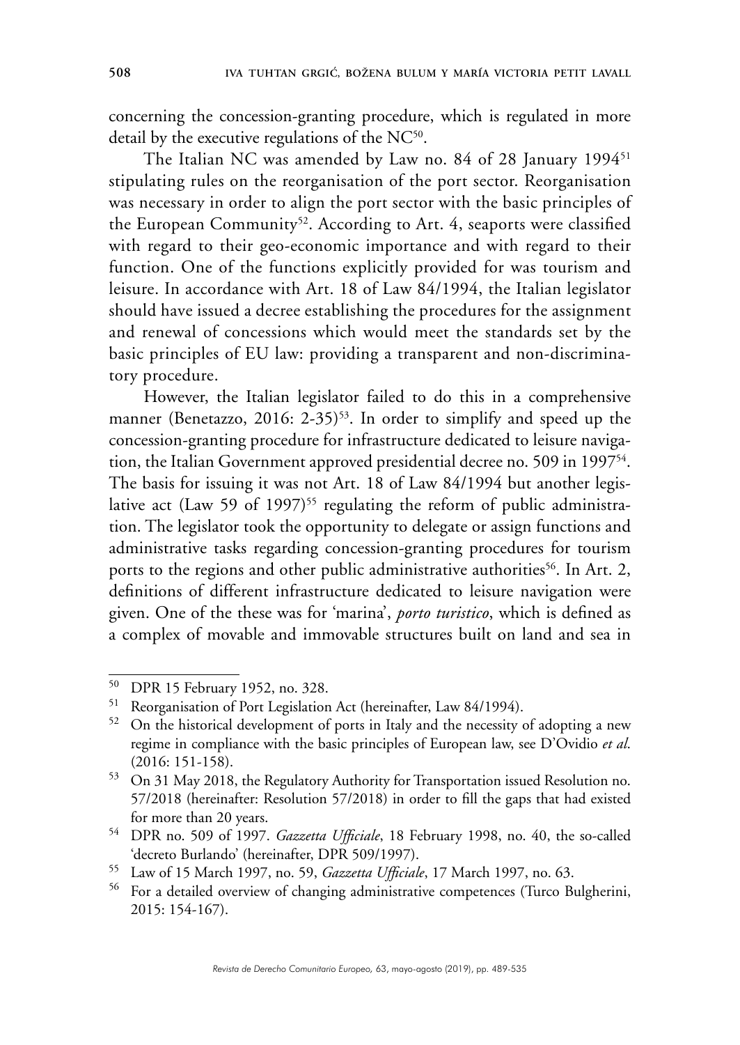concerning the concession-granting procedure, which is regulated in more detail by the executive regulations of the NC[50].

The Italian NC was amended by Law no. 84 of 28 January 1994[51] stipulating rules on the reorganisation of the port sector. Reorganisation was necessary in order to align the port sector with the basic principles of the European Community[52]. According to Art. 4, seaports were classified with regard to their geo-economic importance and with regard to their function. One of the functions explicitly provided for was tourism and leisure. In accordance with Art. 18 of Law 84/1994, the Italian legislator should have issued a decree establishing the procedures for the assignment and renewal of concessions which would meet the standards set by the basic principles of EU law: providing a transparent and non-discriminatory procedure.

However, the Italian legislator failed to do this in a comprehensive manner (Benetazzo, 2016: 2-35)[53]. In order to simplify and speed up the concession-granting procedure for infrastructure dedicated to leisure navigation, the Italian Government approved presidential decree no. 509 in 1997[54]. The basis for issuing it was not Art. 18 of Law 84/1994 but another legislative act (Law 59 of 1997)[55] regulating the reform of public administration. The legislator took the opportunity to delegate or assign functions and administrative tasks regarding concession-granting procedures for tourism ports to the regions and other public administrative authorities[56]. In Art. 2, definitions of different infrastructure dedicated to leisure navigation were given. One of the these was for 'marina', *porto turistico*, which is defined as a complex of movable and immovable structures built on land and sea in

---

[50] DPR 15 February 1952, no. 328.

[51] Reorganisation of Port Legislation Act (hereinafter, Law 84/1994).

[52] On the historical development of ports in Italy and the necessity of adopting a new regime in compliance with the basic principles of European law, see D'Ovidio *et al.* (2016: 151-158).

[53] On 31 May 2018, the Regulatory Authority for Transportation issued Resolution no. 57/2018 (hereinafter: Resolution 57/2018) in order to fill the gaps that had existed for more than 20 years.

[54] DPR no. 509 of 1997. *Gazzetta Ufficiale*, 18 February 1998, no. 40, the so-called 'decreto Burlando' (hereinafter, DPR 509/1997).

[55] Law of 15 March 1997, no. 59, *Gazzetta Ufficiale*, 17 March 1997, no. 63.

[56] For a detailed overview of changing administrative competences (Turco Bulgherini, 2015: 154-167).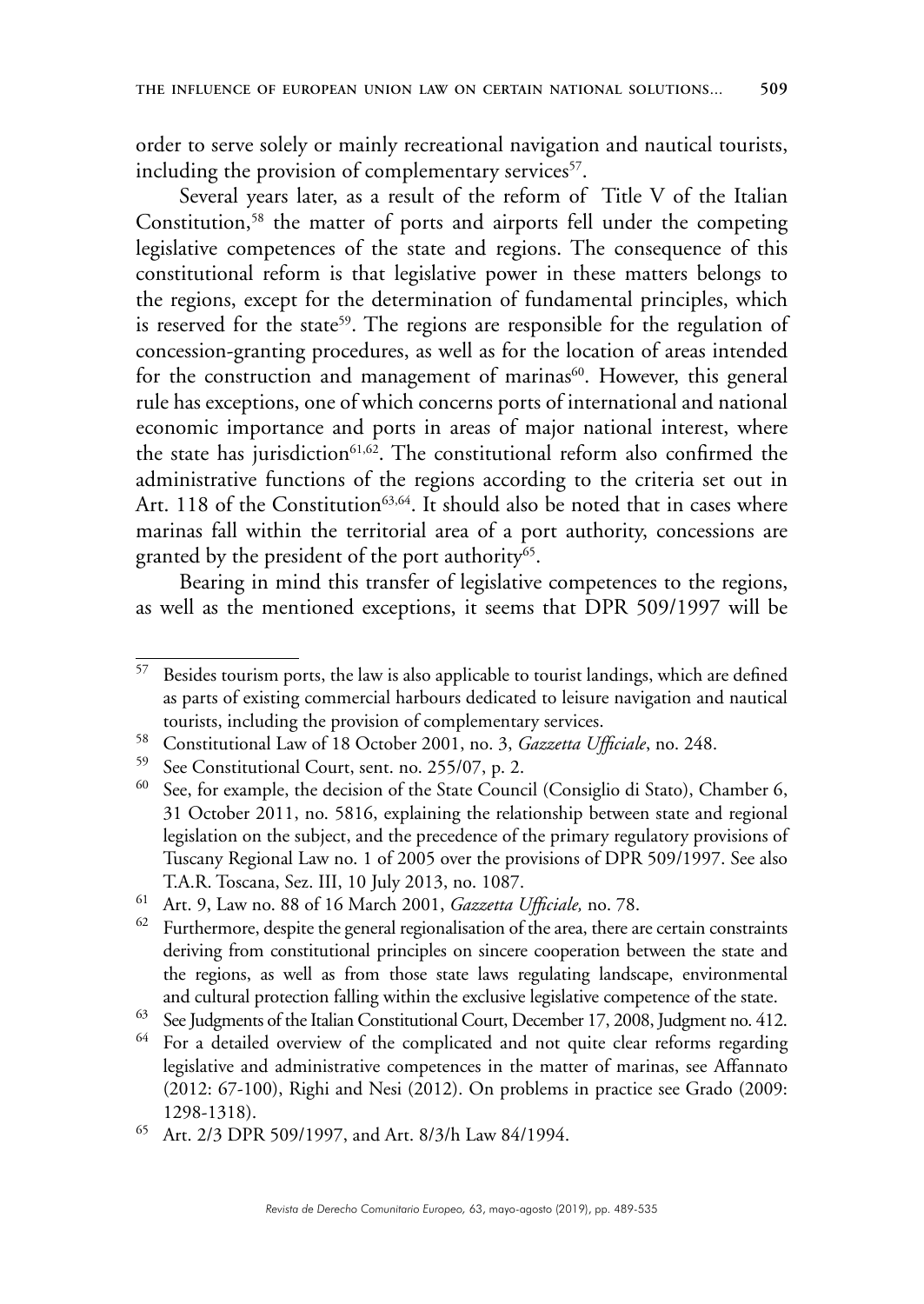order to serve solely or mainly recreational navigation and nautical tourists, including the provision of complementary services[57].

Several years later, as a result of the reform of Title V of the Italian Constitution,[58] the matter of ports and airports fell under the competing legislative competences of the state and regions. The consequence of this constitutional reform is that legislative power in these matters belongs to the regions, except for the determination of fundamental principles, which is reserved for the state[59]. The regions are responsible for the regulation of concession-granting procedures, as well as for the location of areas intended for the construction and management of marinas[60]. However, this general rule has exceptions, one of which concerns ports of international and national economic importance and ports in areas of major national interest, where the state has jurisdiction[61,62]. The constitutional reform also confirmed the administrative functions of the regions according to the criteria set out in Art. 118 of the Constitution[63,64]. It should also be noted that in cases where marinas fall within the territorial area of a port authority, concessions are granted by the president of the port authority[65].

Bearing in mind this transfer of legislative competences to the regions, as well as the mentioned exceptions, it seems that DPR 509/1997 will be

---

[57] Besides tourism ports, the law is also applicable to tourist landings, which are defined as parts of existing commercial harbours dedicated to leisure navigation and nautical tourists, including the provision of complementary services.

[58] Constitutional Law of 18 October 2001, no. 3, *Gazzetta Ufficiale*, no. 248.

[59] See Constitutional Court, sent. no. 255/07, p. 2.

[60] See, for example, the decision of the State Council (Consiglio di Stato), Chamber 6, 31 October 2011, no. 5816, explaining the relationship between state and regional legislation on the subject, and the precedence of the primary regulatory provisions of Tuscany Regional Law no. 1 of 2005 over the provisions of DPR 509/1997. See also T.A.R. Toscana, Sez. III, 10 July 2013, no. 1087.

[61] Art. 9, Law no. 88 of 16 March 2001, *Gazzetta Ufficiale,* no. 78.

[62] Furthermore, despite the general regionalisation of the area, there are certain constraints deriving from constitutional principles on sincere cooperation between the state and the regions, as well as from those state laws regulating landscape, environmental and cultural protection falling within the exclusive legislative competence of the state.

[63] See Judgments of the Italian Constitutional Court, December 17, 2008, Judgment no. 412.

[64] For a detailed overview of the complicated and not quite clear reforms regarding legislative and administrative competences in the matter of marinas, see Affannato (2012: 67-100), Righi and Nesi (2012). On problems in practice see Grado (2009: 1298-1318).

[65] Art. 2/3 DPR 509/1997, and Art. 8/3/h Law 84/1994.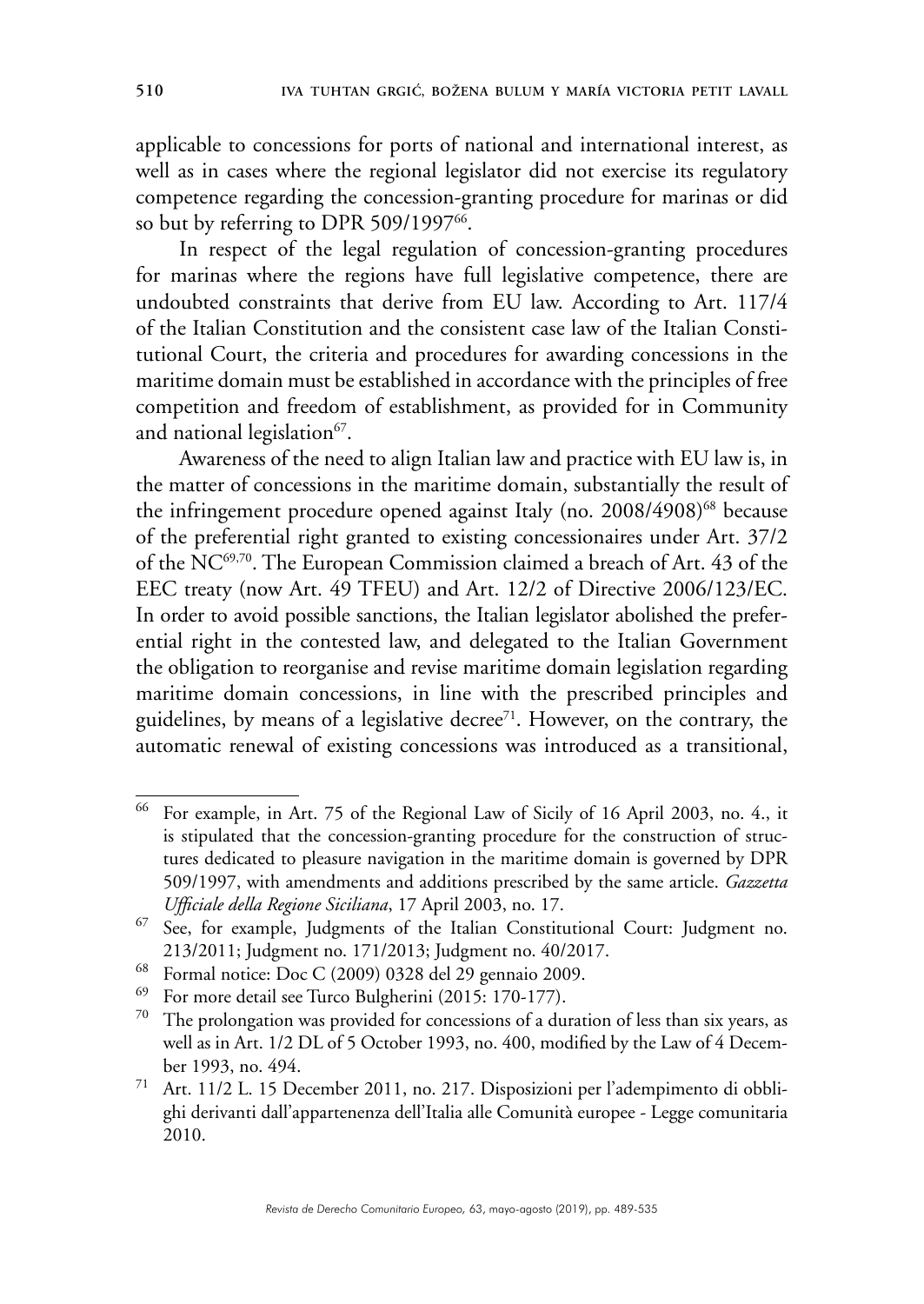applicable to concessions for ports of national and international interest, as well as in cases where the regional legislator did not exercise its regulatory competence regarding the concession-granting procedure for marinas or did so but by referring to DPR 509/1997[66].

In respect of the legal regulation of concession-granting procedures for marinas where the regions have full legislative competence, there are undoubted constraints that derive from EU law. According to Art. 117/4 of the Italian Constitution and the consistent case law of the Italian Constitutional Court, the criteria and procedures for awarding concessions in the maritime domain must be established in accordance with the principles of free competition and freedom of establishment, as provided for in Community and national legislation[67].

Awareness of the need to align Italian law and practice with EU law is, in the matter of concessions in the maritime domain, substantially the result of the infringement procedure opened against Italy (no. 2008/4908)[68] because of the preferential right granted to existing concessionaires under Art. 37/2 of the NC[69,70]. The European Commission claimed a breach of Art. 43 of the EEC treaty (now Art. 49 TFEU) and Art. 12/2 of Directive 2006/123/EC. In order to avoid possible sanctions, the Italian legislator abolished the preferential right in the contested law, and delegated to the Italian Government the obligation to reorganise and revise maritime domain legislation regarding maritime domain concessions, in line with the prescribed principles and guidelines, by means of a legislative decree[71]. However, on the contrary, the automatic renewal of existing concessions was introduced as a transitional,

---

[66] For example, in Art. 75 of the Regional Law of Sicily of 16 April 2003, no. 4., it is stipulated that the concession-granting procedure for the construction of structures dedicated to pleasure navigation in the maritime domain is governed by DPR 509/1997, with amendments and additions prescribed by the same article. *Gazzetta Ufficiale della Regione Siciliana*, 17 April 2003, no. 17.

[67] See, for example, Judgments of the Italian Constitutional Court: Judgment no. 213/2011; Judgment no. 171/2013; Judgment no. 40/2017.

[68] Formal notice: Doc C (2009) 0328 del 29 gennaio 2009.

[69] For more detail see Turco Bulgherini (2015: 170-177).

[70] The prolongation was provided for concessions of a duration of less than six years, as well as in Art. 1/2 DL of 5 October 1993, no. 400, modified by the Law of 4 December 1993, no. 494.

[71] Art. 11/2 L. 15 December 2011, no. 217. Disposizioni per l'adempimento di obblighi derivanti dall'appartenenza dell'Italia alle Comunità europee - Legge comunitaria 2010.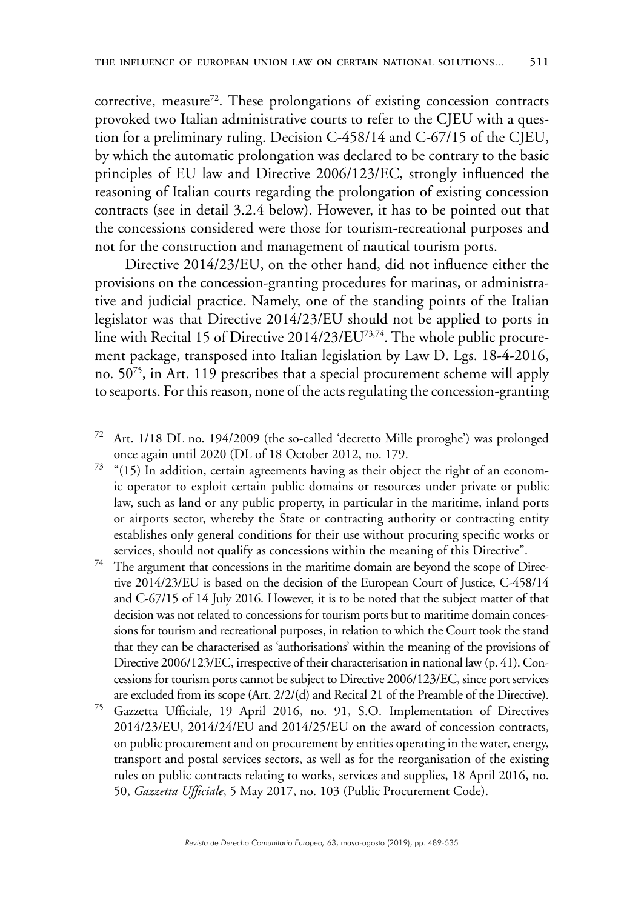corrective, measure[72]. These prolongations of existing concession contracts provoked two Italian administrative courts to refer to the CJEU with a question for a preliminary ruling. Decision C-458/14 and C-67/15 of the CJEU, by which the automatic prolongation was declared to be contrary to the basic principles of EU law and Directive 2006/123/EC, strongly influenced the reasoning of Italian courts regarding the prolongation of existing concession contracts (see in detail 3.2.4 below). However, it has to be pointed out that the concessions considered were those for tourism-recreational purposes and not for the construction and management of nautical tourism ports.

Directive 2014/23/EU, on the other hand, did not influence either the provisions on the concession-granting procedures for marinas, or administrative and judicial practice. Namely, one of the standing points of the Italian legislator was that Directive 2014/23/EU should not be applied to ports in line with Recital 15 of Directive 2014/23/EU[73,74]. The whole public procurement package, transposed into Italian legislation by Law D. Lgs. 18-4-2016, no. 50[75], in Art. 119 prescribes that a special procurement scheme will apply to seaports. For this reason, none of the acts regulating the concession-granting

---

[72] Art. 1/18 DL no. 194/2009 (the so-called 'decretto Mille proroghe') was prolonged once again until 2020 (DL of 18 October 2012, no. 179.

[73] "(15) In addition, certain agreements having as their object the right of an economic operator to exploit certain public domains or resources under private or public law, such as land or any public property, in particular in the maritime, inland ports or airports sector, whereby the State or contracting authority or contracting entity establishes only general conditions for their use without procuring specific works or services, should not qualify as concessions within the meaning of this Directive".

[74] The argument that concessions in the maritime domain are beyond the scope of Directive 2014/23/EU is based on the decision of the European Court of Justice, C-458/14 and C-67/15 of 14 July 2016. However, it is to be noted that the subject matter of that decision was not related to concessions for tourism ports but to maritime domain concessions for tourism and recreational purposes, in relation to which the Court took the stand that they can be characterised as 'authorisations' within the meaning of the provisions of Directive 2006/123/EC, irrespective of their characterisation in national law (p. 41). Concessions for tourism ports cannot be subject to Directive 2006/123/EC, since port services are excluded from its scope (Art. 2/2/(d) and Recital 21 of the Preamble of the Directive).

[75] Gazzetta Ufficiale, 19 April 2016, no. 91, S.O. Implementation of Directives 2014/23/EU, 2014/24/EU and 2014/25/EU on the award of concession contracts, on public procurement and on procurement by entities operating in the water, energy, transport and postal services sectors, as well as for the reorganisation of the existing rules on public contracts relating to works, services and supplies, 18 April 2016, no. 50, *Gazzetta Ufficiale*, 5 May 2017, no. 103 (Public Procurement Code).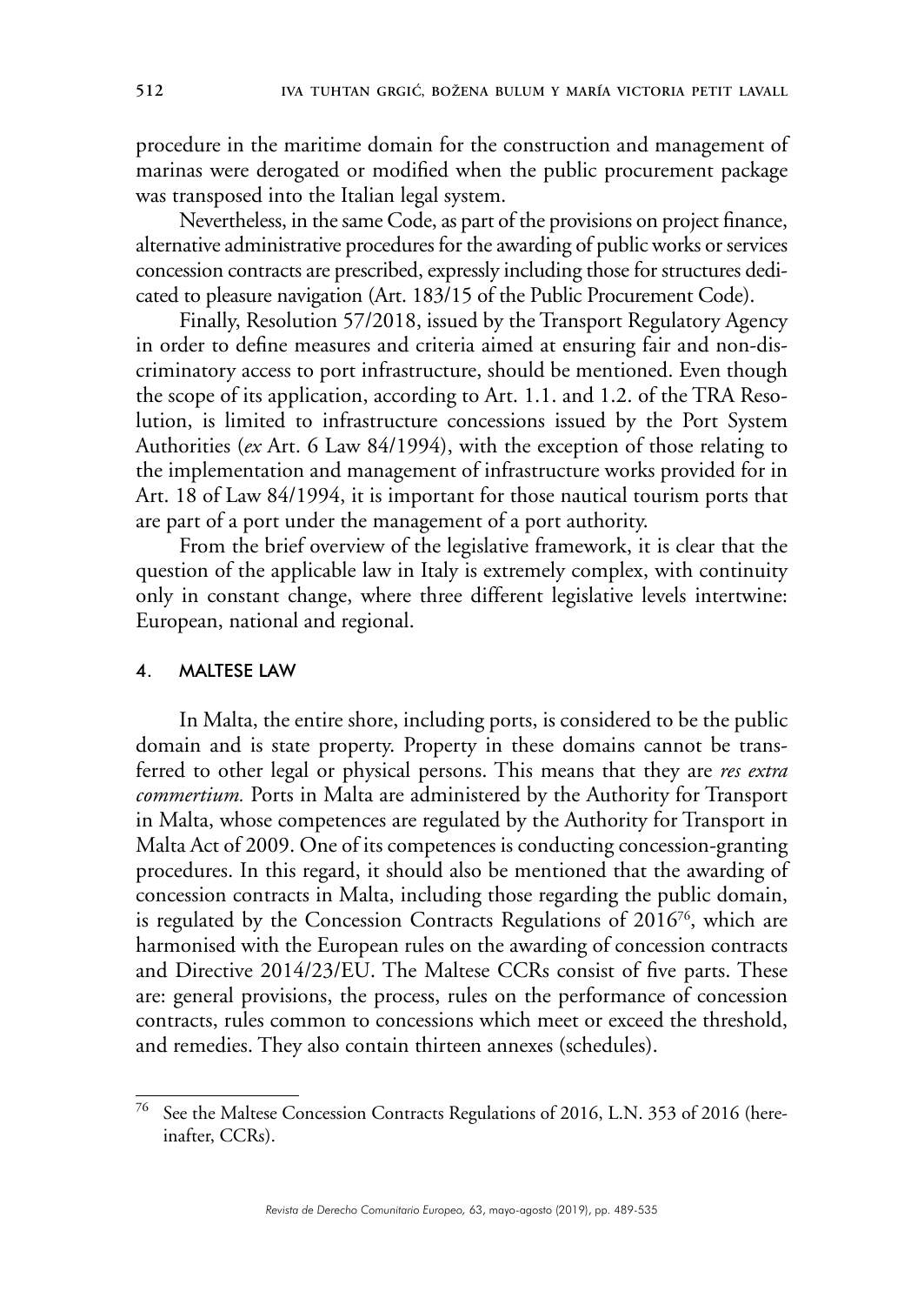procedure in the maritime domain for the construction and management of marinas were derogated or modified when the public procurement package was transposed into the Italian legal system.

Nevertheless, in the same Code, as part of the provisions on project finance, alternative administrative procedures for the awarding of public works or services concession contracts are prescribed, expressly including those for structures dedicated to pleasure navigation (Art. 183/15 of the Public Procurement Code).

Finally, Resolution 57/2018, issued by the Transport Regulatory Agency in order to define measures and criteria aimed at ensuring fair and non-discriminatory access to port infrastructure, should be mentioned. Even though the scope of its application, according to Art. 1.1. and 1.2. of the TRA Resolution, is limited to infrastructure concessions issued by the Port System Authorities (*ex* Art. 6 Law 84/1994), with the exception of those relating to the implementation and management of infrastructure works provided for in Art. 18 of Law 84/1994, it is important for those nautical tourism ports that are part of a port under the management of a port authority.

From the brief overview of the legislative framework, it is clear that the question of the applicable law in Italy is extremely complex, with continuity only in constant change, where three different legislative levels intertwine: European, national and regional.

## 4. MALTESE LAW

In Malta, the entire shore, including ports, is considered to be the public domain and is state property. Property in these domains cannot be transferred to other legal or physical persons. This means that they are *res extra commertium.* Ports in Malta are administered by the Authority for Transport in Malta, whose competences are regulated by the Authority for Transport in Malta Act of 2009. One of its competences is conducting concession-granting procedures. In this regard, it should also be mentioned that the awarding of concession contracts in Malta, including those regarding the public domain, is regulated by the Concession Contracts Regulations of 2016[76], which are harmonised with the European rules on the awarding of concession contracts and Directive 2014/23/EU. The Maltese CCRs consist of five parts. These are: general provisions, the process, rules on the performance of concession contracts, rules common to concessions which meet or exceed the threshold, and remedies. They also contain thirteen annexes (schedules).

---

[76] See the Maltese Concession Contracts Regulations of 2016, L.N. 353 of 2016 (hereinafter, CCRs).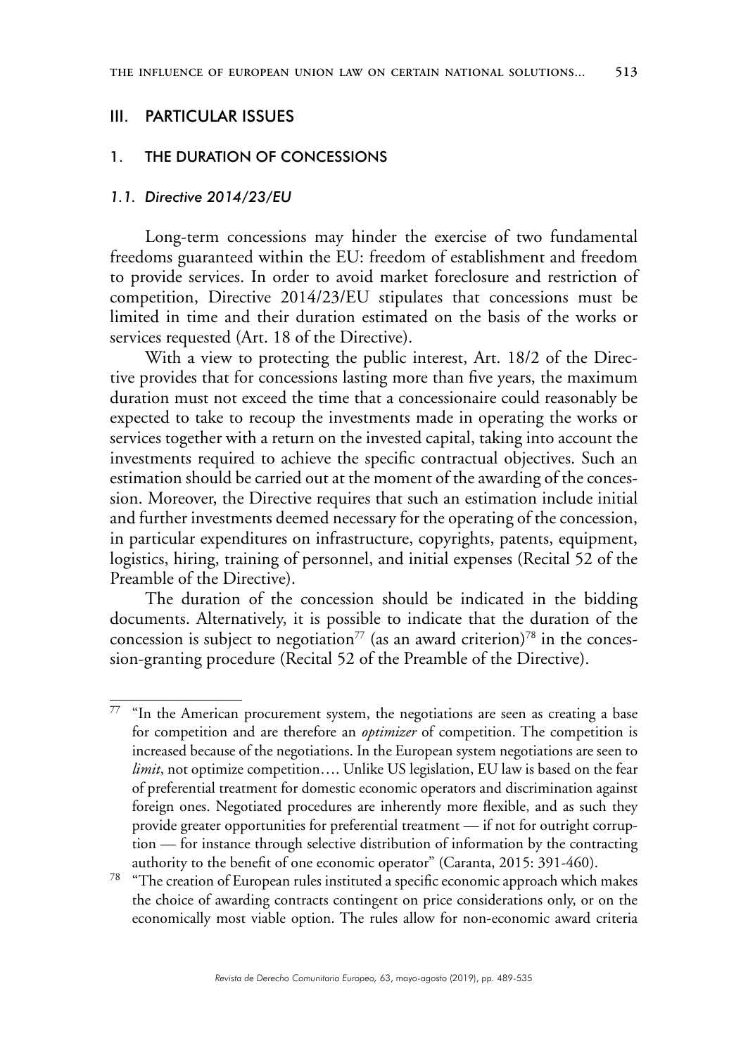## III. PARTICULAR ISSUES

### 1. THE DURATION OF CONCESSIONS

#### *1.1. Directive 2014/23/EU*

Long-term concessions may hinder the exercise of two fundamental freedoms guaranteed within the EU: freedom of establishment and freedom to provide services. In order to avoid market foreclosure and restriction of competition, Directive 2014/23/EU stipulates that concessions must be limited in time and their duration estimated on the basis of the works or services requested (Art. 18 of the Directive).

With a view to protecting the public interest, Art. 18/2 of the Directive provides that for concessions lasting more than five years, the maximum duration must not exceed the time that a concessionaire could reasonably be expected to take to recoup the investments made in operating the works or services together with a return on the invested capital, taking into account the investments required to achieve the specific contractual objectives. Such an estimation should be carried out at the moment of the awarding of the concession. Moreover, the Directive requires that such an estimation include initial and further investments deemed necessary for the operating of the concession, in particular expenditures on infrastructure, copyrights, patents, equipment, logistics, hiring, training of personnel, and initial expenses (Recital 52 of the Preamble of the Directive).

The duration of the concession should be indicated in the bidding documents. Alternatively, it is possible to indicate that the duration of the concession is subject to negotiation[77] (as an award criterion)[78] in the concession-granting procedure (Recital 52 of the Preamble of the Directive).

---

[77] "In the American procurement system, the negotiations are seen as creating a base for competition and are therefore an *optimizer* of competition. The competition is increased because of the negotiations. In the European system negotiations are seen to *limit*, not optimize competition…. Unlike US legislation, EU law is based on the fear of preferential treatment for domestic economic operators and discrimination against foreign ones. Negotiated procedures are inherently more flexible, and as such they provide greater opportunities for preferential treatment — if not for outright corruption — for instance through selective distribution of information by the contracting authority to the benefit of one economic operator" (Caranta, 2015: 391-460).

[78] "The creation of European rules instituted a specific economic approach which makes the choice of awarding contracts contingent on price considerations only, or on the economically most viable option. The rules allow for non-economic award criteria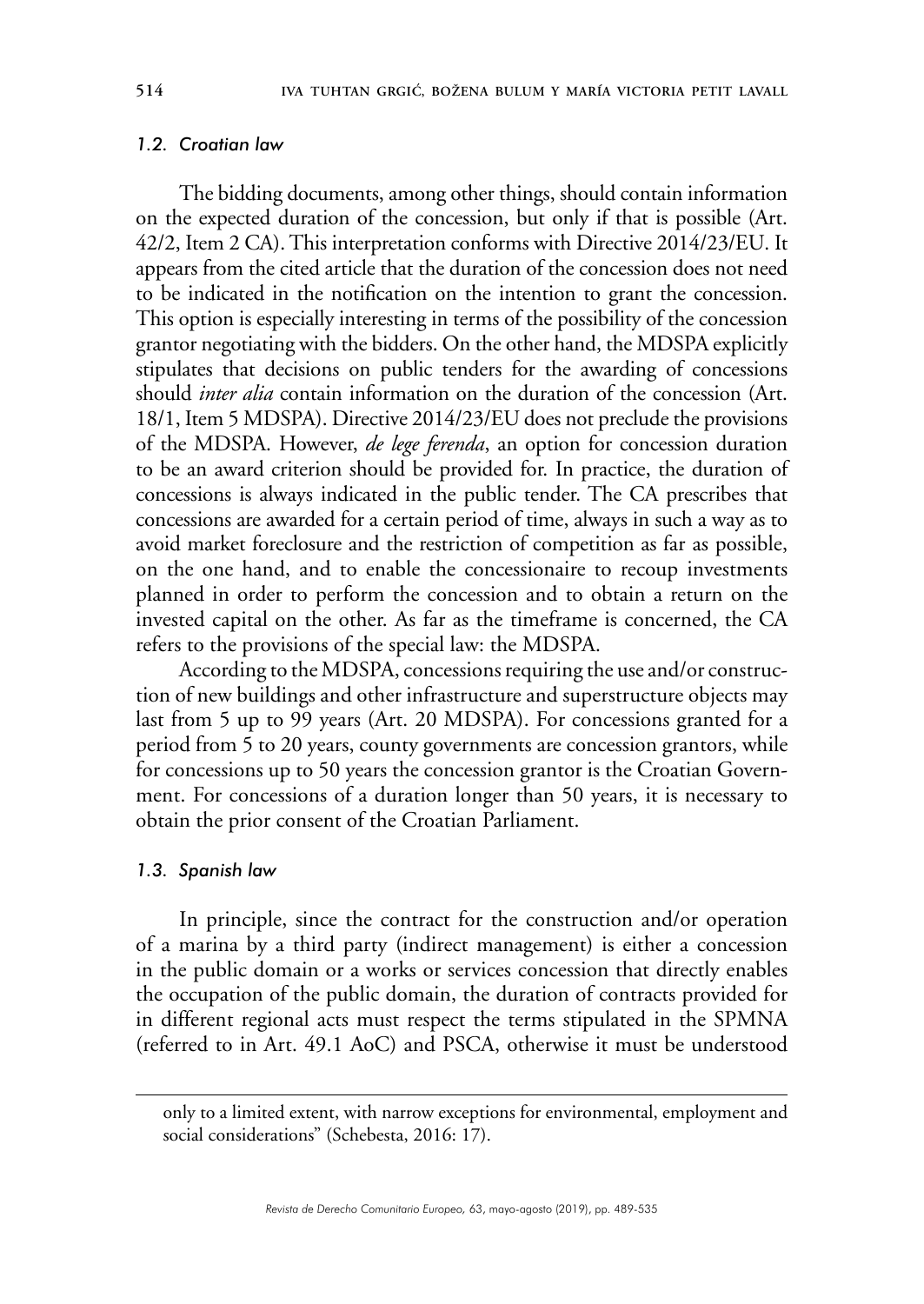### *1.2. Croatian law*

The bidding documents, among other things, should contain information on the expected duration of the concession, but only if that is possible (Art. 42/2, Item 2 CA). This interpretation conforms with Directive 2014/23/EU. It appears from the cited article that the duration of the concession does not need to be indicated in the notification on the intention to grant the concession. This option is especially interesting in terms of the possibility of the concession grantor negotiating with the bidders. On the other hand, the MDSPA explicitly stipulates that decisions on public tenders for the awarding of concessions should *inter alia* contain information on the duration of the concession (Art. 18/1, Item 5 MDSPA). Directive 2014/23/EU does not preclude the provisions of the MDSPA. However, *de lege ferenda*, an option for concession duration to be an award criterion should be provided for. In practice, the duration of concessions is always indicated in the public tender. The CA prescribes that concessions are awarded for a certain period of time, always in such a way as to avoid market foreclosure and the restriction of competition as far as possible, on the one hand, and to enable the concessionaire to recoup investments planned in order to perform the concession and to obtain a return on the invested capital on the other. As far as the timeframe is concerned, the CA refers to the provisions of the special law: the MDSPA.

According to the MDSPA, concessions requiring the use and/or construction of new buildings and other infrastructure and superstructure objects may last from 5 up to 99 years (Art. 20 MDSPA). For concessions granted for a period from 5 to 20 years, county governments are concession grantors, while for concessions up to 50 years the concession grantor is the Croatian Government. For concessions of a duration longer than 50 years, it is necessary to obtain the prior consent of the Croatian Parliament.

### *1.3. Spanish law*

In principle, since the contract for the construction and/or operation of a marina by a third party (indirect management) is either a concession in the public domain or a works or services concession that directly enables the occupation of the public domain, the duration of contracts provided for in different regional acts must respect the terms stipulated in the SPMNA (referred to in Art. 49.1 AoC) and PSCA, otherwise it must be understood

---

only to a limited extent, with narrow exceptions for environmental, employment and social considerations" (Schebesta, 2016: 17).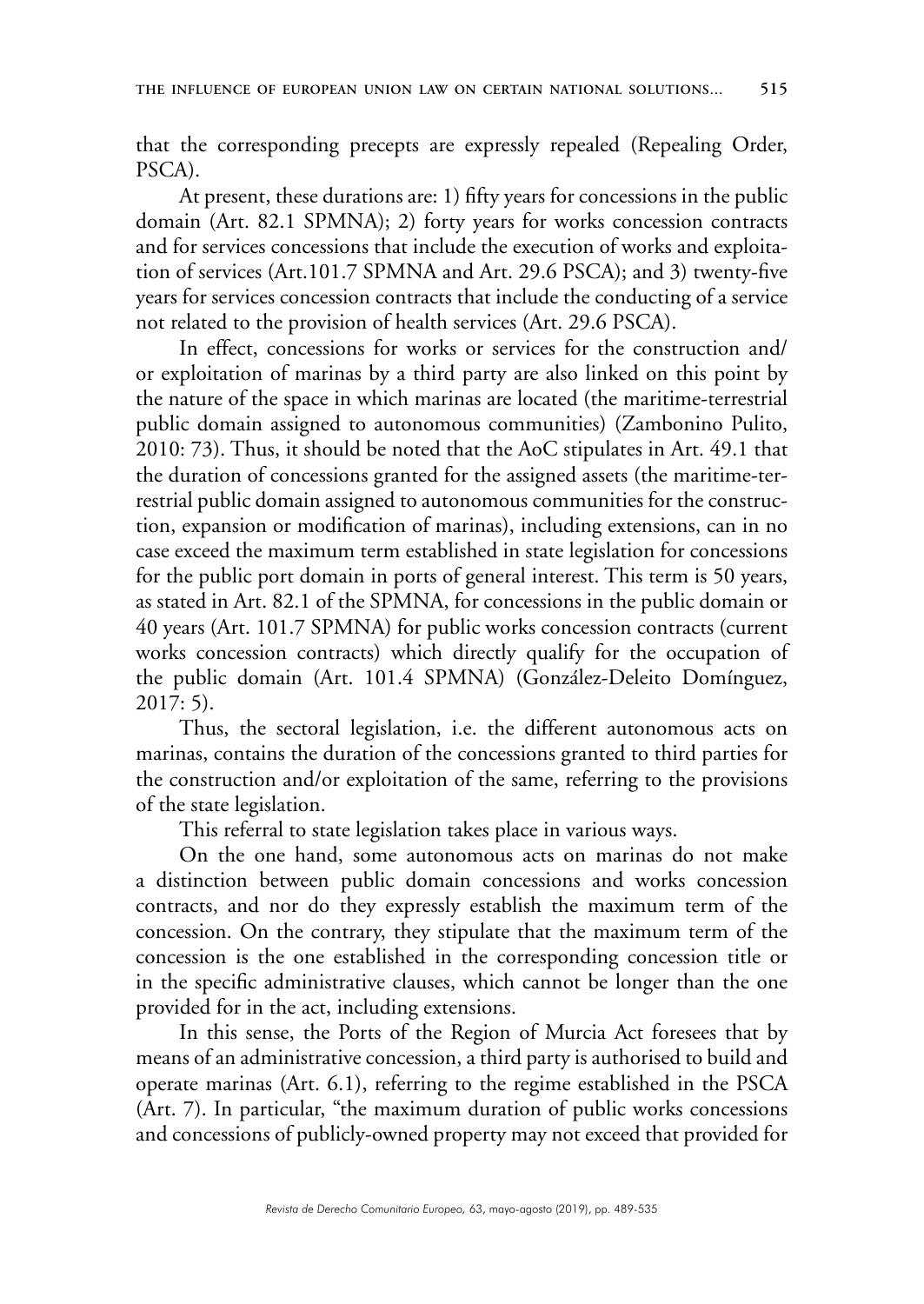that the corresponding precepts are expressly repealed (Repealing Order, PSCA).

At present, these durations are: 1) fifty years for concessions in the public domain (Art. 82.1 SPMNA); 2) forty years for works concession contracts and for services concessions that include the execution of works and exploitation of services (Art.101.7 SPMNA and Art. 29.6 PSCA); and 3) twenty-five years for services concession contracts that include the conducting of a service not related to the provision of health services (Art. 29.6 PSCA).

In effect, concessions for works or services for the construction and/or exploitation of marinas by a third party are also linked on this point by the nature of the space in which marinas are located (the maritime-terrestrial public domain assigned to autonomous communities) (Zambonino Pulito, 2010: 73). Thus, it should be noted that the AoC stipulates in Art. 49.1 that the duration of concessions granted for the assigned assets (the maritime-terrestrial public domain assigned to autonomous communities for the construction, expansion or modification of marinas), including extensions, can in no case exceed the maximum term established in state legislation for concessions for the public port domain in ports of general interest. This term is 50 years, as stated in Art. 82.1 of the SPMNA, for concessions in the public domain or 40 years (Art. 101.7 SPMNA) for public works concession contracts (current works concession contracts) which directly qualify for the occupation of the public domain (Art. 101.4 SPMNA) (González-Deleito Domínguez, 2017: 5).

Thus, the sectoral legislation, i.e. the different autonomous acts on marinas, contains the duration of the concessions granted to third parties for the construction and/or exploitation of the same, referring to the provisions of the state legislation.

This referral to state legislation takes place in various ways.

On the one hand, some autonomous acts on marinas do not make a distinction between public domain concessions and works concession contracts, and nor do they expressly establish the maximum term of the concession. On the contrary, they stipulate that the maximum term of the concession is the one established in the corresponding concession title or in the specific administrative clauses, which cannot be longer than the one provided for in the act, including extensions.

In this sense, the Ports of the Region of Murcia Act foresees that by means of an administrative concession, a third party is authorised to build and operate marinas (Art. 6.1), referring to the regime established in the PSCA (Art. 7). In particular, "the maximum duration of public works concessions and concessions of publicly-owned property may not exceed that provided for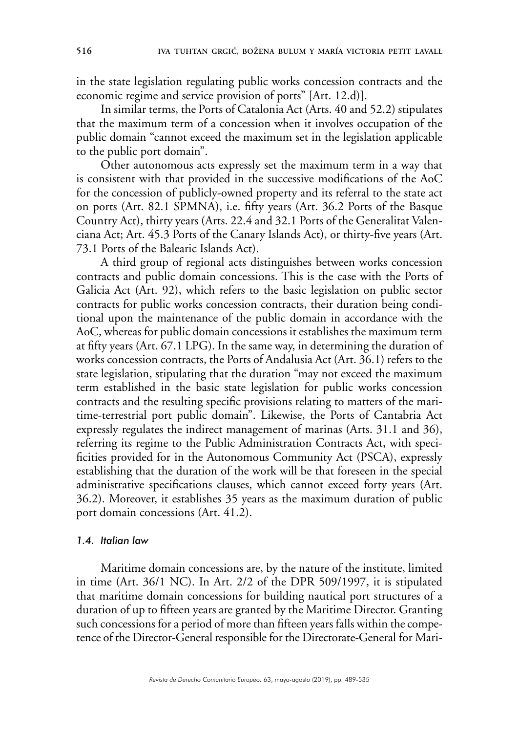in the state legislation regulating public works concession contracts and the economic regime and service provision of ports" [Art. 12.d)].

In similar terms, the Ports of Catalonia Act (Arts. 40 and 52.2) stipulates that the maximum term of a concession when it involves occupation of the public domain "cannot exceed the maximum set in the legislation applicable to the public port domain".

Other autonomous acts expressly set the maximum term in a way that is consistent with that provided in the successive modifications of the AoC for the concession of publicly-owned property and its referral to the state act on ports (Art. 82.1 SPMNA), i.e. fifty years (Art. 36.2 Ports of the Basque Country Act), thirty years (Arts. 22.4 and 32.1 Ports of the Generalitat Valenciana Act; Art. 45.3 Ports of the Canary Islands Act), or thirty-five years (Art. 73.1 Ports of the Balearic Islands Act).

A third group of regional acts distinguishes between works concession contracts and public domain concessions. This is the case with the Ports of Galicia Act (Art. 92), which refers to the basic legislation on public sector contracts for public works concession contracts, their duration being conditional upon the maintenance of the public domain in accordance with the AoC, whereas for public domain concessions it establishes the maximum term at fifty years (Art. 67.1 LPG). In the same way, in determining the duration of works concession contracts, the Ports of Andalusia Act (Art. 36.1) refers to the state legislation, stipulating that the duration "may not exceed the maximum term established in the basic state legislation for public works concession contracts and the resulting specific provisions relating to matters of the maritime-terrestrial port public domain". Likewise, the Ports of Cantabria Act expressly regulates the indirect management of marinas (Arts. 31.1 and 36), referring its regime to the Public Administration Contracts Act, with specificities provided for in the Autonomous Community Act (PSCA), expressly establishing that the duration of the work will be that foreseen in the special administrative specifications clauses, which cannot exceed forty years (Art. 36.2). Moreover, it establishes 35 years as the maximum duration of public port domain concessions (Art. 41.2).

### *1.4. Italian law*

Maritime domain concessions are, by the nature of the institute, limited in time (Art. 36/1 NC). In Art. 2/2 of the DPR 509/1997, it is stipulated that maritime domain concessions for building nautical port structures of a duration of up to fifteen years are granted by the Maritime Director. Granting such concessions for a period of more than fifteen years falls within the competence of the Director-General responsible for the Directorate-General for Mari-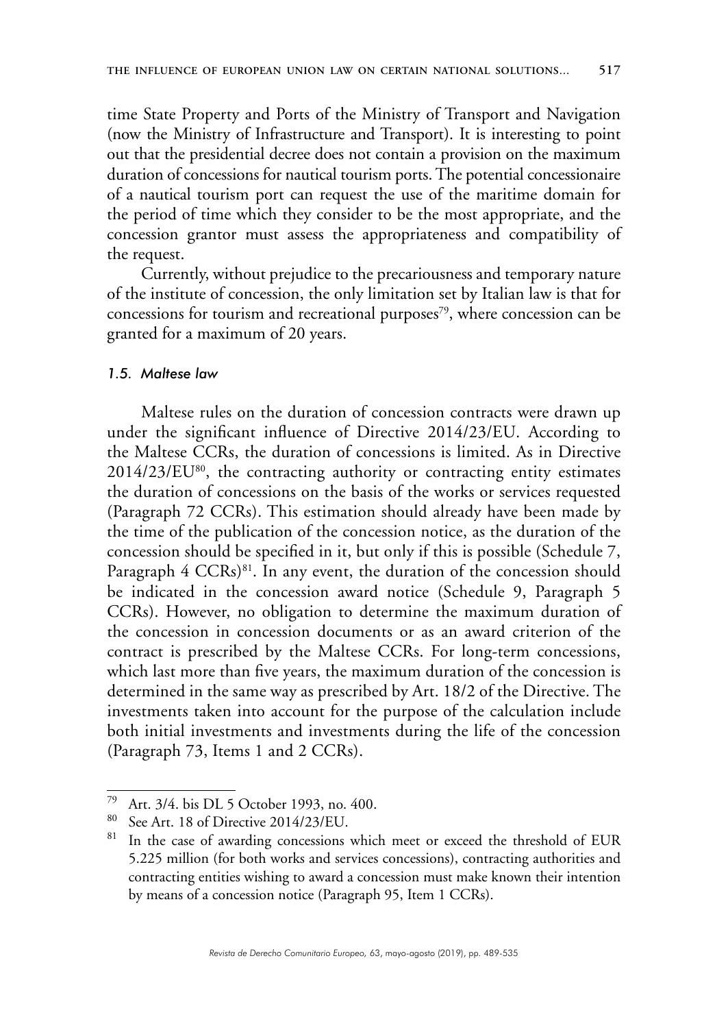time State Property and Ports of the Ministry of Transport and Navigation (now the Ministry of Infrastructure and Transport). It is interesting to point out that the presidential decree does not contain a provision on the maximum duration of concessions for nautical tourism ports. The potential concessionaire of a nautical tourism port can request the use of the maritime domain for the period of time which they consider to be the most appropriate, and the concession grantor must assess the appropriateness and compatibility of the request.

Currently, without prejudice to the precariousness and temporary nature of the institute of concession, the only limitation set by Italian law is that for concessions for tourism and recreational purposes[79], where concession can be granted for a maximum of 20 years.

### *1.5. Maltese law*

Maltese rules on the duration of concession contracts were drawn up under the significant influence of Directive 2014/23/EU. According to the Maltese CCRs, the duration of concessions is limited. As in Directive 2014/23/EU[80], the contracting authority or contracting entity estimates the duration of concessions on the basis of the works or services requested (Paragraph 72 CCRs). This estimation should already have been made by the time of the publication of the concession notice, as the duration of the concession should be specified in it, but only if this is possible (Schedule 7, Paragraph 4 CCRs)[81]. In any event, the duration of the concession should be indicated in the concession award notice (Schedule 9, Paragraph 5 CCRs). However, no obligation to determine the maximum duration of the concession in concession documents or as an award criterion of the contract is prescribed by the Maltese CCRs. For long-term concessions, which last more than five years, the maximum duration of the concession is determined in the same way as prescribed by Art. 18/2 of the Directive. The investments taken into account for the purpose of the calculation include both initial investments and investments during the life of the concession (Paragraph 73, Items 1 and 2 CCRs).

---

[79] Art. 3/4. bis DL 5 October 1993, no. 400.

[80] See Art. 18 of Directive 2014/23/EU.

[81] In the case of awarding concessions which meet or exceed the threshold of EUR 5.225 million (for both works and services concessions), contracting authorities and contracting entities wishing to award a concession must make known their intention by means of a concession notice (Paragraph 95, Item 1 CCRs).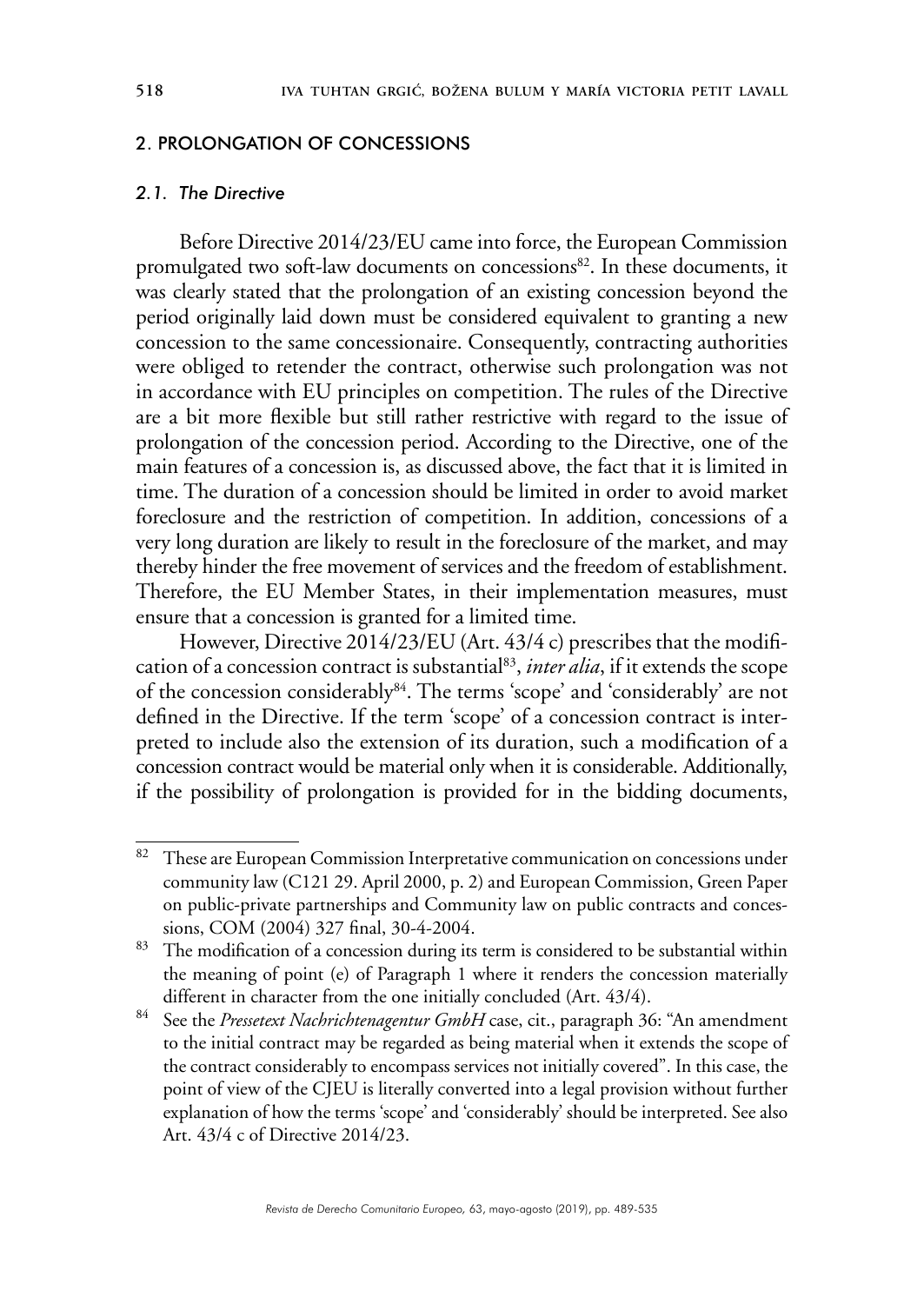## 2. PROLONGATION OF CONCESSIONS

### *2.1. The Directive*

Before Directive 2014/23/EU came into force, the European Commission promulgated two soft-law documents on concessions[82]. In these documents, it was clearly stated that the prolongation of an existing concession beyond the period originally laid down must be considered equivalent to granting a new concession to the same concessionaire. Consequently, contracting authorities were obliged to retender the contract, otherwise such prolongation was not in accordance with EU principles on competition. The rules of the Directive are a bit more flexible but still rather restrictive with regard to the issue of prolongation of the concession period. According to the Directive, one of the main features of a concession is, as discussed above, the fact that it is limited in time. The duration of a concession should be limited in order to avoid market foreclosure and the restriction of competition. In addition, concessions of a very long duration are likely to result in the foreclosure of the market, and may thereby hinder the free movement of services and the freedom of establishment. Therefore, the EU Member States, in their implementation measures, must ensure that a concession is granted for a limited time.

However, Directive 2014/23/EU (Art. 43/4 c) prescribes that the modification of a concession contract is substantial[83], *inter alia*, if it extends the scope of the concession considerably[84]. The terms 'scope' and 'considerably' are not defined in the Directive. If the term 'scope' of a concession contract is interpreted to include also the extension of its duration, such a modification of a concession contract would be material only when it is considerable. Additionally, if the possibility of prolongation is provided for in the bidding documents,

---

[82] These are European Commission Interpretative communication on concessions under community law (C121 29. April 2000, p. 2) and European Commission, Green Paper on public-private partnerships and Community law on public contracts and concessions, COM (2004) 327 final, 30-4-2004.

[83] The modification of a concession during its term is considered to be substantial within the meaning of point (e) of Paragraph 1 where it renders the concession materially different in character from the one initially concluded (Art. 43/4).

[84] See the *Pressetext Nachrichtenagentur GmbH* case, cit., paragraph 36: "An amendment to the initial contract may be regarded as being material when it extends the scope of the contract considerably to encompass services not initially covered". In this case, the point of view of the CJEU is literally converted into a legal provision without further explanation of how the terms 'scope' and 'considerably' should be interpreted. See also Art. 43/4 c of Directive 2014/23.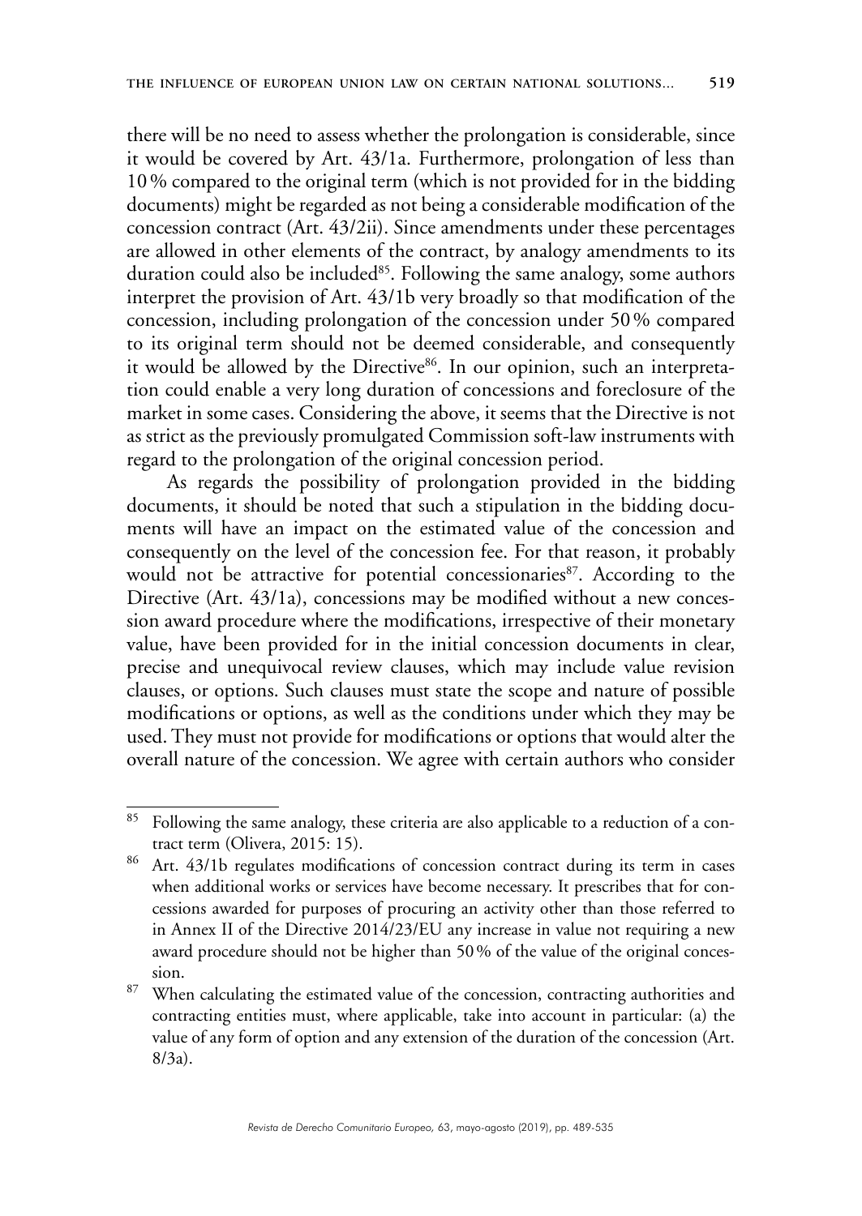there will be no need to assess whether the prolongation is considerable, since it would be covered by Art. 43/1a. Furthermore, prolongation of less than 10 % compared to the original term (which is not provided for in the bidding documents) might be regarded as not being a considerable modification of the concession contract (Art. 43/2ii). Since amendments under these percentages are allowed in other elements of the contract, by analogy amendments to its duration could also be included[85]. Following the same analogy, some authors interpret the provision of Art. 43/1b very broadly so that modification of the concession, including prolongation of the concession under 50 % compared to its original term should not be deemed considerable, and consequently it would be allowed by the Directive[86]. In our opinion, such an interpretation could enable a very long duration of concessions and foreclosure of the market in some cases. Considering the above, it seems that the Directive is not as strict as the previously promulgated Commission soft-law instruments with regard to the prolongation of the original concession period.

As regards the possibility of prolongation provided in the bidding documents, it should be noted that such a stipulation in the bidding documents will have an impact on the estimated value of the concession and consequently on the level of the concession fee. For that reason, it probably would not be attractive for potential concessionaries[87]. According to the Directive (Art. 43/1a), concessions may be modified without a new concession award procedure where the modifications, irrespective of their monetary value, have been provided for in the initial concession documents in clear, precise and unequivocal review clauses, which may include value revision clauses, or options. Such clauses must state the scope and nature of possible modifications or options, as well as the conditions under which they may be used. They must not provide for modifications or options that would alter the overall nature of the concession. We agree with certain authors who consider

---

[85] Following the same analogy, these criteria are also applicable to a reduction of a contract term (Olivera, 2015: 15).

[86] Art. 43/1b regulates modifications of concession contract during its term in cases when additional works or services have become necessary. It prescribes that for concessions awarded for purposes of procuring an activity other than those referred to in Annex II of the Directive 2014/23/EU any increase in value not requiring a new award procedure should not be higher than 50 % of the value of the original concession.

[87] When calculating the estimated value of the concession, contracting authorities and contracting entities must, where applicable, take into account in particular: (a) the value of any form of option and any extension of the duration of the concession (Art. 8/3a).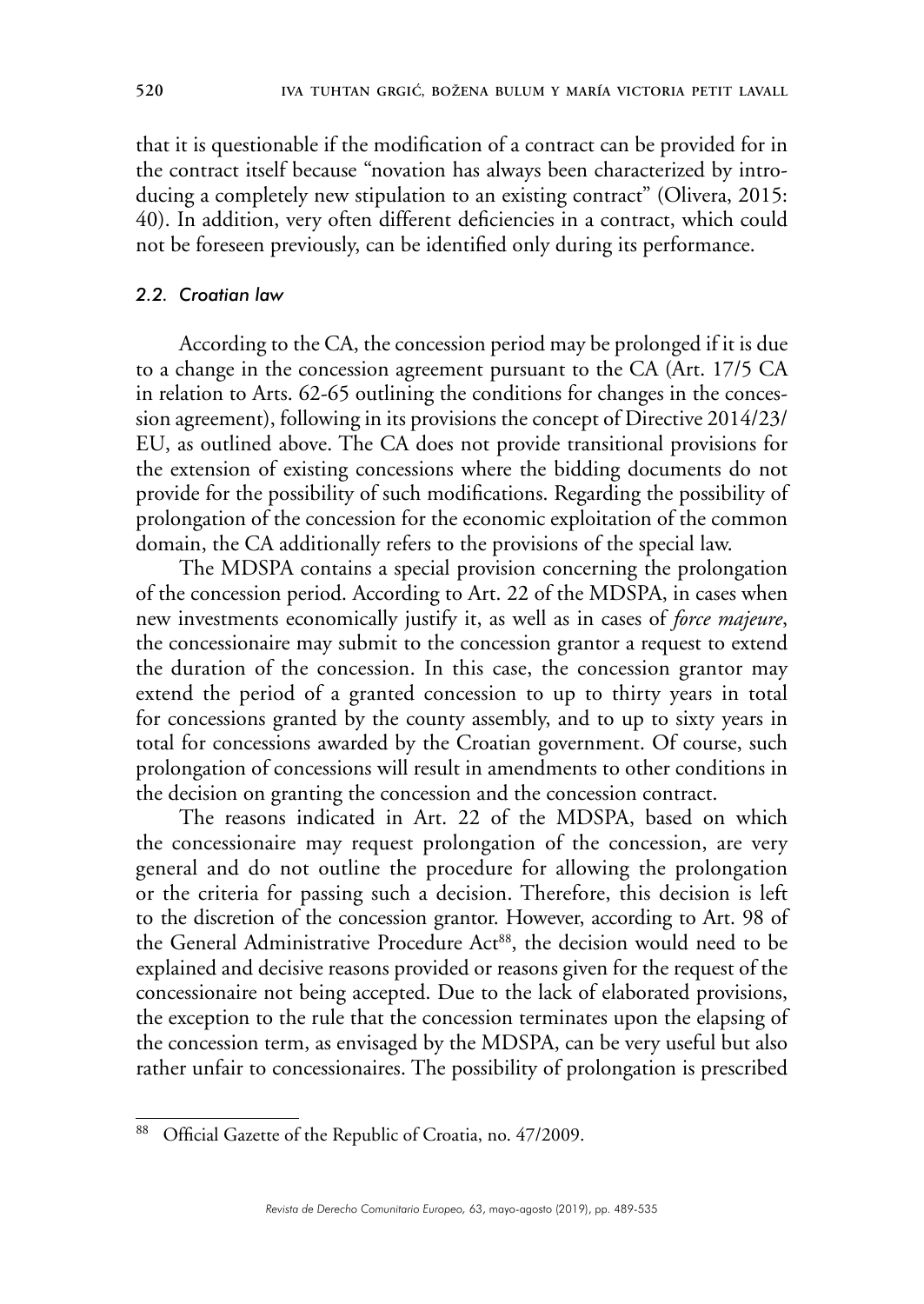that it is questionable if the modification of a contract can be provided for in the contract itself because "novation has always been characterized by introducing a completely new stipulation to an existing contract" (Olivera, 2015: 40). In addition, very often different deficiencies in a contract, which could not be foreseen previously, can be identified only during its performance.

### *2.2. Croatian law*

According to the CA, the concession period may be prolonged if it is due to a change in the concession agreement pursuant to the CA (Art. 17/5 CA in relation to Arts. 62-65 outlining the conditions for changes in the concession agreement), following in its provisions the concept of Directive 2014/23/EU, as outlined above. The CA does not provide transitional provisions for the extension of existing concessions where the bidding documents do not provide for the possibility of such modifications. Regarding the possibility of prolongation of the concession for the economic exploitation of the common domain, the CA additionally refers to the provisions of the special law.

The MDSPA contains a special provision concerning the prolongation of the concession period. According to Art. 22 of the MDSPA, in cases when new investments economically justify it, as well as in cases of *force majeure*, the concessionaire may submit to the concession grantor a request to extend the duration of the concession. In this case, the concession grantor may extend the period of a granted concession to up to thirty years in total for concessions granted by the county assembly, and to up to sixty years in total for concessions awarded by the Croatian government. Of course, such prolongation of concessions will result in amendments to other conditions in the decision on granting the concession and the concession contract.

The reasons indicated in Art. 22 of the MDSPA, based on which the concessionaire may request prolongation of the concession, are very general and do not outline the procedure for allowing the prolongation or the criteria for passing such a decision. Therefore, this decision is left to the discretion of the concession grantor. However, according to Art. 98 of the General Administrative Procedure Act[88], the decision would need to be explained and decisive reasons provided or reasons given for the request of the concessionaire not being accepted. Due to the lack of elaborated provisions, the exception to the rule that the concession terminates upon the elapsing of the concession term, as envisaged by the MDSPA, can be very useful but also rather unfair to concessionaires. The possibility of prolongation is prescribed

---

[88] Official Gazette of the Republic of Croatia, no. 47/2009.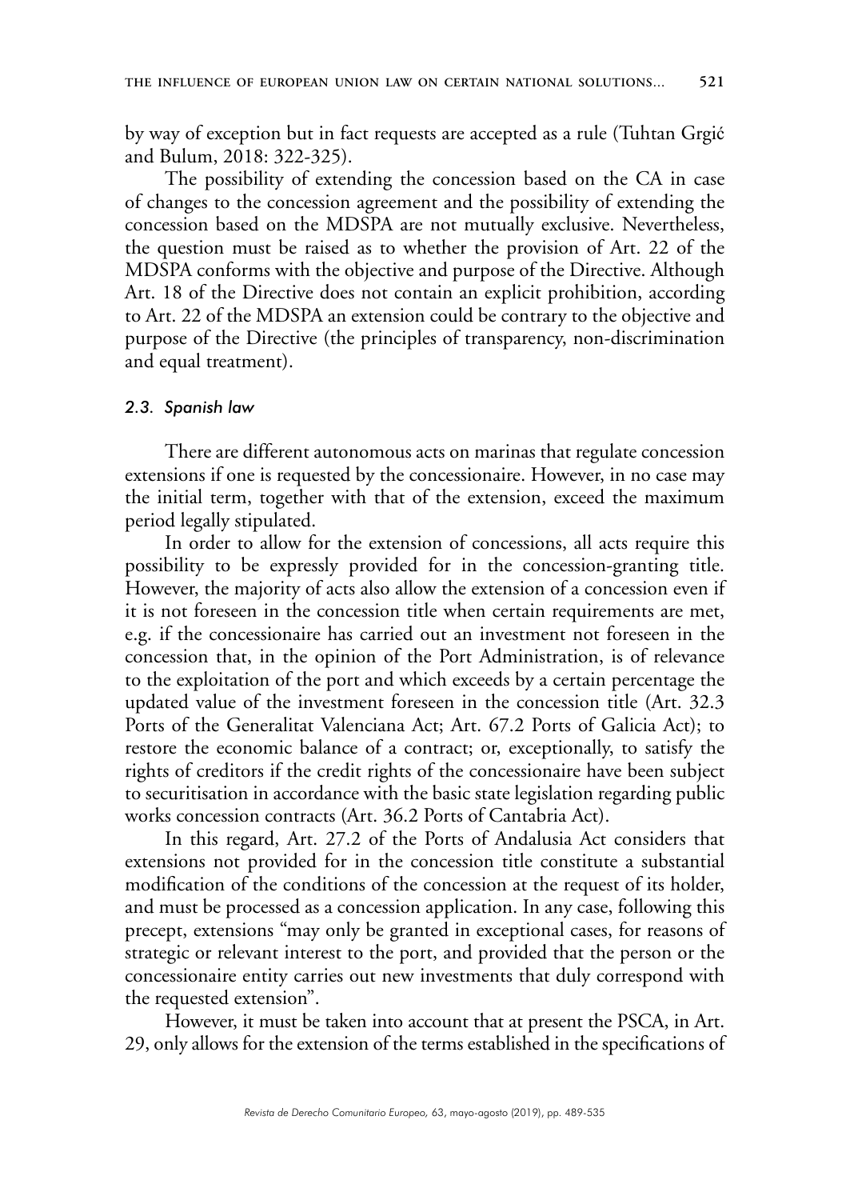by way of exception but in fact requests are accepted as a rule (Tuhtan Grgić and Bulum, 2018: 322-325).

The possibility of extending the concession based on the CA in case of changes to the concession agreement and the possibility of extending the concession based on the MDSPA are not mutually exclusive. Nevertheless, the question must be raised as to whether the provision of Art. 22 of the MDSPA conforms with the objective and purpose of the Directive. Although Art. 18 of the Directive does not contain an explicit prohibition, according to Art. 22 of the MDSPA an extension could be contrary to the objective and purpose of the Directive (the principles of transparency, non-discrimination and equal treatment).

### *2.3. Spanish law*

There are different autonomous acts on marinas that regulate concession extensions if one is requested by the concessionaire. However, in no case may the initial term, together with that of the extension, exceed the maximum period legally stipulated.

In order to allow for the extension of concessions, all acts require this possibility to be expressly provided for in the concession-granting title. However, the majority of acts also allow the extension of a concession even if it is not foreseen in the concession title when certain requirements are met, e.g. if the concessionaire has carried out an investment not foreseen in the concession that, in the opinion of the Port Administration, is of relevance to the exploitation of the port and which exceeds by a certain percentage the updated value of the investment foreseen in the concession title (Art. 32.3 Ports of the Generalitat Valenciana Act; Art. 67.2 Ports of Galicia Act); to restore the economic balance of a contract; or, exceptionally, to satisfy the rights of creditors if the credit rights of the concessionaire have been subject to securitisation in accordance with the basic state legislation regarding public works concession contracts (Art. 36.2 Ports of Cantabria Act).

In this regard, Art. 27.2 of the Ports of Andalusia Act considers that extensions not provided for in the concession title constitute a substantial modification of the conditions of the concession at the request of its holder, and must be processed as a concession application. In any case, following this precept, extensions "may only be granted in exceptional cases, for reasons of strategic or relevant interest to the port, and provided that the person or the concessionaire entity carries out new investments that duly correspond with the requested extension".

However, it must be taken into account that at present the PSCA, in Art. 29, only allows for the extension of the terms established in the specifications of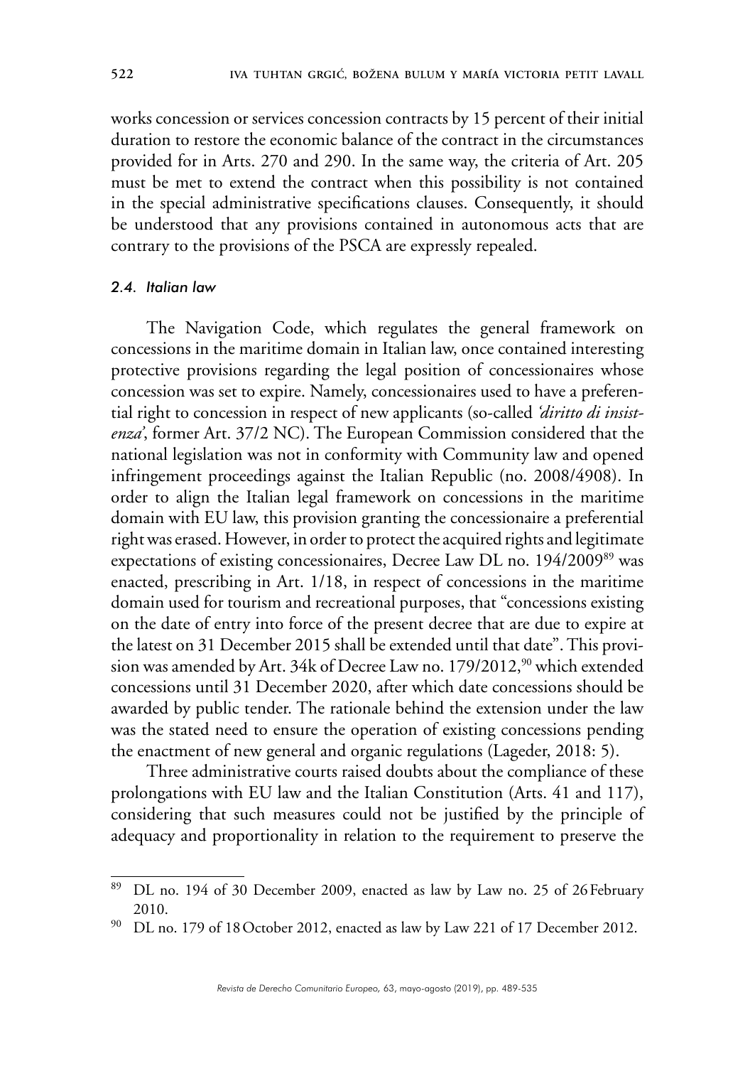works concession or services concession contracts by 15 percent of their initial duration to restore the economic balance of the contract in the circumstances provided for in Arts. 270 and 290. In the same way, the criteria of Art. 205 must be met to extend the contract when this possibility is not contained in the special administrative specifications clauses. Consequently, it should be understood that any provisions contained in autonomous acts that are contrary to the provisions of the PSCA are expressly repealed.

### *2.4. Italian law*

The Navigation Code, which regulates the general framework on concessions in the maritime domain in Italian law, once contained interesting protective provisions regarding the legal position of concessionaires whose concession was set to expire. Namely, concessionaires used to have a preferential right to concession in respect of new applicants (so-called *'diritto di insistenza'*, former Art. 37/2 NC). The European Commission considered that the national legislation was not in conformity with Community law and opened infringement proceedings against the Italian Republic (no. 2008/4908). In order to align the Italian legal framework on concessions in the maritime domain with EU law, this provision granting the concessionaire a preferential right was erased. However, in order to protect the acquired rights and legitimate expectations of existing concessionaires, Decree Law DL no. 194/2009[89] was enacted, prescribing in Art. 1/18, in respect of concessions in the maritime domain used for tourism and recreational purposes, that "concessions existing on the date of entry into force of the present decree that are due to expire at the latest on 31 December 2015 shall be extended until that date". This provision was amended by Art. 34k of Decree Law no. 179/2012,[90] which extended concessions until 31 December 2020, after which date concessions should be awarded by public tender. The rationale behind the extension under the law was the stated need to ensure the operation of existing concessions pending the enactment of new general and organic regulations (Lageder, 2018: 5).

Three administrative courts raised doubts about the compliance of these prolongations with EU law and the Italian Constitution (Arts. 41 and 117), considering that such measures could not be justified by the principle of adequacy and proportionality in relation to the requirement to preserve the

---

[89] DL no. 194 of 30 December 2009, enacted as law by Law no. 25 of 26 February 2010.

[90] DL no. 179 of 18 October 2012, enacted as law by Law 221 of 17 December 2012.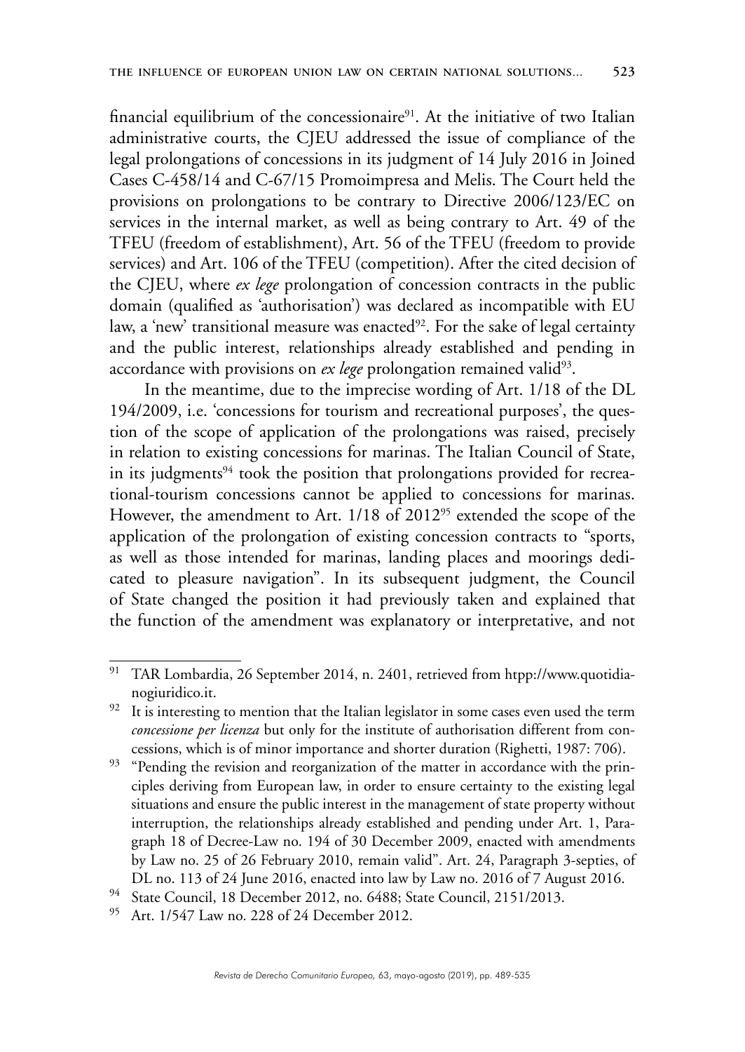financial equilibrium of the concessionaire[91]. At the initiative of two Italian administrative courts, the CJEU addressed the issue of compliance of the legal prolongations of concessions in its judgment of 14 July 2016 in Joined Cases C-458/14 and C-67/15 Promoimpresa and Melis. The Court held the provisions on prolongations to be contrary to Directive 2006/123/EC on services in the internal market, as well as being contrary to Art. 49 of the TFEU (freedom of establishment), Art. 56 of the TFEU (freedom to provide services) and Art. 106 of the TFEU (competition). After the cited decision of the CJEU, where *ex lege* prolongation of concession contracts in the public domain (qualified as 'authorisation') was declared as incompatible with EU law, a 'new' transitional measure was enacted[92]. For the sake of legal certainty and the public interest, relationships already established and pending in accordance with provisions on *ex lege* prolongation remained valid[93].

In the meantime, due to the imprecise wording of Art. 1/18 of the DL 194/2009, i.e. 'concessions for tourism and recreational purposes', the question of the scope of application of the prolongations was raised, precisely in relation to existing concessions for marinas. The Italian Council of State, in its judgments[94] took the position that prolongations provided for recreational-tourism concessions cannot be applied to concessions for marinas. However, the amendment to Art. 1/18 of 2012[95] extended the scope of the application of the prolongation of existing concession contracts to "sports, as well as those intended for marinas, landing places and moorings dedicated to pleasure navigation". In its subsequent judgment, the Council of State changed the position it had previously taken and explained that the function of the amendment was explanatory or interpretative, and not

---

[91] TAR Lombardia, 26 September 2014, n. 2401, retrieved from htpp://www.quotidianogiuridico.it.

[92] It is interesting to mention that the Italian legislator in some cases even used the term *concessione per licenza* but only for the institute of authorisation different from concessions, which is of minor importance and shorter duration (Righetti, 1987: 706).

[93] "Pending the revision and reorganization of the matter in accordance with the principles deriving from European law, in order to ensure certainty to the existing legal situations and ensure the public interest in the management of state property without interruption, the relationships already established and pending under Art. 1, Paragraph 18 of Decree-Law no. 194 of 30 December 2009, enacted with amendments by Law no. 25 of 26 February 2010, remain valid". Art. 24, Paragraph 3-septies, of DL no. 113 of 24 June 2016, enacted into law by Law no. 2016 of 7 August 2016.

[94] State Council, 18 December 2012, no. 6488; State Council, 2151/2013.

[95] Art. 1/547 Law no. 228 of 24 December 2012.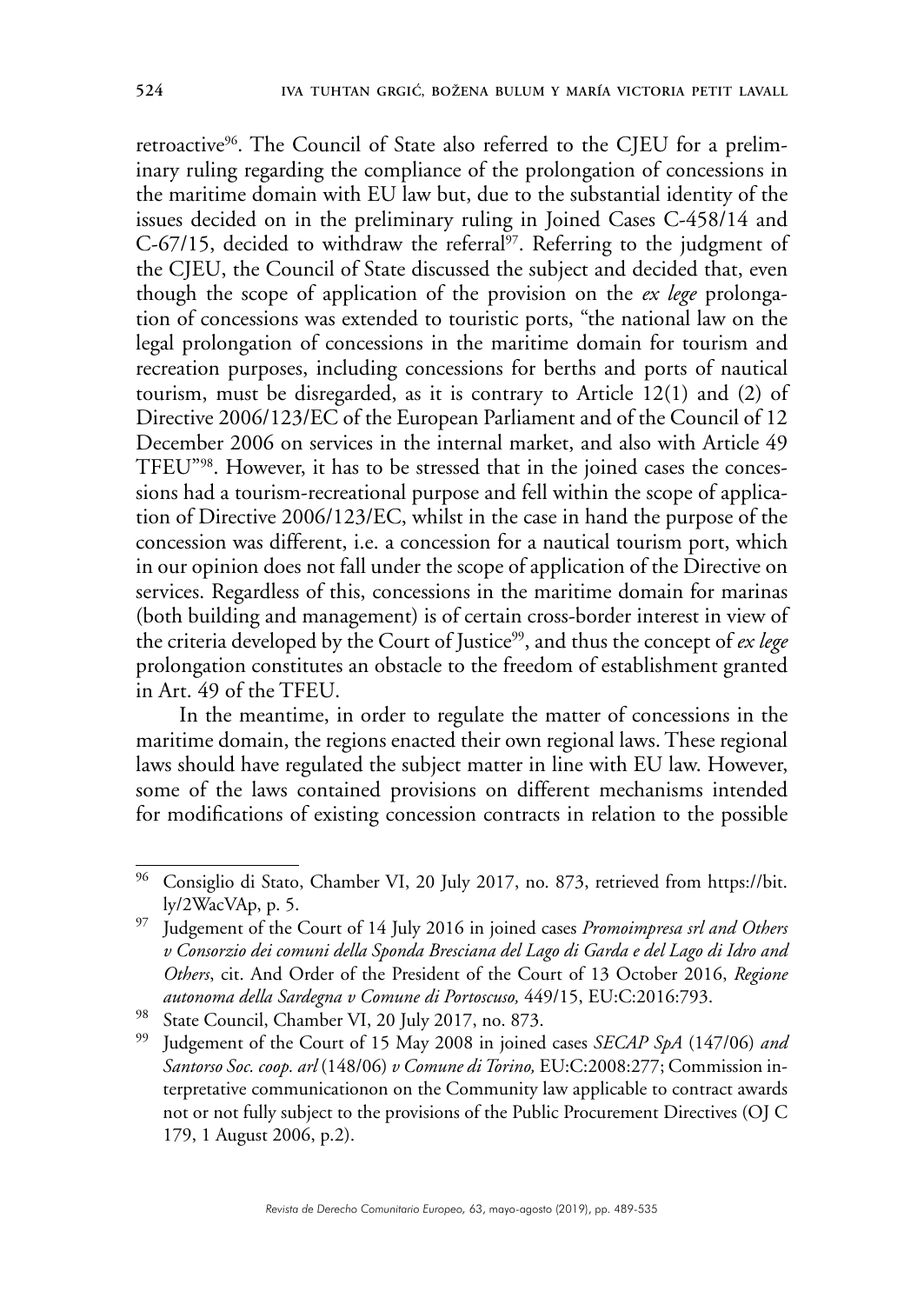retroactive[96]. The Council of State also referred to the CJEU for a preliminary ruling regarding the compliance of the prolongation of concessions in the maritime domain with EU law but, due to the substantial identity of the issues decided on in the preliminary ruling in Joined Cases C-458/14 and C-67/15, decided to withdraw the referral[97]. Referring to the judgment of the CJEU, the Council of State discussed the subject and decided that, even though the scope of application of the provision on the *ex lege* prolongation of concessions was extended to touristic ports, "the national law on the legal prolongation of concessions in the maritime domain for tourism and recreation purposes, including concessions for berths and ports of nautical tourism, must be disregarded, as it is contrary to Article 12(1) and (2) of Directive 2006/123/EC of the European Parliament and of the Council of 12 December 2006 on services in the internal market, and also with Article 49 TFEU"[98]. However, it has to be stressed that in the joined cases the concessions had a tourism-recreational purpose and fell within the scope of application of Directive 2006/123/EC, whilst in the case in hand the purpose of the concession was different, i.e. a concession for a nautical tourism port, which in our opinion does not fall under the scope of application of the Directive on services. Regardless of this, concessions in the maritime domain for marinas (both building and management) is of certain cross-border interest in view of the criteria developed by the Court of Justice[99], and thus the concept of *ex lege* prolongation constitutes an obstacle to the freedom of establishment granted in Art. 49 of the TFEU.

In the meantime, in order to regulate the matter of concessions in the maritime domain, the regions enacted their own regional laws. These regional laws should have regulated the subject matter in line with EU law. However, some of the laws contained provisions on different mechanisms intended for modifications of existing concession contracts in relation to the possible

---

[96] Consiglio di Stato, Chamber VI, 20 July 2017, no. 873, retrieved from https://bit.ly/2WacVAp, p. 5.

[97] Judgement of the Court of 14 July 2016 in joined cases *Promoimpresa srl and Others v Consorzio dei comuni della Sponda Bresciana del Lago di Garda e del Lago di Idro and Others*, cit. And Order of the President of the Court of 13 October 2016, *Regione autonoma della Sardegna v Comune di Portoscuso,* 449/15, EU:C:2016:793.

[98] State Council, Chamber VI, 20 July 2017, no. 873.

[99] Judgement of the Court of 15 May 2008 in joined cases *SECAP SpA* (147/06) *and Santorso Soc. coop. arl* (148/06) *v Comune di Torino,* EU:C:2008:277; Commission interpretative communicationon on the Community law applicable to contract awards not or not fully subject to the provisions of the Public Procurement Directives (OJ C 179, 1 August 2006, p.2).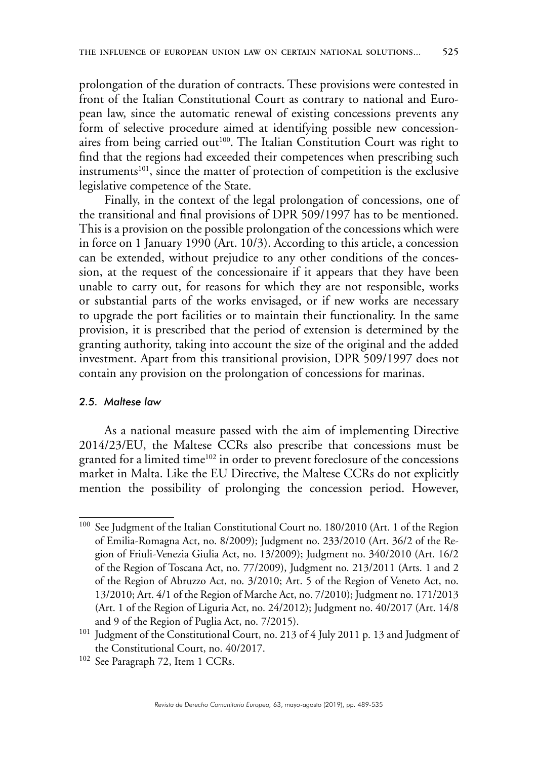prolongation of the duration of contracts. These provisions were contested in front of the Italian Constitutional Court as contrary to national and European law, since the automatic renewal of existing concessions prevents any form of selective procedure aimed at identifying possible new concessionaires from being carried out[100]. The Italian Constitution Court was right to find that the regions had exceeded their competences when prescribing such instruments[101], since the matter of protection of competition is the exclusive legislative competence of the State.

Finally, in the context of the legal prolongation of concessions, one of the transitional and final provisions of DPR 509/1997 has to be mentioned. This is a provision on the possible prolongation of the concessions which were in force on 1 January 1990 (Art. 10/3). According to this article, a concession can be extended, without prejudice to any other conditions of the concession, at the request of the concessionaire if it appears that they have been unable to carry out, for reasons for which they are not responsible, works or substantial parts of the works envisaged, or if new works are necessary to upgrade the port facilities or to maintain their functionality. In the same provision, it is prescribed that the period of extension is determined by the granting authority, taking into account the size of the original and the added investment. Apart from this transitional provision, DPR 509/1997 does not contain any provision on the prolongation of concessions for marinas.

### *2.5. Maltese law*

As a national measure passed with the aim of implementing Directive 2014/23/EU, the Maltese CCRs also prescribe that concessions must be granted for a limited time[102] in order to prevent foreclosure of the concessions market in Malta. Like the EU Directive, the Maltese CCRs do not explicitly mention the possibility of prolonging the concession period. However,

---

[100] See Judgment of the Italian Constitutional Court no. 180/2010 (Art. 1 of the Region of Emilia-Romagna Act, no. 8/2009); Judgment no. 233/2010 (Art. 36/2 of the Region of Friuli-Venezia Giulia Act, no. 13/2009); Judgment no. 340/2010 (Art. 16/2 of the Region of Toscana Act, no. 77/2009), Judgment no. 213/2011 (Arts. 1 and 2 of the Region of Abruzzo Act, no. 3/2010; Art. 5 of the Region of Veneto Act, no. 13/2010; Art. 4/1 of the Region of Marche Act, no. 7/2010); Judgment no. 171/2013 (Art. 1 of the Region of Liguria Act, no. 24/2012); Judgment no. 40/2017 (Art. 14/8 and 9 of the Region of Puglia Act, no. 7/2015).

[101] Judgment of the Constitutional Court, no. 213 of 4 July 2011 p. 13 and Judgment of the Constitutional Court, no. 40/2017.

[102] See Paragraph 72, Item 1 CCRs.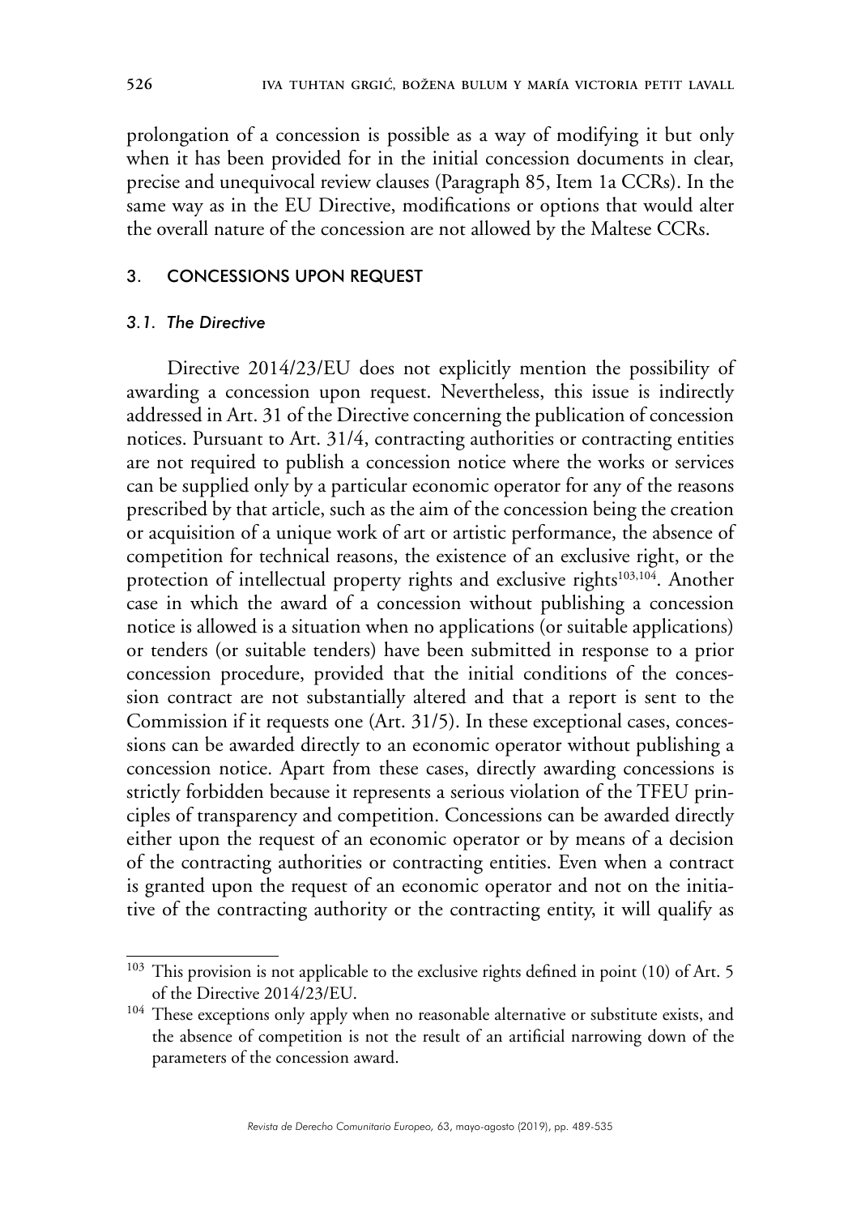prolongation of a concession is possible as a way of modifying it but only when it has been provided for in the initial concession documents in clear, precise and unequivocal review clauses (Paragraph 85, Item 1a CCRs). In the same way as in the EU Directive, modifications or options that would alter the overall nature of the concession are not allowed by the Maltese CCRs.

## 3. CONCESSIONS UPON REQUEST

### *3.1. The Directive*

Directive 2014/23/EU does not explicitly mention the possibility of awarding a concession upon request. Nevertheless, this issue is indirectly addressed in Art. 31 of the Directive concerning the publication of concession notices. Pursuant to Art. 31/4, contracting authorities or contracting entities are not required to publish a concession notice where the works or services can be supplied only by a particular economic operator for any of the reasons prescribed by that article, such as the aim of the concession being the creation or acquisition of a unique work of art or artistic performance, the absence of competition for technical reasons, the existence of an exclusive right, or the protection of intellectual property rights and exclusive rights[103,104]. Another case in which the award of a concession without publishing a concession notice is allowed is a situation when no applications (or suitable applications) or tenders (or suitable tenders) have been submitted in response to a prior concession procedure, provided that the initial conditions of the concession contract are not substantially altered and that a report is sent to the Commission if it requests one (Art. 31/5). In these exceptional cases, concessions can be awarded directly to an economic operator without publishing a concession notice. Apart from these cases, directly awarding concessions is strictly forbidden because it represents a serious violation of the TFEU principles of transparency and competition. Concessions can be awarded directly either upon the request of an economic operator or by means of a decision of the contracting authorities or contracting entities. Even when a contract is granted upon the request of an economic operator and not on the initiative of the contracting authority or the contracting entity, it will qualify as

---

[103] This provision is not applicable to the exclusive rights defined in point (10) of Art. 5 of the Directive 2014/23/EU.

[104] These exceptions only apply when no reasonable alternative or substitute exists, and the absence of competition is not the result of an artificial narrowing down of the parameters of the concession award.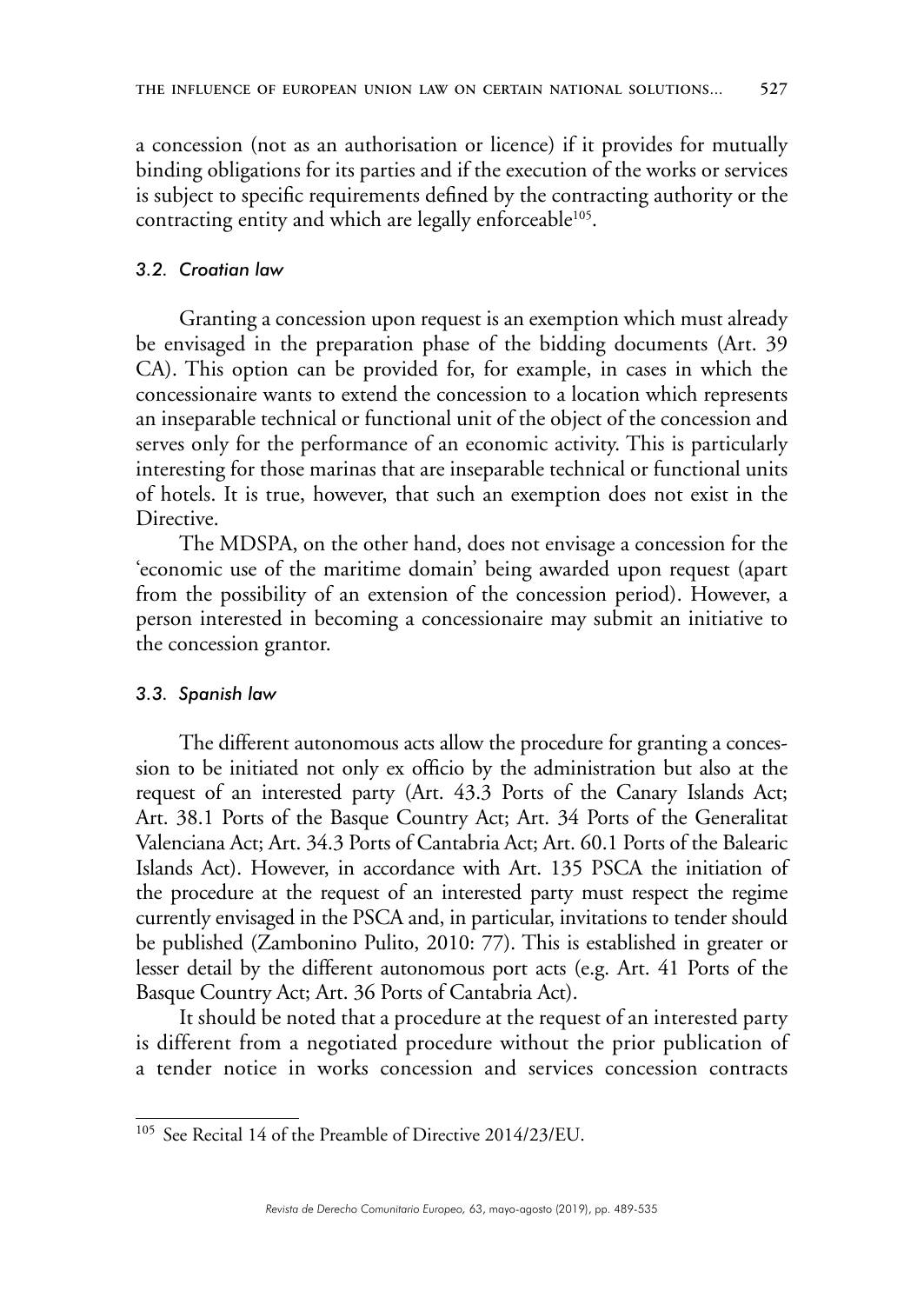a concession (not as an authorisation or licence) if it provides for mutually binding obligations for its parties and if the execution of the works or services is subject to specific requirements defined by the contracting authority or the contracting entity and which are legally enforceable[105].

### *3.2. Croatian law*

Granting a concession upon request is an exemption which must already be envisaged in the preparation phase of the bidding documents (Art. 39 CA). This option can be provided for, for example, in cases in which the concessionaire wants to extend the concession to a location which represents an inseparable technical or functional unit of the object of the concession and serves only for the performance of an economic activity. This is particularly interesting for those marinas that are inseparable technical or functional units of hotels. It is true, however, that such an exemption does not exist in the Directive.

The MDSPA, on the other hand, does not envisage a concession for the 'economic use of the maritime domain' being awarded upon request (apart from the possibility of an extension of the concession period). However, a person interested in becoming a concessionaire may submit an initiative to the concession grantor.

### *3.3. Spanish law*

The different autonomous acts allow the procedure for granting a concession to be initiated not only ex officio by the administration but also at the request of an interested party (Art. 43.3 Ports of the Canary Islands Act; Art. 38.1 Ports of the Basque Country Act; Art. 34 Ports of the Generalitat Valenciana Act; Art. 34.3 Ports of Cantabria Act; Art. 60.1 Ports of the Balearic Islands Act). However, in accordance with Art. 135 PSCA the initiation of the procedure at the request of an interested party must respect the regime currently envisaged in the PSCA and, in particular, invitations to tender should be published (Zambonino Pulito, 2010: 77). This is established in greater or lesser detail by the different autonomous port acts (e.g. Art. 41 Ports of the Basque Country Act; Art. 36 Ports of Cantabria Act).

It should be noted that a procedure at the request of an interested party is different from a negotiated procedure without the prior publication of a tender notice in works concession and services concession contracts

---

[105] See Recital 14 of the Preamble of Directive 2014/23/EU.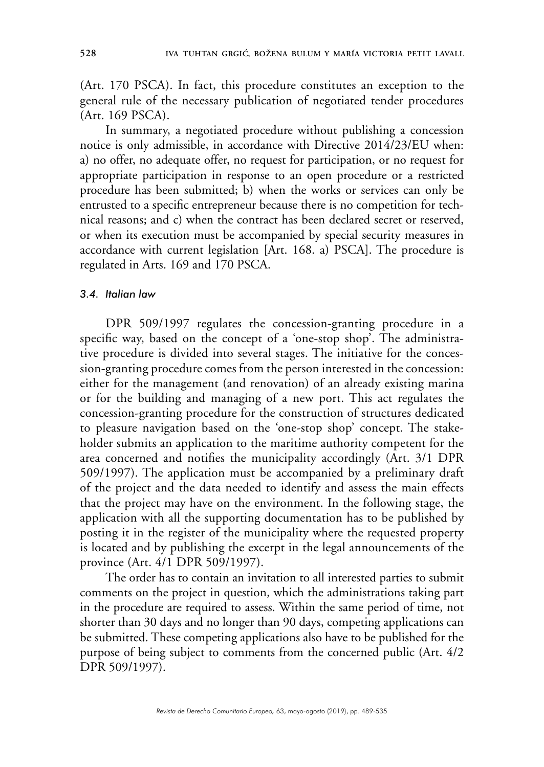(Art. 170 PSCA). In fact, this procedure constitutes an exception to the general rule of the necessary publication of negotiated tender procedures (Art. 169 PSCA).

In summary, a negotiated procedure without publishing a concession notice is only admissible, in accordance with Directive 2014/23/EU when: a) no offer, no adequate offer, no request for participation, or no request for appropriate participation in response to an open procedure or a restricted procedure has been submitted; b) when the works or services can only be entrusted to a specific entrepreneur because there is no competition for technical reasons; and c) when the contract has been declared secret or reserved, or when its execution must be accompanied by special security measures in accordance with current legislation [Art. 168. a) PSCA]. The procedure is regulated in Arts. 169 and 170 PSCA.

### *3.4. Italian law*

DPR 509/1997 regulates the concession-granting procedure in a specific way, based on the concept of a 'one-stop shop'. The administrative procedure is divided into several stages. The initiative for the concession-granting procedure comes from the person interested in the concession: either for the management (and renovation) of an already existing marina or for the building and managing of a new port. This act regulates the concession-granting procedure for the construction of structures dedicated to pleasure navigation based on the 'one-stop shop' concept. The stakeholder submits an application to the maritime authority competent for the area concerned and notifies the municipality accordingly (Art. 3/1 DPR 509/1997). The application must be accompanied by a preliminary draft of the project and the data needed to identify and assess the main effects that the project may have on the environment. In the following stage, the application with all the supporting documentation has to be published by posting it in the register of the municipality where the requested property is located and by publishing the excerpt in the legal announcements of the province (Art. 4/1 DPR 509/1997).

The order has to contain an invitation to all interested parties to submit comments on the project in question, which the administrations taking part in the procedure are required to assess. Within the same period of time, not shorter than 30 days and no longer than 90 days, competing applications can be submitted. These competing applications also have to be published for the purpose of being subject to comments from the concerned public (Art. 4/2 DPR 509/1997).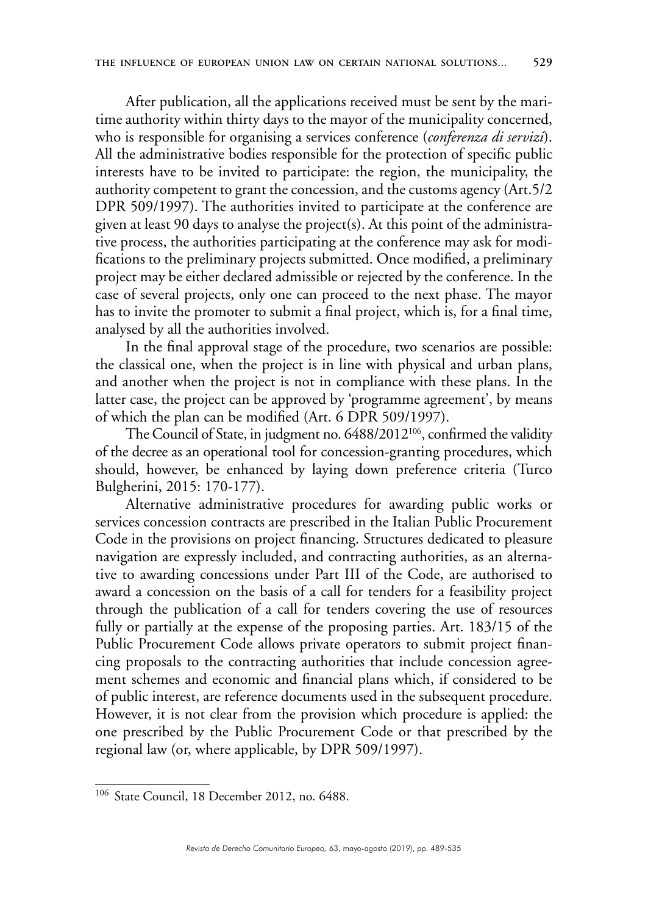After publication, all the applications received must be sent by the maritime authority within thirty days to the mayor of the municipality concerned, who is responsible for organising a services conference (*conferenza di servizi*). All the administrative bodies responsible for the protection of specific public interests have to be invited to participate: the region, the municipality, the authority competent to grant the concession, and the customs agency (Art.5/2 DPR 509/1997). The authorities invited to participate at the conference are given at least 90 days to analyse the project(s). At this point of the administrative process, the authorities participating at the conference may ask for modifications to the preliminary projects submitted. Once modified, a preliminary project may be either declared admissible or rejected by the conference. In the case of several projects, only one can proceed to the next phase. The mayor has to invite the promoter to submit a final project, which is, for a final time, analysed by all the authorities involved.

In the final approval stage of the procedure, two scenarios are possible: the classical one, when the project is in line with physical and urban plans, and another when the project is not in compliance with these plans. In the latter case, the project can be approved by 'programme agreement', by means of which the plan can be modified (Art. 6 DPR 509/1997).

The Council of State, in judgment no. 6488/2012[106], confirmed the validity of the decree as an operational tool for concession-granting procedures, which should, however, be enhanced by laying down preference criteria (Turco Bulgherini, 2015: 170-177).

Alternative administrative procedures for awarding public works or services concession contracts are prescribed in the Italian Public Procurement Code in the provisions on project financing. Structures dedicated to pleasure navigation are expressly included, and contracting authorities, as an alternative to awarding concessions under Part III of the Code, are authorised to award a concession on the basis of a call for tenders for a feasibility project through the publication of a call for tenders covering the use of resources fully or partially at the expense of the proposing parties. Art. 183/15 of the Public Procurement Code allows private operators to submit project financing proposals to the contracting authorities that include concession agreement schemes and economic and financial plans which, if considered to be of public interest, are reference documents used in the subsequent procedure. However, it is not clear from the provision which procedure is applied: the one prescribed by the Public Procurement Code or that prescribed by the regional law (or, where applicable, by DPR 509/1997).

---

[106] State Council, 18 December 2012, no. 6488.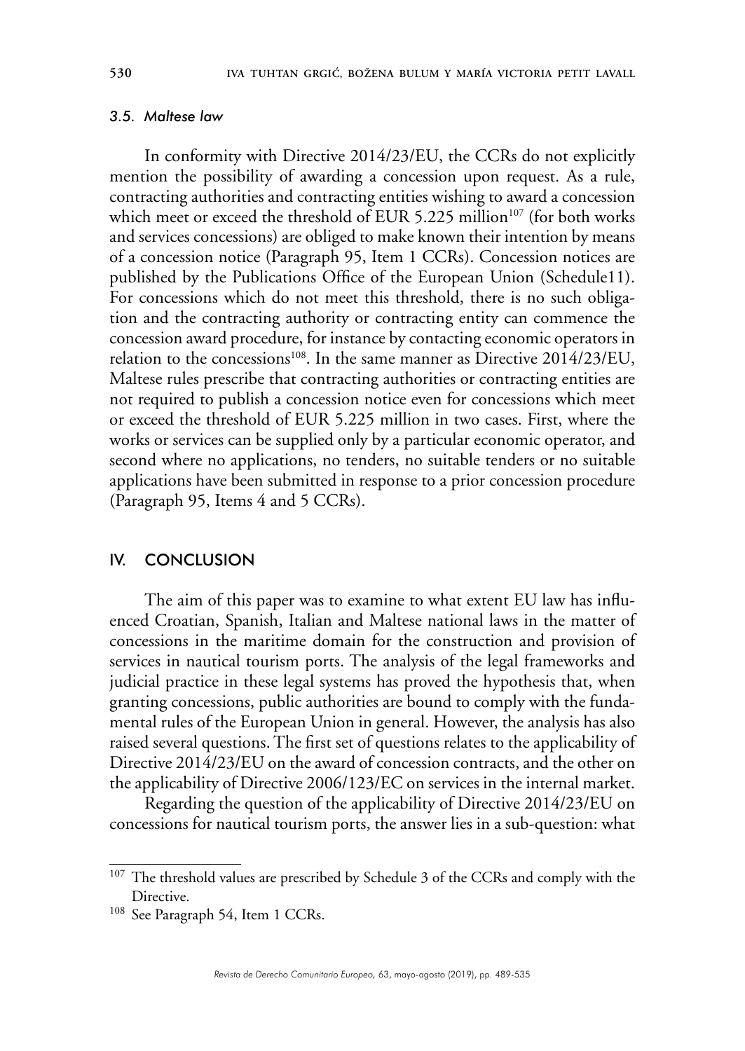### *3.5. Maltese law*

In conformity with Directive 2014/23/EU, the CCRs do not explicitly mention the possibility of awarding a concession upon request. As a rule, contracting authorities and contracting entities wishing to award a concession which meet or exceed the threshold of EUR 5.225 million[107] (for both works and services concessions) are obliged to make known their intention by means of a concession notice (Paragraph 95, Item 1 CCRs). Concession notices are published by the Publications Office of the European Union (Schedule11). For concessions which do not meet this threshold, there is no such obligation and the contracting authority or contracting entity can commence the concession award procedure, for instance by contacting economic operators in relation to the concessions[108]. In the same manner as Directive 2014/23/EU, Maltese rules prescribe that contracting authorities or contracting entities are not required to publish a concession notice even for concessions which meet or exceed the threshold of EUR 5.225 million in two cases. First, where the works or services can be supplied only by a particular economic operator, and second where no applications, no tenders, no suitable tenders or no suitable applications have been submitted in response to a prior concession procedure (Paragraph 95, Items 4 and 5 CCRs).

## IV. CONCLUSION

The aim of this paper was to examine to what extent EU law has influenced Croatian, Spanish, Italian and Maltese national laws in the matter of concessions in the maritime domain for the construction and provision of services in nautical tourism ports. The analysis of the legal frameworks and judicial practice in these legal systems has proved the hypothesis that, when granting concessions, public authorities are bound to comply with the fundamental rules of the European Union in general. However, the analysis has also raised several questions. The first set of questions relates to the applicability of Directive 2014/23/EU on the award of concession contracts, and the other on the applicability of Directive 2006/123/EC on services in the internal market.

Regarding the question of the applicability of Directive 2014/23/EU on concessions for nautical tourism ports, the answer lies in a sub-question: what

---

[107] The threshold values are prescribed by Schedule 3 of the CCRs and comply with the Directive.

[108] See Paragraph 54, Item 1 CCRs.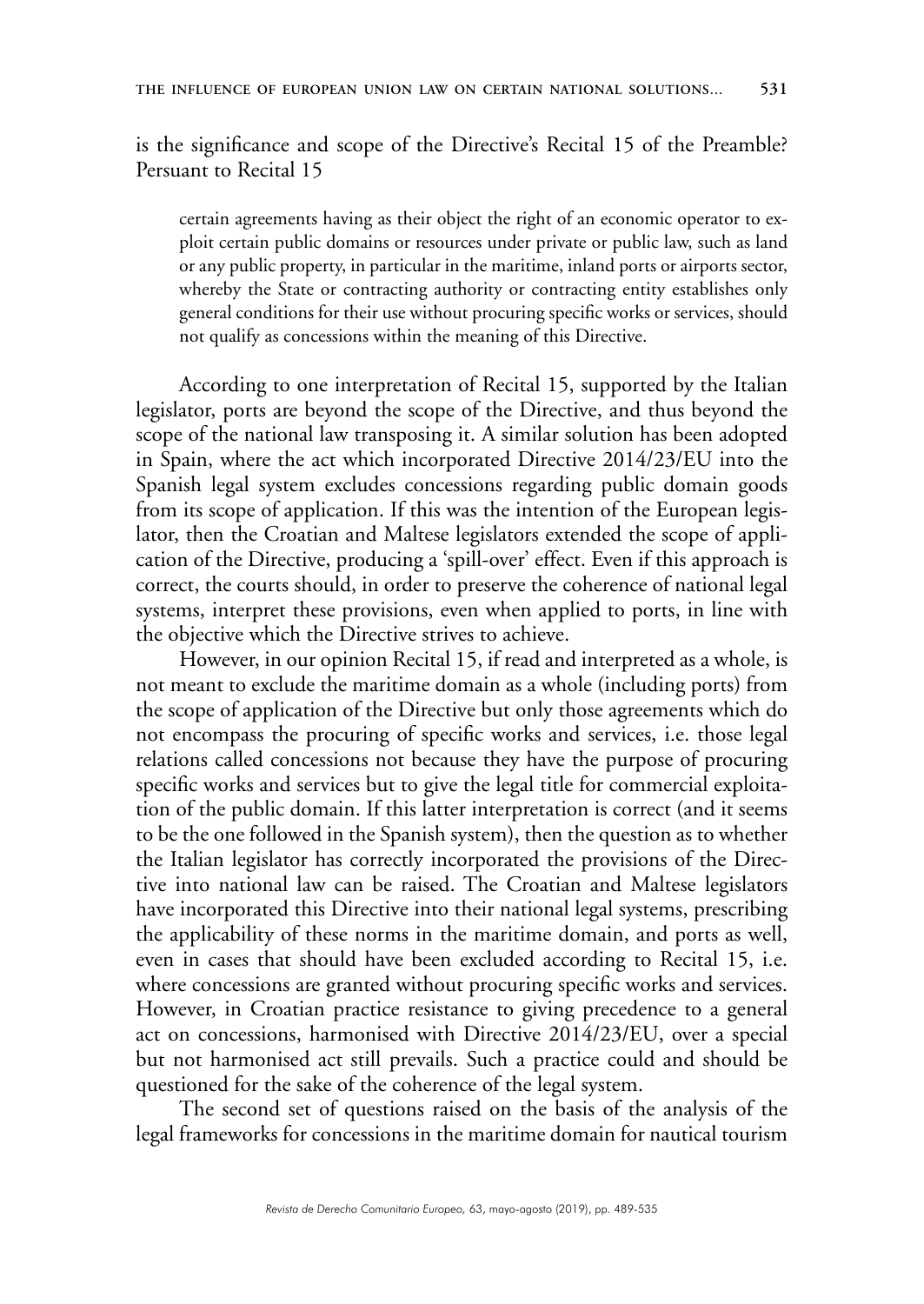is the significance and scope of the Directive's Recital 15 of the Preamble? Persuant to Recital 15

> certain agreements having as their object the right of an economic operator to exploit certain public domains or resources under private or public law, such as land or any public property, in particular in the maritime, inland ports or airports sector, whereby the State or contracting authority or contracting entity establishes only general conditions for their use without procuring specific works or services, should not qualify as concessions within the meaning of this Directive.

According to one interpretation of Recital 15, supported by the Italian legislator, ports are beyond the scope of the Directive, and thus beyond the scope of the national law transposing it. A similar solution has been adopted in Spain, where the act which incorporated Directive 2014/23/EU into the Spanish legal system excludes concessions regarding public domain goods from its scope of application. If this was the intention of the European legislator, then the Croatian and Maltese legislators extended the scope of application of the Directive, producing a 'spill-over' effect. Even if this approach is correct, the courts should, in order to preserve the coherence of national legal systems, interpret these provisions, even when applied to ports, in line with the objective which the Directive strives to achieve.

However, in our opinion Recital 15, if read and interpreted as a whole, is not meant to exclude the maritime domain as a whole (including ports) from the scope of application of the Directive but only those agreements which do not encompass the procuring of specific works and services, i.e. those legal relations called concessions not because they have the purpose of procuring specific works and services but to give the legal title for commercial exploitation of the public domain. If this latter interpretation is correct (and it seems to be the one followed in the Spanish system), then the question as to whether the Italian legislator has correctly incorporated the provisions of the Directive into national law can be raised. The Croatian and Maltese legislators have incorporated this Directive into their national legal systems, prescribing the applicability of these norms in the maritime domain, and ports as well, even in cases that should have been excluded according to Recital 15, i.e. where concessions are granted without procuring specific works and services. However, in Croatian practice resistance to giving precedence to a general act on concessions, harmonised with Directive 2014/23/EU, over a special but not harmonised act still prevails. Such a practice could and should be questioned for the sake of the coherence of the legal system.

The second set of questions raised on the basis of the analysis of the legal frameworks for concessions in the maritime domain for nautical tourism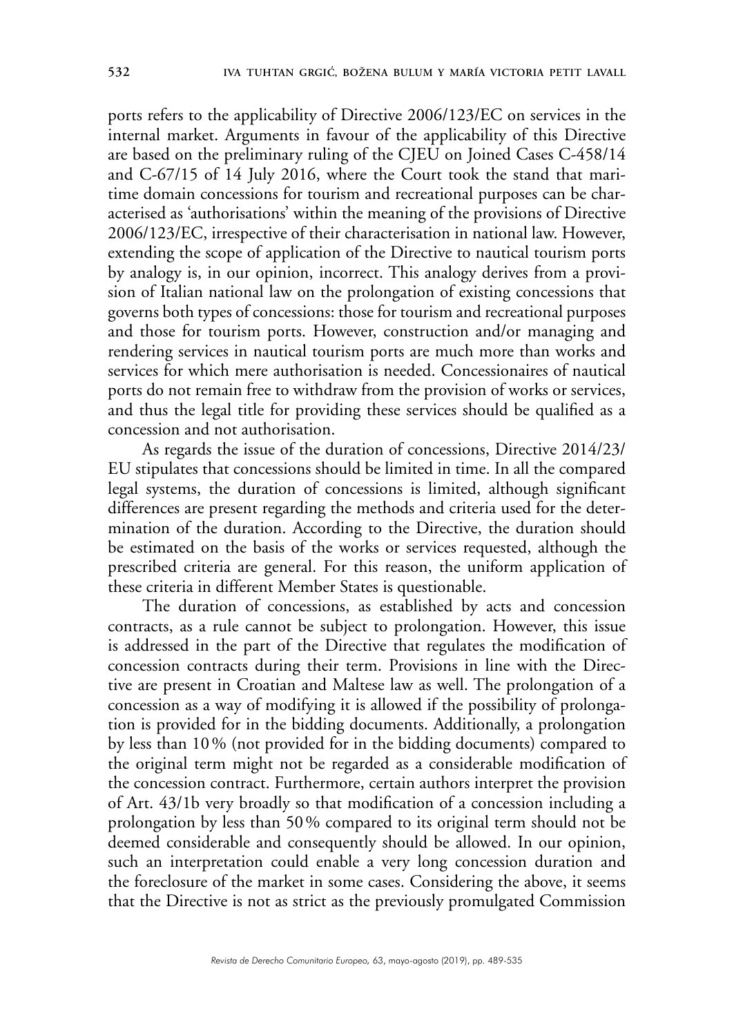ports refers to the applicability of Directive 2006/123/EC on services in the internal market. Arguments in favour of the applicability of this Directive are based on the preliminary ruling of the CJEU on Joined Cases C-458/14 and C-67/15 of 14 July 2016, where the Court took the stand that maritime domain concessions for tourism and recreational purposes can be characterised as 'authorisations' within the meaning of the provisions of Directive 2006/123/EC, irrespective of their characterisation in national law. However, extending the scope of application of the Directive to nautical tourism ports by analogy is, in our opinion, incorrect. This analogy derives from a provision of Italian national law on the prolongation of existing concessions that governs both types of concessions: those for tourism and recreational purposes and those for tourism ports. However, construction and/or managing and rendering services in nautical tourism ports are much more than works and services for which mere authorisation is needed. Concessionaires of nautical ports do not remain free to withdraw from the provision of works or services, and thus the legal title for providing these services should be qualified as a concession and not authorisation.

As regards the issue of the duration of concessions, Directive 2014/23/EU stipulates that concessions should be limited in time. In all the compared legal systems, the duration of concessions is limited, although significant differences are present regarding the methods and criteria used for the determination of the duration. According to the Directive, the duration should be estimated on the basis of the works or services requested, although the prescribed criteria are general. For this reason, the uniform application of these criteria in different Member States is questionable.

The duration of concessions, as established by acts and concession contracts, as a rule cannot be subject to prolongation. However, this issue is addressed in the part of the Directive that regulates the modification of concession contracts during their term. Provisions in line with the Directive are present in Croatian and Maltese law as well. The prolongation of a concession as a way of modifying it is allowed if the possibility of prolongation is provided for in the bidding documents. Additionally, a prolongation by less than 10 % (not provided for in the bidding documents) compared to the original term might not be regarded as a considerable modification of the concession contract. Furthermore, certain authors interpret the provision of Art. 43/1b very broadly so that modification of a concession including a prolongation by less than 50 % compared to its original term should not be deemed considerable and consequently should be allowed. In our opinion, such an interpretation could enable a very long concession duration and the foreclosure of the market in some cases. Considering the above, it seems that the Directive is not as strict as the previously promulgated Commission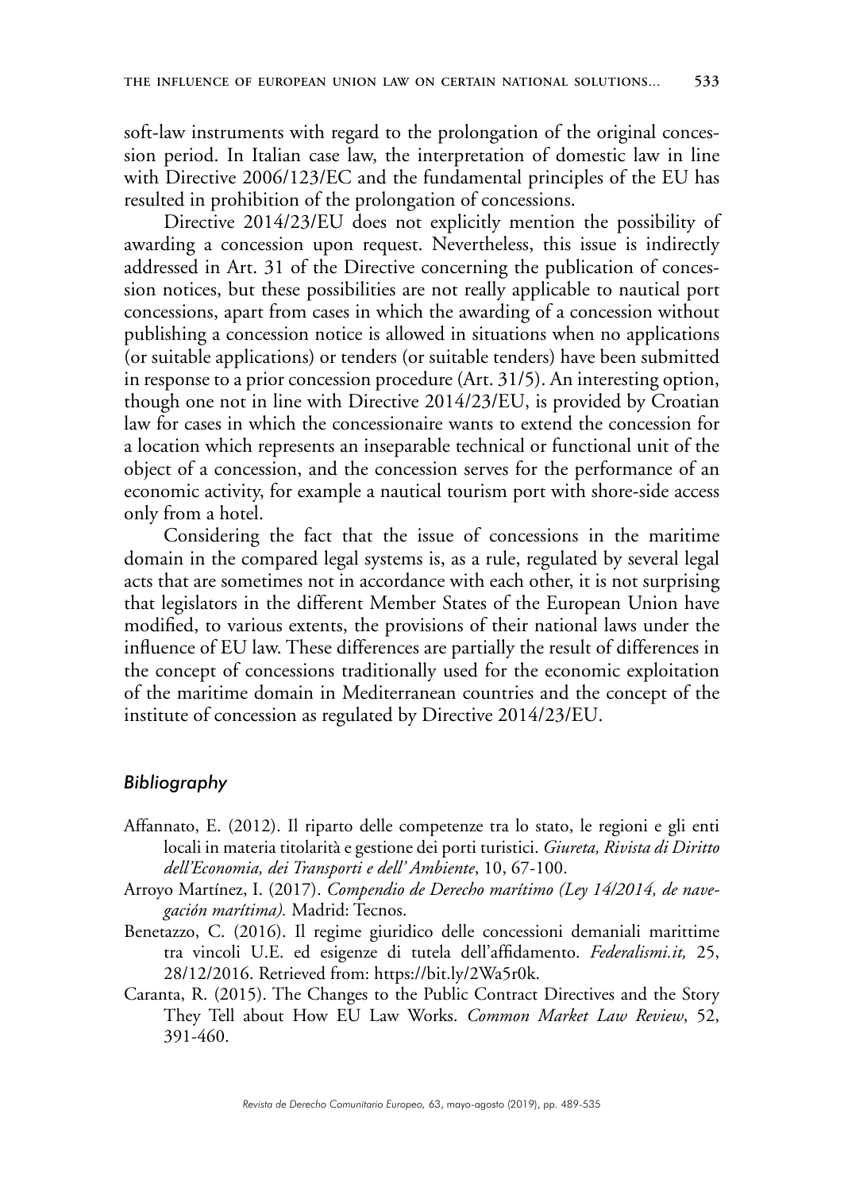soft-law instruments with regard to the prolongation of the original concession period. In Italian case law, the interpretation of domestic law in line with Directive 2006/123/EC and the fundamental principles of the EU has resulted in prohibition of the prolongation of concessions.

Directive 2014/23/EU does not explicitly mention the possibility of awarding a concession upon request. Nevertheless, this issue is indirectly addressed in Art. 31 of the Directive concerning the publication of concession notices, but these possibilities are not really applicable to nautical port concessions, apart from cases in which the awarding of a concession without publishing a concession notice is allowed in situations when no applications (or suitable applications) or tenders (or suitable tenders) have been submitted in response to a prior concession procedure (Art. 31/5). An interesting option, though one not in line with Directive 2014/23/EU, is provided by Croatian law for cases in which the concessionaire wants to extend the concession for a location which represents an inseparable technical or functional unit of the object of a concession, and the concession serves for the performance of an economic activity, for example a nautical tourism port with shore-side access only from a hotel.

Considering the fact that the issue of concessions in the maritime domain in the compared legal systems is, as a rule, regulated by several legal acts that are sometimes not in accordance with each other, it is not surprising that legislators in the different Member States of the European Union have modified, to various extents, the provisions of their national laws under the influence of EU law. These differences are partially the result of differences in the concept of concessions traditionally used for the economic exploitation of the maritime domain in Mediterranean countries and the concept of the institute of concession as regulated by Directive 2014/23/EU.

### *Bibliography*

Affannato, E. (2012). Il riparto delle competenze tra lo stato, le regioni e gli enti locali in materia titolarità e gestione dei porti turistici. *Giureta, Rivista di Diritto dell'Economia, dei Transporti e dell' Ambiente*, 10, 67-100.

Arroyo Martínez, I. (2017). *Compendio de Derecho marítimo (Ley 14/2014, de navegación marítima).* Madrid: Tecnos.

Benetazzo, C. (2016). Il regime giuridico delle concessioni demaniali marittime tra vincoli U.E. ed esigenze di tutela dell'affidamento. *Federalismi.it,* 25, 28/12/2016. Retrieved from: https://bit.ly/2Wa5r0k.

Caranta, R. (2015). The Changes to the Public Contract Directives and the Story They Tell about How EU Law Works. *Common Market Law Review*, 52, 391-460.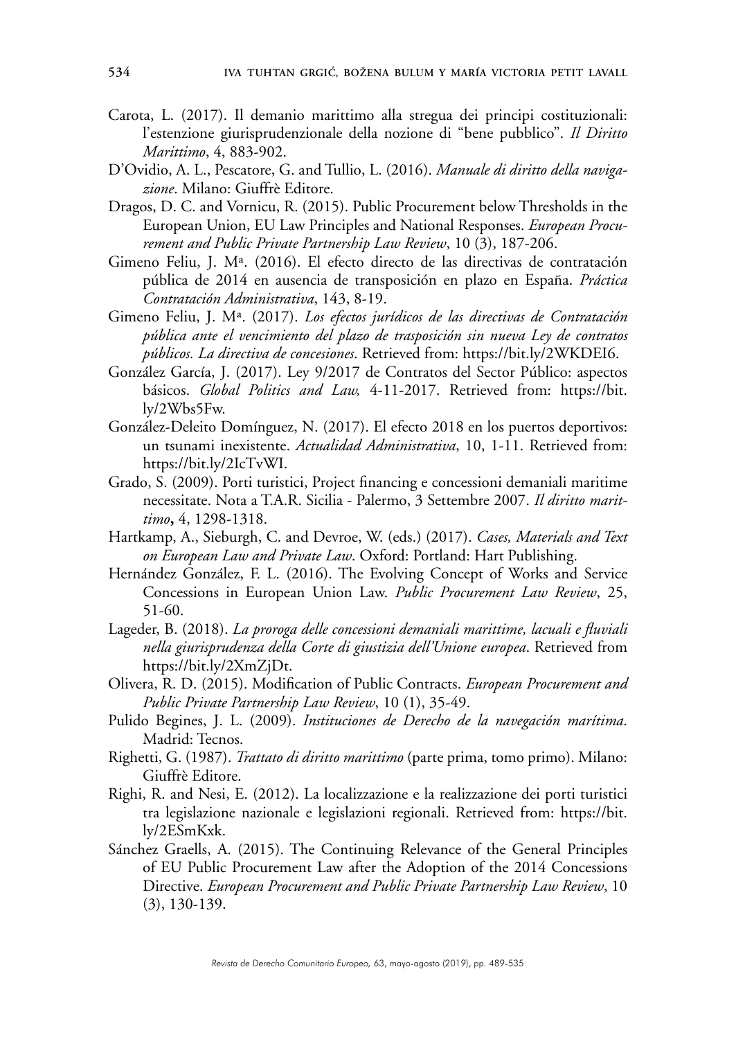Carota, L. (2017). Il demanio marittimo alla stregua dei principi costituzionali: l'estenzione giurisprudenzionale della nozione di "bene pubblico". *Il Diritto Marittimo*, 4, 883-902.

D'Ovidio, A. L., Pescatore, G. and Tullio, L. (2016). *Manuale di diritto della navigazione*. Milano: Giuffrè Editore.

Dragos, D. C. and Vornicu, R. (2015). Public Procurement below Thresholds in the European Union, EU Law Principles and National Responses. *European Procurement and Public Private Partnership Law Review*, 10 (3), 187-206.

Gimeno Feliu, J. Mª. (2016). El efecto directo de las directivas de contratación pública de 2014 en ausencia de transposición en plazo en España. *Práctica Contratación Administrativa*, 143, 8-19.

Gimeno Feliu, J. Mª. (2017). *Los efectos jurídicos de las directivas de Contratación pública ante el vencimiento del plazo de trasposición sin nueva Ley de contratos públicos. La directiva de concesiones*. Retrieved from: https://bit.ly/2WKDEI6.

González García, J. (2017). Ley 9/2017 de Contratos del Sector Público: aspectos básicos. *Global Politics and Law,* 4-11-2017. Retrieved from: https://bit.ly/2Wbs5Fw.

González-Deleito Domínguez, N. (2017). El efecto 2018 en los puertos deportivos: un tsunami inexistente. *Actualidad Administrativa*, 10, 1-11. Retrieved from: https://bit.ly/2IcTvWI.

Grado, S. (2009). Porti turistici, Project financing e concessioni demaniali maritime necessitate. Nota a T.A.R. Sicilia - Palermo, 3 Settembre 2007. *Il diritto marittimo***,** 4, 1298-1318.

Hartkamp, A., Sieburgh, C. and Devroe, W. (eds.) (2017). *Cases, Materials and Text on European Law and Private Law*. Oxford: Portland: Hart Publishing.

Hernández González, F. L. (2016). The Evolving Concept of Works and Service Concessions in European Union Law. *Public Procurement Law Review*, 25, 51-60.

Lageder, B. (2018). *La proroga delle concessioni demaniali marittime, lacuali e fluviali nella giurisprudenza della Corte di giustizia dell'Unione europea*. Retrieved from https://bit.ly/2XmZjDt.

Olivera, R. D. (2015). Modification of Public Contracts. *European Procurement and Public Private Partnership Law Review*, 10 (1), 35-49.

Pulido Begines, J. L. (2009). *Instituciones de Derecho de la navegación marítima*. Madrid: Tecnos.

Righetti, G. (1987). *Trattato di diritto marittimo* (parte prima, tomo primo). Milano: Giuffrè Editore.

Righi, R. and Nesi, E. (2012). La localizzazione e la realizzazione dei porti turistici tra legislazione nazionale e legislazioni regionali. Retrieved from: https://bit.ly/2ESmKxk.

Sánchez Graells, A. (2015). The Continuing Relevance of the General Principles of EU Public Procurement Law after the Adoption of the 2014 Concessions Directive. *European Procurement and Public Private Partnership Law Review*, 10 (3), 130-139.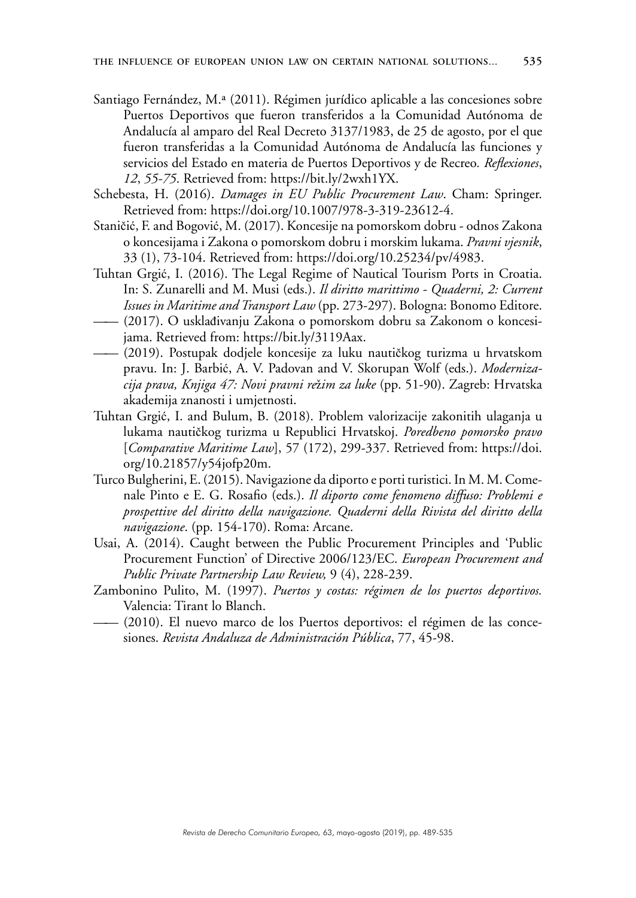Santiago Fernández, M.ª (2011). Régimen jurídico aplicable a las concesiones sobre Puertos Deportivos que fueron transferidos a la Comunidad Autónoma de Andalucía al amparo del Real Decreto 3137/1983, de 25 de agosto, por el que fueron transferidas a la Comunidad Autónoma de Andalucía las funciones y servicios del Estado en materia de Puertos Deportivos y de Recreo. *Reflexiones*, *12*, *55-75*. Retrieved from: https://bit.ly/2wxh1YX.

Schebesta, H. (2016). *Damages in EU Public Procurement Law*. Cham: Springer. Retrieved from: https://doi.org/10.1007/978-3-319-23612-4.

Staničić, F. and Bogović, M. (2017). Koncesije na pomorskom dobru - odnos Zakona o koncesijama i Zakona o pomorskom dobru i morskim lukama. *Pravni vjesnik*, 33 (1), 73-104. Retrieved from: https://doi.org/10.25234/pv/4983.

Tuhtan Grgić, I. (2016). The Legal Regime of Nautical Tourism Ports in Croatia. In: S. Zunarelli and M. Musi (eds.). *Il diritto marittimo - Quaderni, 2: Current Issues in Maritime and Transport Law* (pp. 273-297). Bologna: Bonomo Editore.

—— (2017). O usklađivanju Zakona o pomorskom dobru sa Zakonom o koncesijama. Retrieved from: https://bit.ly/3119Aax.

—— (2019). Postupak dodjele koncesije za luku nautičkog turizma u hrvatskom pravu. In: J. Barbić, A. V. Padovan and V. Skorupan Wolf (eds.). *Modernizacija prava, Knjiga 47: Novi pravni režim za luke* (pp. 51-90). Zagreb: Hrvatska akademija znanosti i umjetnosti.

Tuhtan Grgić, I. and Bulum, B. (2018). Problem valorizacije zakonitih ulaganja u lukama nautičkog turizma u Republici Hrvatskoj. *Poredbeno pomorsko pravo* [*Comparative Maritime Law*], 57 (172), 299-337. Retrieved from: https://doi.org/10.21857/y54jofp20m.

Turco Bulgherini, E. (2015). Navigazione da diporto e porti turistici. In M. M. Comenale Pinto e E. G. Rosafio (eds.). *Il diporto come fenomeno diffuso: Problemi e prospettive del diritto della navigazione. Quaderni della Rivista del diritto della navigazione*. (pp. 154-170). Roma: Arcane.

Usai, A. (2014). Caught between the Public Procurement Principles and 'Public Procurement Function' of Directive 2006/123/EC. *European Procurement and Public Private Partnership Law Review,* 9 (4), 228-239.

Zambonino Pulito, M. (1997). *Puertos y costas: régimen de los puertos deportivos.* Valencia: Tirant lo Blanch.

—— (2010). El nuevo marco de los Puertos deportivos: el régimen de las concesiones. *Revista Andaluza de Administración Pública*, 77, 45-98.